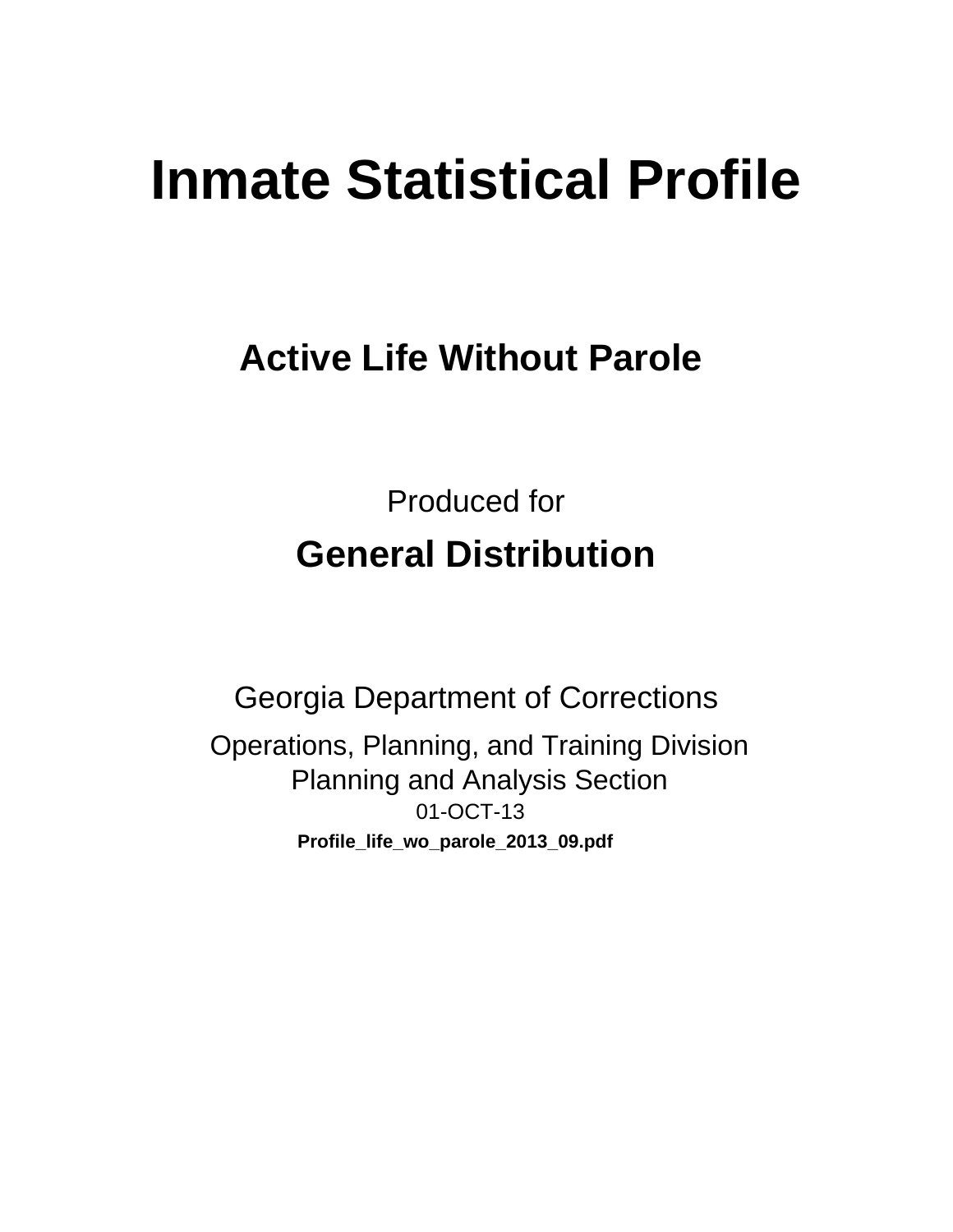# Inmate Statistical Profile

## Active Life Without Parole

Produced for

## General Distribution

Georgia Department of Corrections

Operations, Planning, and Training Division
Planning and Analysis Section
01-OCT-13

**Profile_life_wo_parole_2013_09.pdf**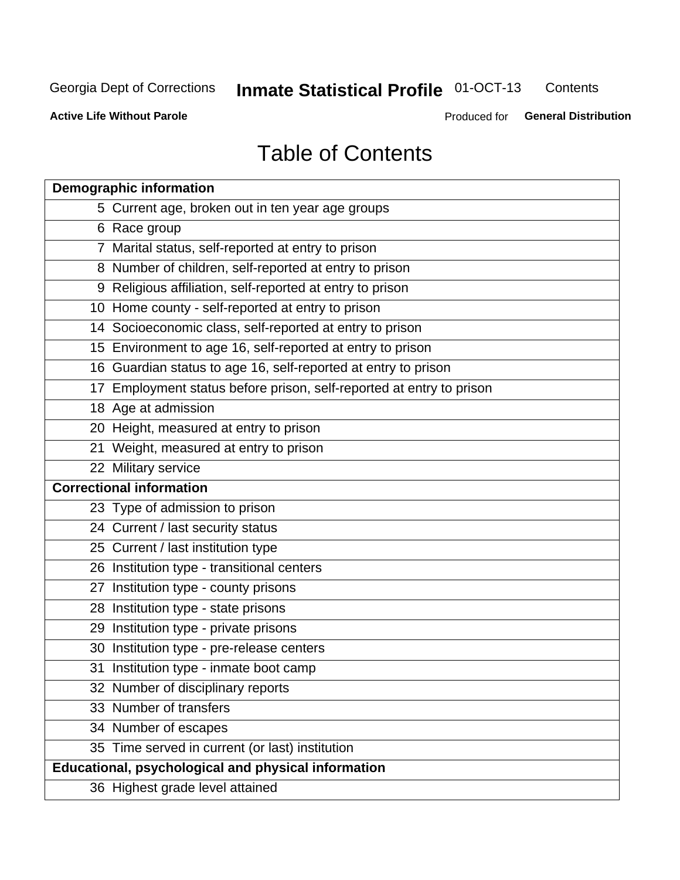# Table of Contents

| | |
|---|---|
| **Demographic information** | |
| 5 | Current age, broken out in ten year age groups |
| 6 | Race group |
| 7 | Marital status, self-reported at entry to prison |
| 8 | Number of children, self-reported at entry to prison |
| 9 | Religious affiliation, self-reported at entry to prison |
| 10 | Home county - self-reported at entry to prison |
| 14 | Socioeconomic class, self-reported at entry to prison |
| 15 | Environment to age 16, self-reported at entry to prison |
| 16 | Guardian status to age 16, self-reported at entry to prison |
| 17 | Employment status before prison, self-reported at entry to prison |
| 18 | Age at admission |
| 20 | Height, measured at entry to prison |
| 21 | Weight, measured at entry to prison |
| 22 | Military service |
| **Correctional information** | |
| 23 | Type of admission to prison |
| 24 | Current / last security status |
| 25 | Current / last institution type |
| 26 | Institution type - transitional centers |
| 27 | Institution type - county prisons |
| 28 | Institution type - state prisons |
| 29 | Institution type - private prisons |
| 30 | Institution type - pre-release centers |
| 31 | Institution type - inmate boot camp |
| 32 | Number of disciplinary reports |
| 33 | Number of transfers |
| 34 | Number of escapes |
| 35 | Time served in current (or last) institution |
| **Educational, psychological and physical information** | |
| 36 | Highest grade level attained |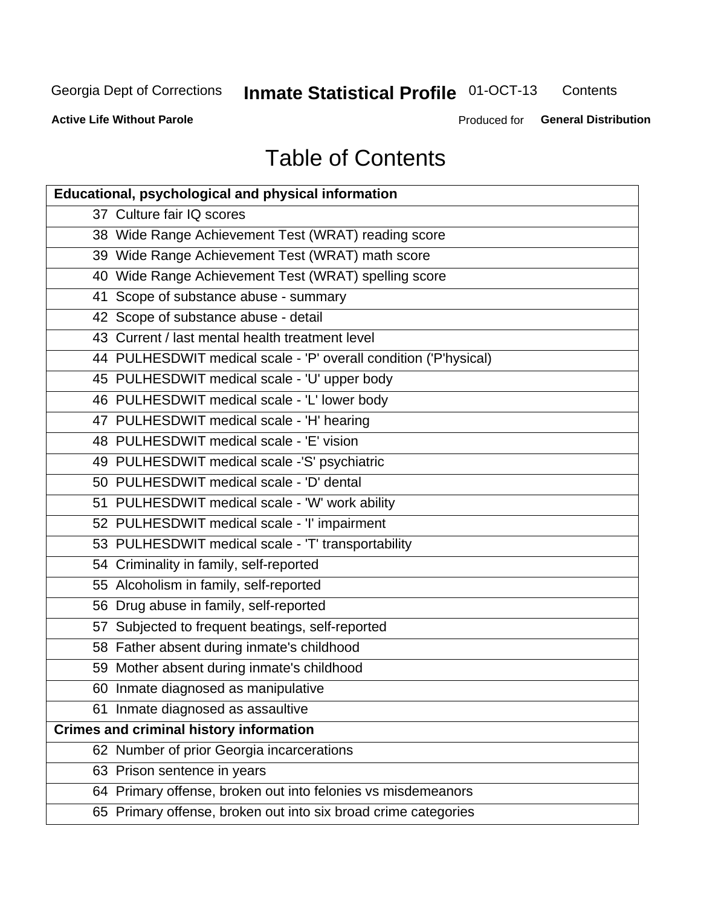# Table of Contents

| | |
|---|---|
| **Educational, psychological and physical information** | |
| 37 | Culture fair IQ scores |
| 38 | Wide Range Achievement Test (WRAT) reading score |
| 39 | Wide Range Achievement Test (WRAT) math score |
| 40 | Wide Range Achievement Test (WRAT) spelling score |
| 41 | Scope of substance abuse - summary |
| 42 | Scope of substance abuse - detail |
| 43 | Current / last mental health treatment level |
| 44 | PULHESDWIT medical scale - 'P' overall condition ('P'hysical) |
| 45 | PULHESDWIT medical scale - 'U' upper body |
| 46 | PULHESDWIT medical scale - 'L' lower body |
| 47 | PULHESDWIT medical scale - 'H' hearing |
| 48 | PULHESDWIT medical scale - 'E' vision |
| 49 | PULHESDWIT medical scale -'S' psychiatric |
| 50 | PULHESDWIT medical scale - 'D' dental |
| 51 | PULHESDWIT medical scale - 'W' work ability |
| 52 | PULHESDWIT medical scale - 'I' impairment |
| 53 | PULHESDWIT medical scale - 'T' transportability |
| 54 | Criminality in family, self-reported |
| 55 | Alcoholism in family, self-reported |
| 56 | Drug abuse in family, self-reported |
| 57 | Subjected to frequent beatings, self-reported |
| 58 | Father absent during inmate's childhood |
| 59 | Mother absent during inmate's childhood |
| 60 | Inmate diagnosed as manipulative |
| 61 | Inmate diagnosed as assaultive |
| **Crimes and criminal history information** | |
| 62 | Number of prior Georgia incarcerations |
| 63 | Prison sentence in years |
| 64 | Primary offense, broken out into felonies vs misdemeanors |
| 65 | Primary offense, broken out into six broad crime categories |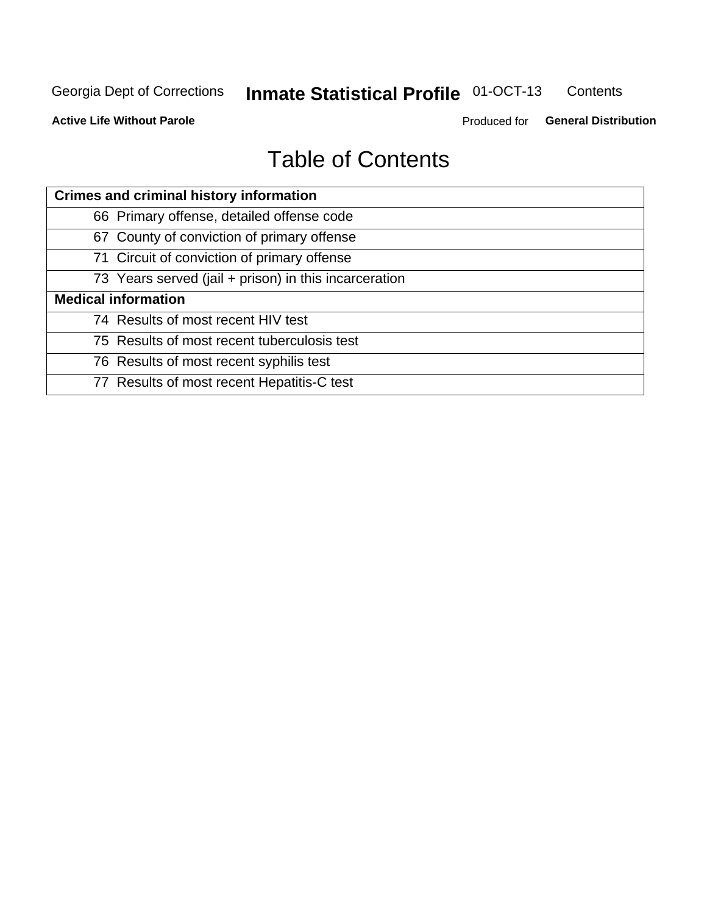# Table of Contents

| | |
|---|---|
| **Crimes and criminal history information** | |
| 66 | Primary offense, detailed offense code |
| 67 | County of conviction of primary offense |
| 71 | Circuit of conviction of primary offense |
| 73 | Years served (jail + prison) in this incarceration |
| **Medical information** | |
| 74 | Results of most recent HIV test |
| 75 | Results of most recent tuberculosis test |
| 76 | Results of most recent syphilis test |
| 77 | Results of most recent Hepatitis-C test |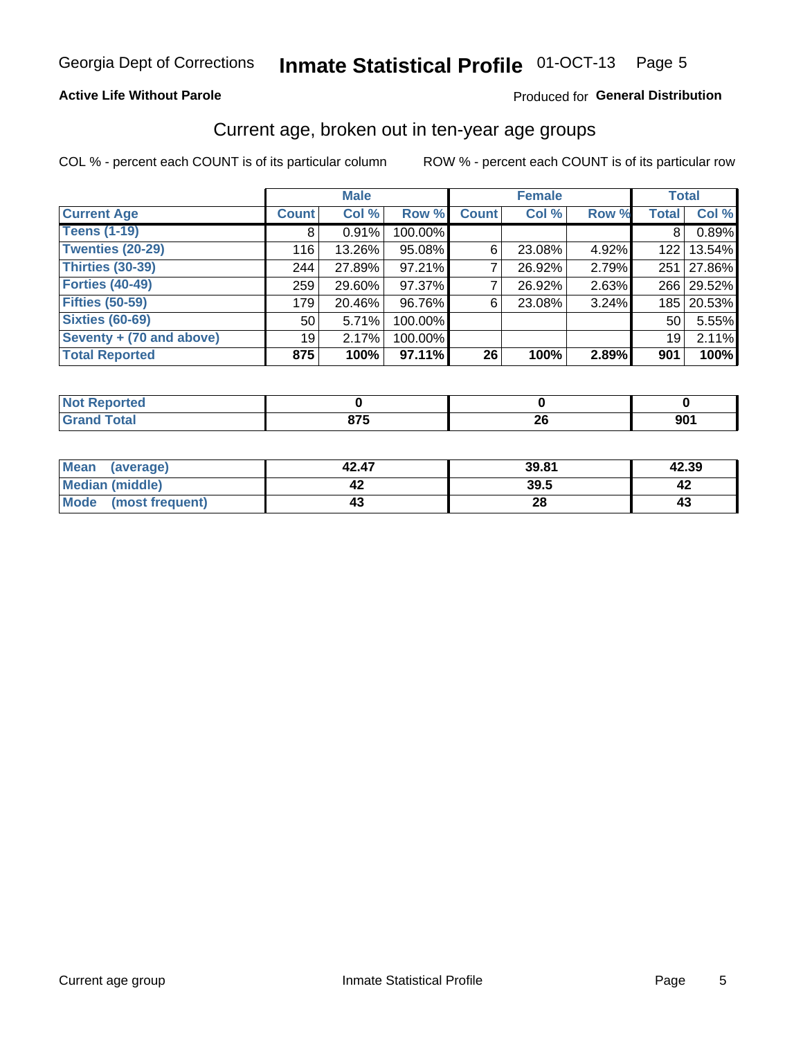Georgia Dept of Corrections **Inmate Statistical Profile** 01-OCT-13

**Active Life Without Parole**

Produced for **General Distribution**

## Current age, broken out in ten-year age groups

COL % - percent each COUNT is of its particular column ROW % - percent each COUNT is of its particular row

| | Male | | | Female | | | Total | |
|---|---|---|---|---|---|---|---|---|
| **Current Age** | **Count** | **Col %** | **Row %** | **Count** | **Col %** | **Row %** | **Total** | **Col %** |
| **Teens (1-19)** | 8 | 0.91% | 100.00% | | | | 8 | 0.89% |
| **Twenties (20-29)** | 116 | 13.26% | 95.08% | 6 | 23.08% | 4.92% | 122 | 13.54% |
| **Thirties (30-39)** | 244 | 27.89% | 97.21% | 7 | 26.92% | 2.79% | 251 | 27.86% |
| **Forties (40-49)** | 259 | 29.60% | 97.37% | 7 | 26.92% | 2.63% | 266 | 29.52% |
| **Fifties (50-59)** | 179 | 20.46% | 96.76% | 6 | 23.08% | 3.24% | 185 | 20.53% |
| **Sixties (60-69)** | 50 | 5.71% | 100.00% | | | | 50 | 5.55% |
| **Seventy + (70 and above)** | 19 | 2.17% | 100.00% | | | | 19 | 2.11% |
| **Total Reported** | **875** | **100%** | **97.11%** | **26** | **100%** | **2.89%** | **901** | **100%** |

| | Male | Female | Total |
|---|---|---|---|
| **Not Reported** | **0** | **0** | **0** |
| **Grand Total** | **875** | **26** | **901** |

| | Male | Female | Total |
|---|---|---|---|
| **Mean (average)** | **42.47** | **39.81** | **42.39** |
| **Median (middle)** | **42** | **39.5** | **42** |
| **Mode (most frequent)** | **43** | **28** | **43** |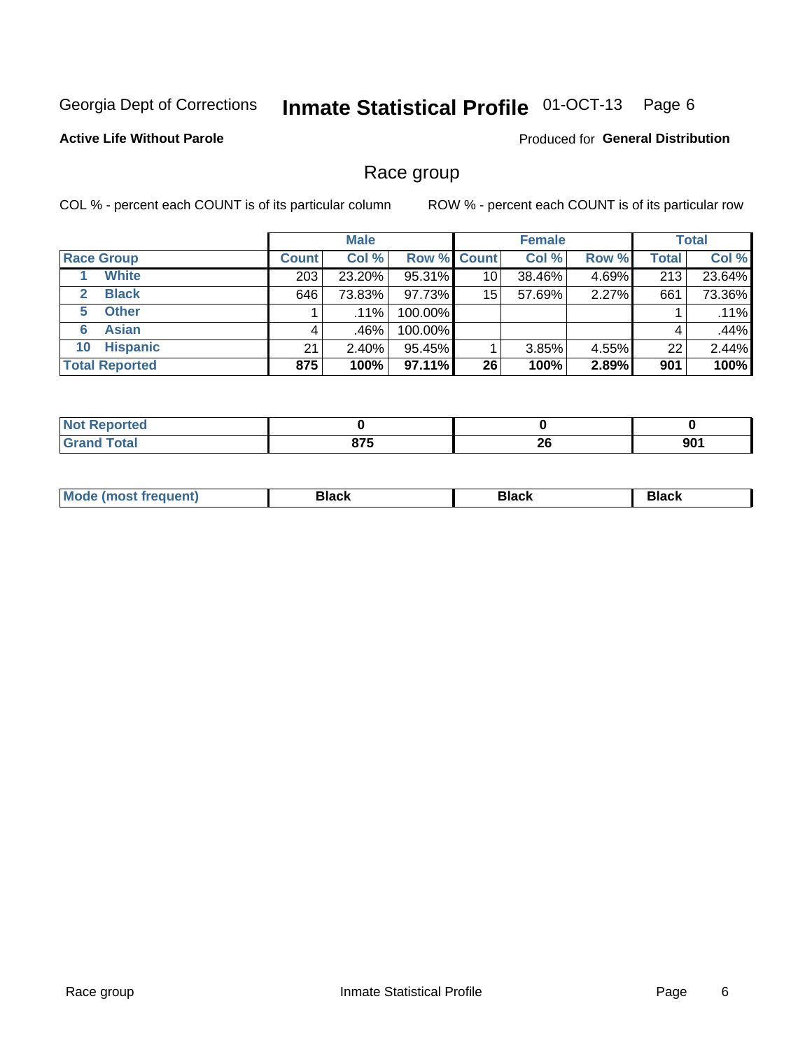Georgia Dept of Corrections **Inmate Statistical Profile** 01-OCT-13

**Active Life Without Parole**

Produced for **General Distribution**

## Race group

COL % - percent each COUNT is of its particular column

ROW % - percent each COUNT is of its particular row

| | Male | | | Female | | | Total | |
|---|---|---|---|---|---|---|---|---|
| **Race Group** | **Count** | **Col %** | **Row %** | **Count** | **Col %** | **Row %** | **Total** | **Col %** |
| 1 **White** | 203 | 23.20% | 95.31% | 10 | 38.46% | 4.69% | 213 | 23.64% |
| 2 **Black** | 646 | 73.83% | 97.73% | 15 | 57.69% | 2.27% | 661 | 73.36% |
| 5 **Other** | 1 | .11% | 100.00% | | | | 1 | .11% |
| 6 **Asian** | 4 | .46% | 100.00% | | | | 4 | .44% |
| 10 **Hispanic** | 21 | 2.40% | 95.45% | 1 | 3.85% | 4.55% | 22 | 2.44% |
| **Total Reported** | **875** | **100%** | **97.11%** | **26** | **100%** | **2.89%** | **901** | **100%** |

| | Male | Female | Total |
|---|---|---|---|
| **Not Reported** | **0** | **0** | **0** |
| **Grand Total** | **875** | **26** | **901** |

| | Male | Female | Total |
|---|---|---|---|
| **Mode (most frequent)** | **Black** | **Black** | **Black** |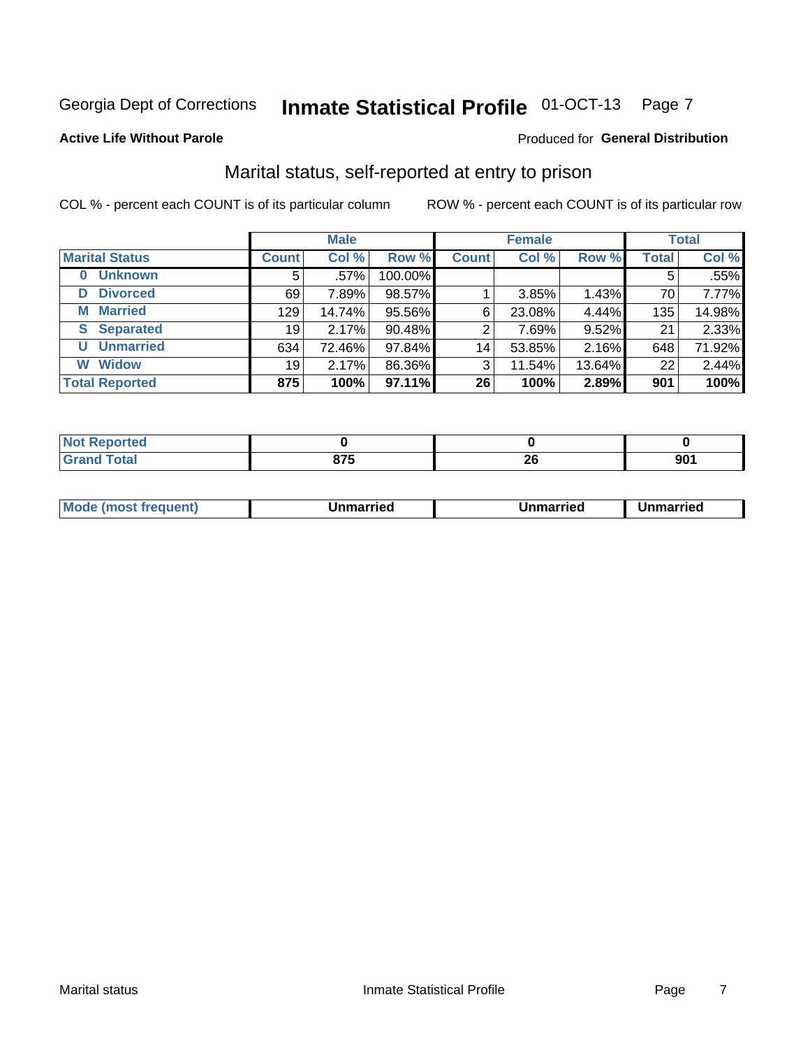Georgia Dept of Corrections **Inmate Statistical Profile** 01-OCT-13

**Active Life Without Parole**

Produced for **General Distribution**

## Marital status, self-reported at entry to prison

COL % - percent each COUNT is of its particular column

ROW % - percent each COUNT is of its particular row

| | Male | | | Female | | | Total | |
|---|---|---|---|---|---|---|---|---|
| **Marital Status** | **Count** | **Col %** | **Row %** | **Count** | **Col %** | **Row %** | **Total** | **Col %** |
| **0 Unknown** | 5 | .57% | 100.00% | | | | 5 | .55% |
| **D Divorced** | 69 | 7.89% | 98.57% | 1 | 3.85% | 1.43% | 70 | 7.77% |
| **M Married** | 129 | 14.74% | 95.56% | 6 | 23.08% | 4.44% | 135 | 14.98% |
| **S Separated** | 19 | 2.17% | 90.48% | 2 | 7.69% | 9.52% | 21 | 2.33% |
| **U Unmarried** | 634 | 72.46% | 97.84% | 14 | 53.85% | 2.16% | 648 | 71.92% |
| **W Widow** | 19 | 2.17% | 86.36% | 3 | 11.54% | 13.64% | 22 | 2.44% |
| **Total Reported** | **875** | **100%** | **97.11%** | **26** | **100%** | **2.89%** | **901** | **100%** |

| | Male | Female | Total |
|---|---|---|---|
| **Not Reported** | **0** | **0** | **0** |
| **Grand Total** | **875** | **26** | **901** |

| | Male | Female | Total |
|---|---|---|---|
| **Mode (most frequent)** | **Unmarried** | **Unmarried** | **Unmarried** |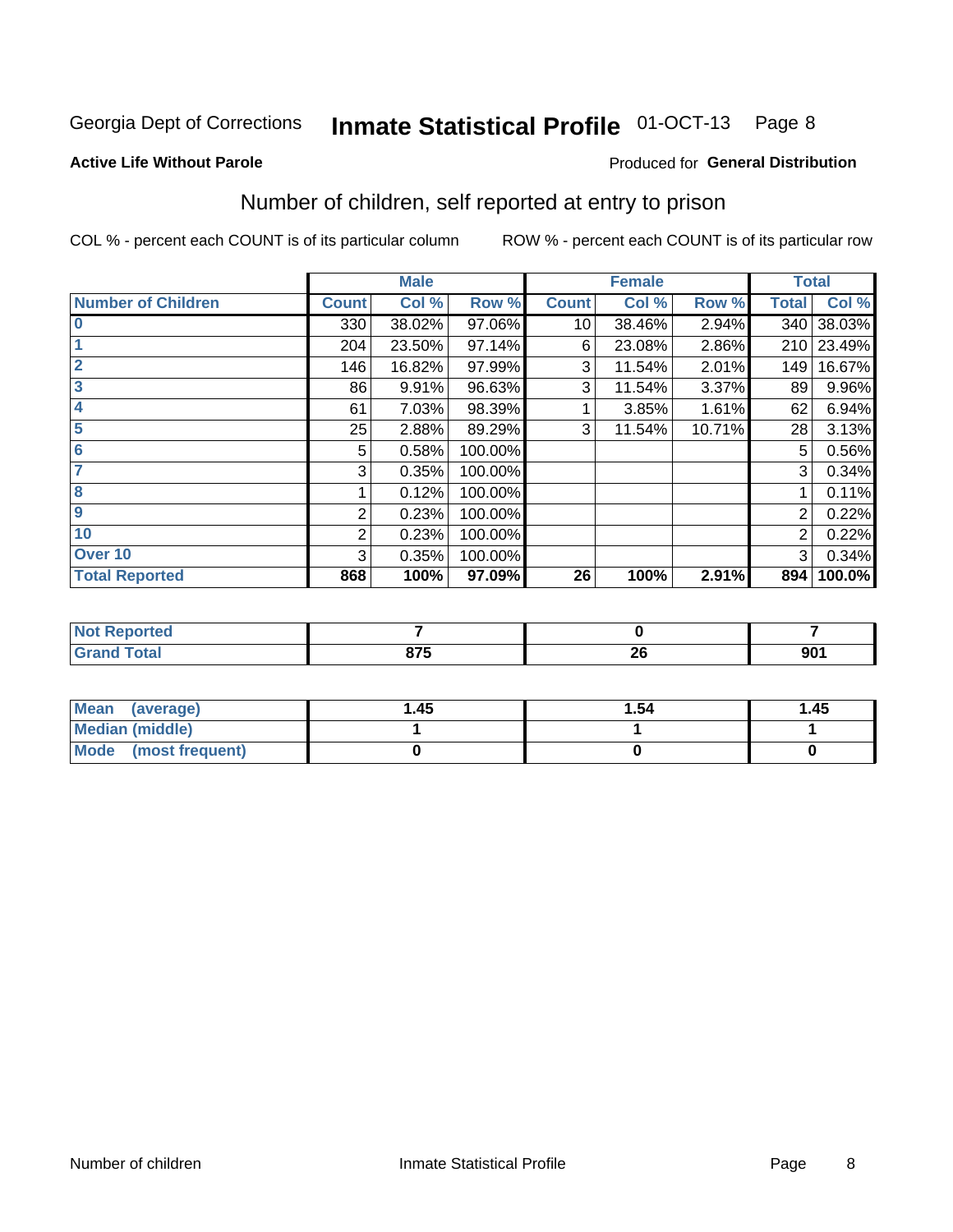Georgia Dept of Corrections **Inmate Statistical Profile** 01-OCT-13

**Active Life Without Parole**

Produced for **General Distribution**

## Number of children, self reported at entry to prison

COL % - percent each COUNT is of its particular column

ROW % - percent each COUNT is of its particular row

| | Male | | | Female | | | Total | |
|---|---|---|---|---|---|---|---|---|
| **Number of Children** | **Count** | **Col %** | **Row %** | **Count** | **Col %** | **Row %** | **Total** | **Col %** |
| 0 | 330 | 38.02% | 97.06% | 10 | 38.46% | 2.94% | 340 | 38.03% |
| 1 | 204 | 23.50% | 97.14% | 6 | 23.08% | 2.86% | 210 | 23.49% |
| 2 | 146 | 16.82% | 97.99% | 3 | 11.54% | 2.01% | 149 | 16.67% |
| 3 | 86 | 9.91% | 96.63% | 3 | 11.54% | 3.37% | 89 | 9.96% |
| 4 | 61 | 7.03% | 98.39% | 1 | 3.85% | 1.61% | 62 | 6.94% |
| 5 | 25 | 2.88% | 89.29% | 3 | 11.54% | 10.71% | 28 | 3.13% |
| 6 | 5 | 0.58% | 100.00% | | | | 5 | 0.56% |
| 7 | 3 | 0.35% | 100.00% | | | | 3 | 0.34% |
| 8 | 1 | 0.12% | 100.00% | | | | 1 | 0.11% |
| 9 | 2 | 0.23% | 100.00% | | | | 2 | 0.22% |
| 10 | 2 | 0.23% | 100.00% | | | | 2 | 0.22% |
| Over 10 | 3 | 0.35% | 100.00% | | | | 3 | 0.34% |
| **Total Reported** | **868** | **100%** | **97.09%** | **26** | **100%** | **2.91%** | **894** | **100.0%** |

| | Male | Female | Total |
|---|---|---|---|
| **Not Reported** | **7** | **0** | **7** |
| **Grand Total** | **875** | **26** | **901** |

| | Male | Female | Total |
|---|---|---|---|
| **Mean (average)** | **1.45** | **1.54** | **1.45** |
| **Median (middle)** | **1** | **1** | **1** |
| **Mode (most frequent)** | **0** | **0** | **0** |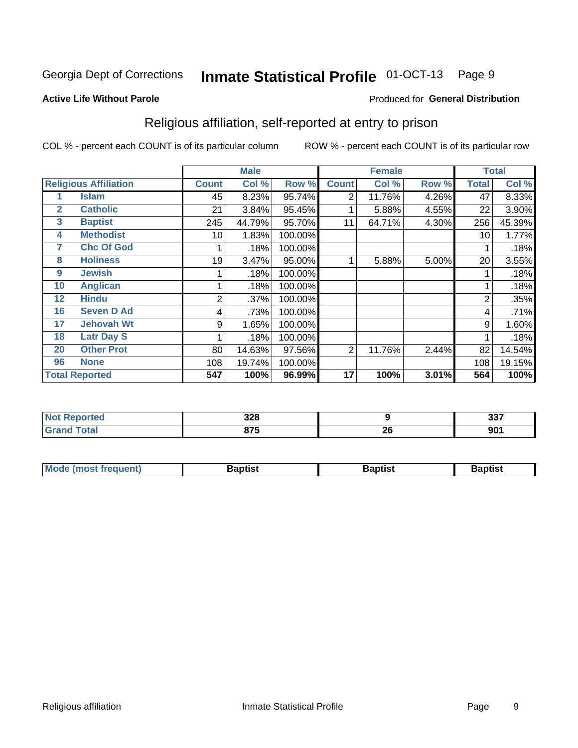Georgia Dept of Corrections **Inmate Statistical Profile** 01-OCT-13

**Active Life Without Parole**

Produced for **General Distribution**

## Religious affiliation, self-reported at entry to prison

COL % - percent each COUNT is of its particular column    ROW % - percent each COUNT is of its particular row

| Religious Affiliation | | Male | | | Female | | | Total | |
|---|---|---|---|---|---|---|---|---|---|
| | | Count | Col % | Row % | Count | Col % | Row % | Total | Col % |
| 1 | Islam | 45 | 8.23% | 95.74% | 2 | 11.76% | 4.26% | 47 | 8.33% |
| 2 | Catholic | 21 | 3.84% | 95.45% | 1 | 5.88% | 4.55% | 22 | 3.90% |
| 3 | Baptist | 245 | 44.79% | 95.70% | 11 | 64.71% | 4.30% | 256 | 45.39% |
| 4 | Methodist | 10 | 1.83% | 100.00% | | | | 10 | 1.77% |
| 7 | Chc Of God | 1 | .18% | 100.00% | | | | 1 | .18% |
| 8 | Holiness | 19 | 3.47% | 95.00% | 1 | 5.88% | 5.00% | 20 | 3.55% |
| 9 | Jewish | 1 | .18% | 100.00% | | | | 1 | .18% |
| 10 | Anglican | 1 | .18% | 100.00% | | | | 1 | .18% |
| 12 | Hindu | 2 | .37% | 100.00% | | | | 2 | .35% |
| 16 | Seven D Ad | 4 | .73% | 100.00% | | | | 4 | .71% |
| 17 | Jehovah Wt | 9 | 1.65% | 100.00% | | | | 9 | 1.60% |
| 18 | Latr Day S | 1 | .18% | 100.00% | | | | 1 | .18% |
| 20 | Other Prot | 80 | 14.63% | 97.56% | 2 | 11.76% | 2.44% | 82 | 14.54% |
| 96 | None | 108 | 19.74% | 100.00% | | | | 108 | 19.15% |
| **Total Reported** | | **547** | **100%** | **96.99%** | **17** | **100%** | **3.01%** | **564** | **100%** |

| | Male | Female | Total |
|---|---|---|---|
| Not Reported | 328 | 9 | 337 |
| Grand Total | 875 | 26 | 901 |

| | Male | Female | Total |
|---|---|---|---|
| Mode (most frequent) | Baptist | Baptist | Baptist |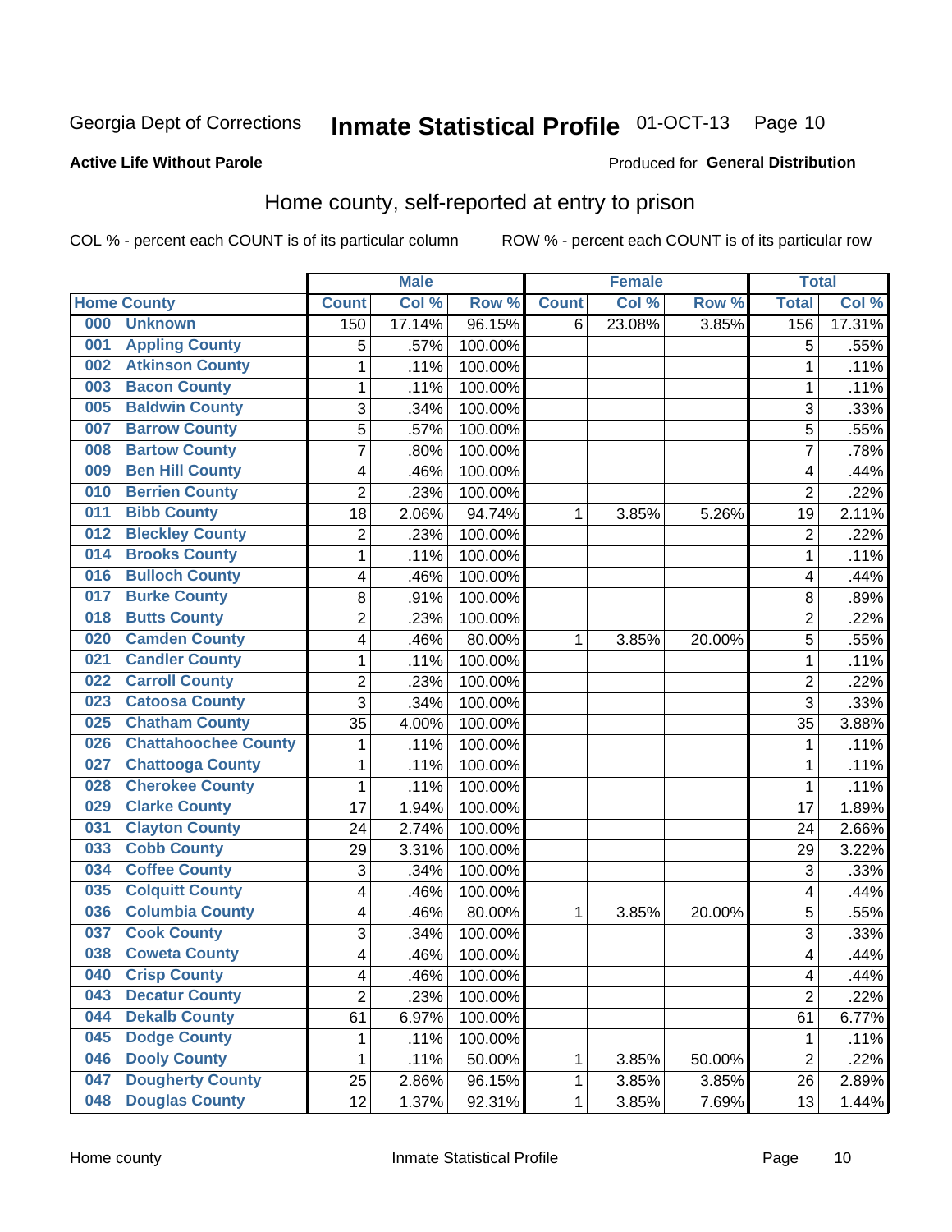Georgia Dept of Corrections **Inmate Statistical Profile** 01-OCT-13

**Active Life Without Parole**

Produced for **General Distribution**

## Home county, self-reported at entry to prison

COL % - percent each COUNT is of its particular column ROW % - percent each COUNT is of its particular row

| | | Male | | | Female | | | Total | |
|---|---|---|---|---|---|---|---|---|---|
| Home County | | Count | Col % | Row % | Count | Col % | Row % | Total | Col % |
| 000 | Unknown | 150 | 17.14% | 96.15% | 6 | 23.08% | 3.85% | 156 | 17.31% |
| 001 | Appling County | 5 | .57% | 100.00% | | | | 5 | .55% |
| 002 | Atkinson County | 1 | .11% | 100.00% | | | | 1 | .11% |
| 003 | Bacon County | 1 | .11% | 100.00% | | | | 1 | .11% |
| 005 | Baldwin County | 3 | .34% | 100.00% | | | | 3 | .33% |
| 007 | Barrow County | 5 | .57% | 100.00% | | | | 5 | .55% |
| 008 | Bartow County | 7 | .80% | 100.00% | | | | 7 | .78% |
| 009 | Ben Hill County | 4 | .46% | 100.00% | | | | 4 | .44% |
| 010 | Berrien County | 2 | .23% | 100.00% | | | | 2 | .22% |
| 011 | Bibb County | 18 | 2.06% | 94.74% | 1 | 3.85% | 5.26% | 19 | 2.11% |
| 012 | Bleckley County | 2 | .23% | 100.00% | | | | 2 | .22% |
| 014 | Brooks County | 1 | .11% | 100.00% | | | | 1 | .11% |
| 016 | Bulloch County | 4 | .46% | 100.00% | | | | 4 | .44% |
| 017 | Burke County | 8 | .91% | 100.00% | | | | 8 | .89% |
| 018 | Butts County | 2 | .23% | 100.00% | | | | 2 | .22% |
| 020 | Camden County | 4 | .46% | 80.00% | 1 | 3.85% | 20.00% | 5 | .55% |
| 021 | Candler County | 1 | .11% | 100.00% | | | | 1 | .11% |
| 022 | Carroll County | 2 | .23% | 100.00% | | | | 2 | .22% |
| 023 | Catoosa County | 3 | .34% | 100.00% | | | | 3 | .33% |
| 025 | Chatham County | 35 | 4.00% | 100.00% | | | | 35 | 3.88% |
| 026 | Chattahoochee County | 1 | .11% | 100.00% | | | | 1 | .11% |
| 027 | Chattooga County | 1 | .11% | 100.00% | | | | 1 | .11% |
| 028 | Cherokee County | 1 | .11% | 100.00% | | | | 1 | .11% |
| 029 | Clarke County | 17 | 1.94% | 100.00% | | | | 17 | 1.89% |
| 031 | Clayton County | 24 | 2.74% | 100.00% | | | | 24 | 2.66% |
| 033 | Cobb County | 29 | 3.31% | 100.00% | | | | 29 | 3.22% |
| 034 | Coffee County | 3 | .34% | 100.00% | | | | 3 | .33% |
| 035 | Colquitt County | 4 | .46% | 100.00% | | | | 4 | .44% |
| 036 | Columbia County | 4 | .46% | 80.00% | 1 | 3.85% | 20.00% | 5 | .55% |
| 037 | Cook County | 3 | .34% | 100.00% | | | | 3 | .33% |
| 038 | Coweta County | 4 | .46% | 100.00% | | | | 4 | .44% |
| 040 | Crisp County | 4 | .46% | 100.00% | | | | 4 | .44% |
| 043 | Decatur County | 2 | .23% | 100.00% | | | | 2 | .22% |
| 044 | Dekalb County | 61 | 6.97% | 100.00% | | | | 61 | 6.77% |
| 045 | Dodge County | 1 | .11% | 100.00% | | | | 1 | .11% |
| 046 | Dooly County | 1 | .11% | 50.00% | 1 | 3.85% | 50.00% | 2 | .22% |
| 047 | Dougherty County | 25 | 2.86% | 96.15% | 1 | 3.85% | 3.85% | 26 | 2.89% |
| 048 | Douglas County | 12 | 1.37% | 92.31% | 1 | 3.85% | 7.69% | 13 | 1.44% |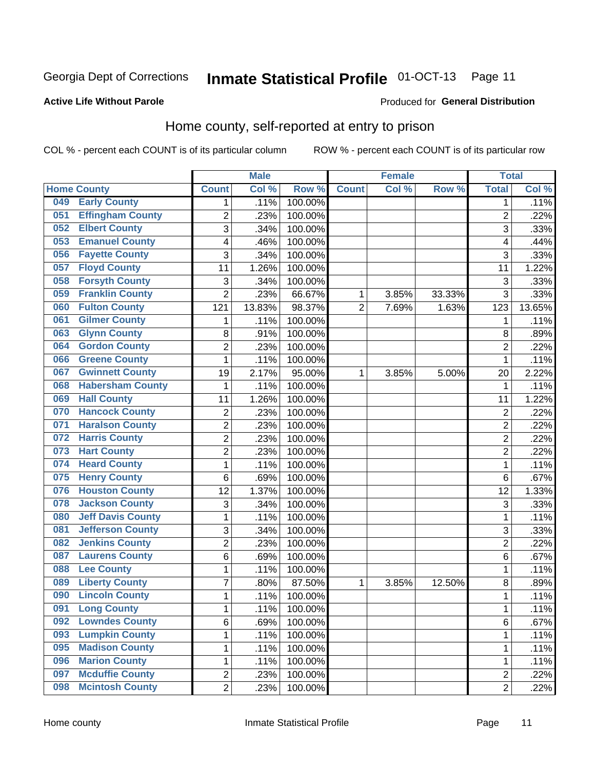Georgia Dept of Corrections **Inmate Statistical Profile** 01-OCT-13

**Active Life Without Parole**

Produced for **General Distribution**

## Home county, self-reported at entry to prison

COL % - percent each COUNT is of its particular column    ROW % - percent each COUNT is of its particular row

| Home County | | Male | | | Female | | | Total | |
|---|---|---|---|---|---|---|---|---|---|
| | | Count | Col % | Row % | Count | Col % | Row % | Total | Col % |
| 049 | Early County | 1 | .11% | 100.00% | | | | 1 | .11% |
| 051 | Effingham County | 2 | .23% | 100.00% | | | | 2 | .22% |
| 052 | Elbert County | 3 | .34% | 100.00% | | | | 3 | .33% |
| 053 | Emanuel County | 4 | .46% | 100.00% | | | | 4 | .44% |
| 056 | Fayette County | 3 | .34% | 100.00% | | | | 3 | .33% |
| 057 | Floyd County | 11 | 1.26% | 100.00% | | | | 11 | 1.22% |
| 058 | Forsyth County | 3 | .34% | 100.00% | | | | 3 | .33% |
| 059 | Franklin County | 2 | .23% | 66.67% | 1 | 3.85% | 33.33% | 3 | .33% |
| 060 | Fulton County | 121 | 13.83% | 98.37% | 2 | 7.69% | 1.63% | 123 | 13.65% |
| 061 | Gilmer County | 1 | .11% | 100.00% | | | | 1 | .11% |
| 063 | Glynn County | 8 | .91% | 100.00% | | | | 8 | .89% |
| 064 | Gordon County | 2 | .23% | 100.00% | | | | 2 | .22% |
| 066 | Greene County | 1 | .11% | 100.00% | | | | 1 | .11% |
| 067 | Gwinnett County | 19 | 2.17% | 95.00% | 1 | 3.85% | 5.00% | 20 | 2.22% |
| 068 | Habersham County | 1 | .11% | 100.00% | | | | 1 | .11% |
| 069 | Hall County | 11 | 1.26% | 100.00% | | | | 11 | 1.22% |
| 070 | Hancock County | 2 | .23% | 100.00% | | | | 2 | .22% |
| 071 | Haralson County | 2 | .23% | 100.00% | | | | 2 | .22% |
| 072 | Harris County | 2 | .23% | 100.00% | | | | 2 | .22% |
| 073 | Hart County | 2 | .23% | 100.00% | | | | 2 | .22% |
| 074 | Heard County | 1 | .11% | 100.00% | | | | 1 | .11% |
| 075 | Henry County | 6 | .69% | 100.00% | | | | 6 | .67% |
| 076 | Houston County | 12 | 1.37% | 100.00% | | | | 12 | 1.33% |
| 078 | Jackson County | 3 | .34% | 100.00% | | | | 3 | .33% |
| 080 | Jeff Davis County | 1 | .11% | 100.00% | | | | 1 | .11% |
| 081 | Jefferson County | 3 | .34% | 100.00% | | | | 3 | .33% |
| 082 | Jenkins County | 2 | .23% | 100.00% | | | | 2 | .22% |
| 087 | Laurens County | 6 | .69% | 100.00% | | | | 6 | .67% |
| 088 | Lee County | 1 | .11% | 100.00% | | | | 1 | .11% |
| 089 | Liberty County | 7 | .80% | 87.50% | 1 | 3.85% | 12.50% | 8 | .89% |
| 090 | Lincoln County | 1 | .11% | 100.00% | | | | 1 | .11% |
| 091 | Long County | 1 | .11% | 100.00% | | | | 1 | .11% |
| 092 | Lowndes County | 6 | .69% | 100.00% | | | | 6 | .67% |
| 093 | Lumpkin County | 1 | .11% | 100.00% | | | | 1 | .11% |
| 095 | Madison County | 1 | .11% | 100.00% | | | | 1 | .11% |
| 096 | Marion County | 1 | .11% | 100.00% | | | | 1 | .11% |
| 097 | Mcduffie County | 2 | .23% | 100.00% | | | | 2 | .22% |
| 098 | Mcintosh County | 2 | .23% | 100.00% | | | | 2 | .22% |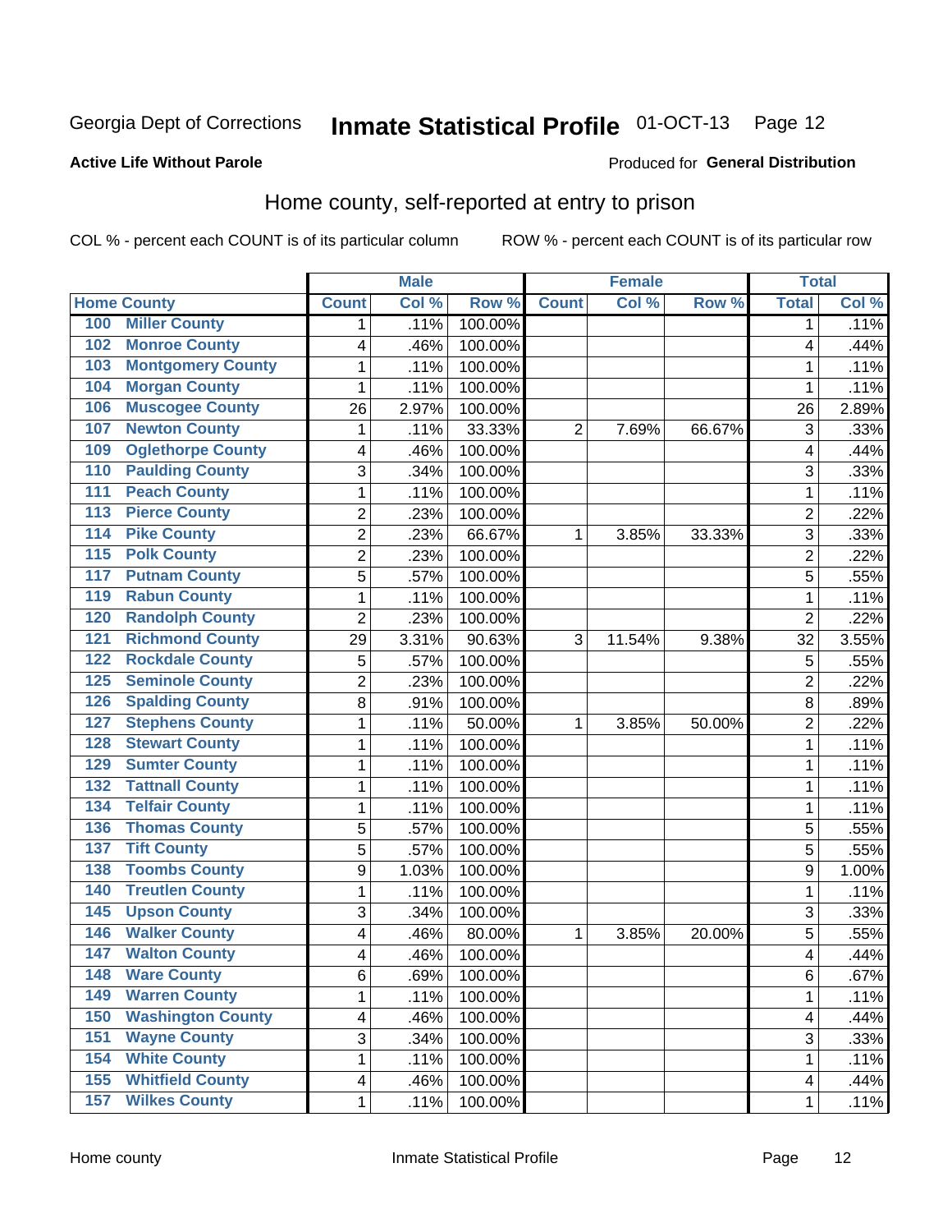Georgia Dept of Corrections **Inmate Statistical Profile** 01-OCT-13

**Active Life Without Parole**

Produced for **General Distribution**

## Home county, self-reported at entry to prison

COL % - percent each COUNT is of its particular column ROW % - percent each COUNT is of its particular row

| Home County | | Male | | | Female | | | Total | |
|---|---|---|---|---|---|---|---|---|---|
| | | Count | Col % | Row % | Count | Col % | Row % | Total | Col % |
| 100 | Miller County | 1 | .11% | 100.00% | | | | 1 | .11% |
| 102 | Monroe County | 4 | .46% | 100.00% | | | | 4 | .44% |
| 103 | Montgomery County | 1 | .11% | 100.00% | | | | 1 | .11% |
| 104 | Morgan County | 1 | .11% | 100.00% | | | | 1 | .11% |
| 106 | Muscogee County | 26 | 2.97% | 100.00% | | | | 26 | 2.89% |
| 107 | Newton County | 1 | .11% | 33.33% | 2 | 7.69% | 66.67% | 3 | .33% |
| 109 | Oglethorpe County | 4 | .46% | 100.00% | | | | 4 | .44% |
| 110 | Paulding County | 3 | .34% | 100.00% | | | | 3 | .33% |
| 111 | Peach County | 1 | .11% | 100.00% | | | | 1 | .11% |
| 113 | Pierce County | 2 | .23% | 100.00% | | | | 2 | .22% |
| 114 | Pike County | 2 | .23% | 66.67% | 1 | 3.85% | 33.33% | 3 | .33% |
| 115 | Polk County | 2 | .23% | 100.00% | | | | 2 | .22% |
| 117 | Putnam County | 5 | .57% | 100.00% | | | | 5 | .55% |
| 119 | Rabun County | 1 | .11% | 100.00% | | | | 1 | .11% |
| 120 | Randolph County | 2 | .23% | 100.00% | | | | 2 | .22% |
| 121 | Richmond County | 29 | 3.31% | 90.63% | 3 | 11.54% | 9.38% | 32 | 3.55% |
| 122 | Rockdale County | 5 | .57% | 100.00% | | | | 5 | .55% |
| 125 | Seminole County | 2 | .23% | 100.00% | | | | 2 | .22% |
| 126 | Spalding County | 8 | .91% | 100.00% | | | | 8 | .89% |
| 127 | Stephens County | 1 | .11% | 50.00% | 1 | 3.85% | 50.00% | 2 | .22% |
| 128 | Stewart County | 1 | .11% | 100.00% | | | | 1 | .11% |
| 129 | Sumter County | 1 | .11% | 100.00% | | | | 1 | .11% |
| 132 | Tattnall County | 1 | .11% | 100.00% | | | | 1 | .11% |
| 134 | Telfair County | 1 | .11% | 100.00% | | | | 1 | .11% |
| 136 | Thomas County | 5 | .57% | 100.00% | | | | 5 | .55% |
| 137 | Tift County | 5 | .57% | 100.00% | | | | 5 | .55% |
| 138 | Toombs County | 9 | 1.03% | 100.00% | | | | 9 | 1.00% |
| 140 | Treutlen County | 1 | .11% | 100.00% | | | | 1 | .11% |
| 145 | Upson County | 3 | .34% | 100.00% | | | | 3 | .33% |
| 146 | Walker County | 4 | .46% | 80.00% | 1 | 3.85% | 20.00% | 5 | .55% |
| 147 | Walton County | 4 | .46% | 100.00% | | | | 4 | .44% |
| 148 | Ware County | 6 | .69% | 100.00% | | | | 6 | .67% |
| 149 | Warren County | 1 | .11% | 100.00% | | | | 1 | .11% |
| 150 | Washington County | 4 | .46% | 100.00% | | | | 4 | .44% |
| 151 | Wayne County | 3 | .34% | 100.00% | | | | 3 | .33% |
| 154 | White County | 1 | .11% | 100.00% | | | | 1 | .11% |
| 155 | Whitfield County | 4 | .46% | 100.00% | | | | 4 | .44% |
| 157 | Wilkes County | 1 | .11% | 100.00% | | | | 1 | .11% |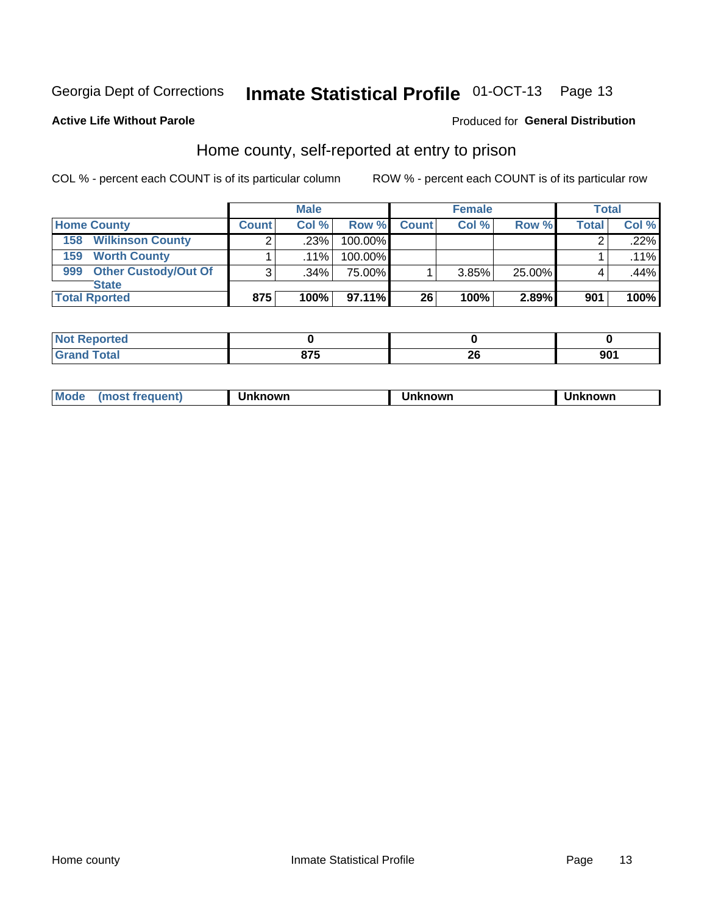Georgia Dept of Corrections **Inmate Statistical Profile** 01-OCT-13 Page 13

**Active Life Without Parole**

Produced for **General Distribution**

## Home county, self-reported at entry to prison

COL % - percent each COUNT is of its particular column ROW % - percent each COUNT is of its particular row

| | Male | | | Female | | | Total | |
|---|---|---|---|---|---|---|---|---|
| **Home County** | **Count** | **Col %** | **Row %** | **Count** | **Col %** | **Row %** | **Total** | **Col %** |
| **158 Wilkinson County** | 2 | .23% | 100.00% | | | | 2 | .22% |
| **159 Worth County** | 1 | .11% | 100.00% | | | | 1 | .11% |
| **999 Other Custody/Out Of State** | 3 | .34% | 75.00% | 1 | 3.85% | 25.00% | 4 | .44% |
| **Total Rported** | **875** | **100%** | **97.11%** | **26** | **100%** | **2.89%** | **901** | **100%** |

| | Male | Female | Total |
|---|---|---|---|
| **Not Reported** | **0** | **0** | **0** |
| **Grand Total** | **875** | **26** | **901** |

| | Male | Female | Total |
|---|---|---|---|
| **Mode (most frequent)** | **Unknown** | **Unknown** | **Unknown** |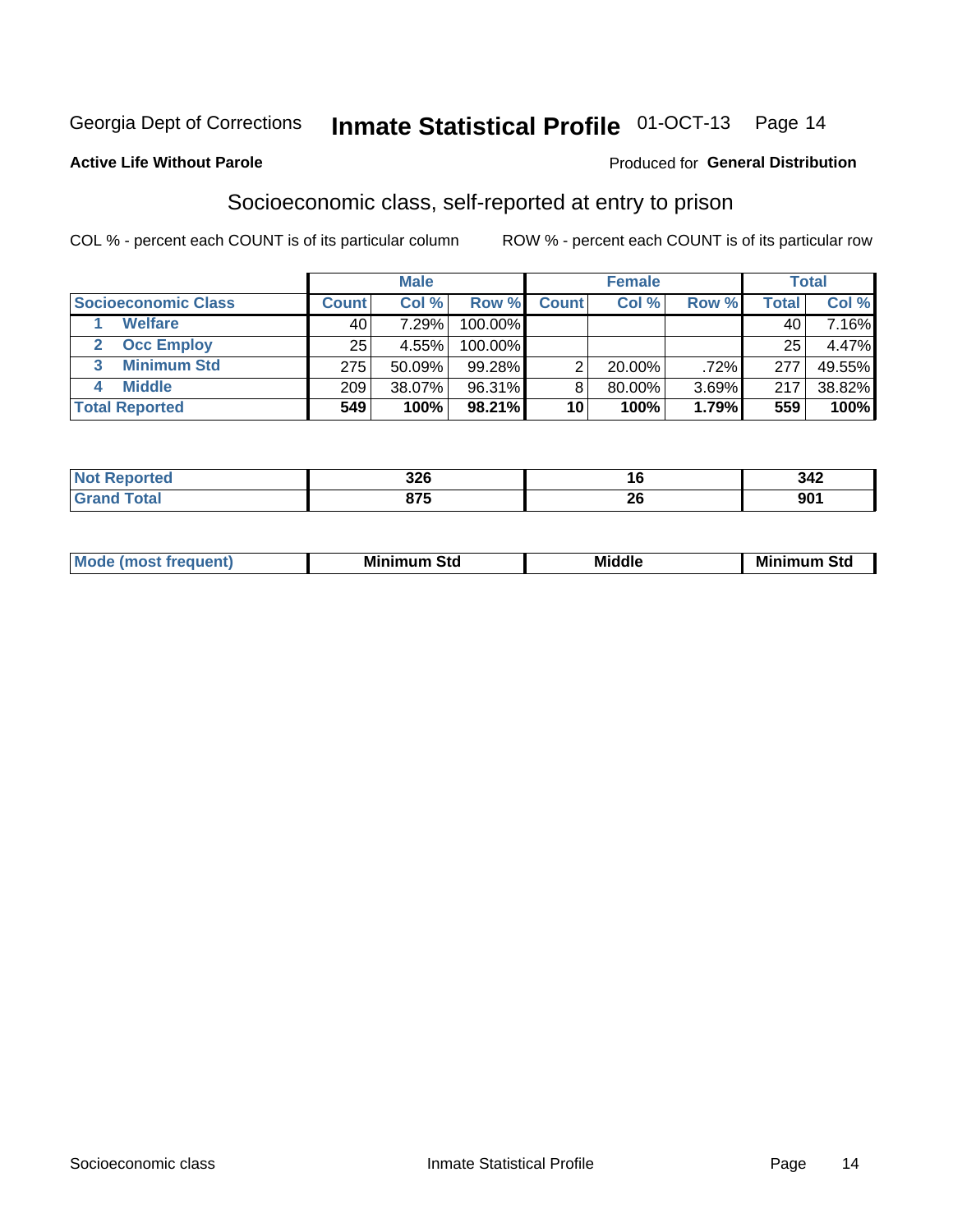Georgia Dept of Corrections **Inmate Statistical Profile** 01-OCT-13

**Active Life Without Parole**

Produced for **General Distribution**

## Socioeconomic class, self-reported at entry to prison

COL % - percent each COUNT is of its particular column    ROW % - percent each COUNT is of its particular row

| | Male | | | Female | | | Total | |
|---|---|---|---|---|---|---|---|---|
| **Socioeconomic Class** | **Count** | **Col %** | **Row %** | **Count** | **Col %** | **Row %** | **Total** | **Col %** |
| 1 **Welfare** | 40 | 7.29% | 100.00% | | | | 40 | 7.16% |
| 2 **Occ Employ** | 25 | 4.55% | 100.00% | | | | 25 | 4.47% |
| 3 **Minimum Std** | 275 | 50.09% | 99.28% | 2 | 20.00% | .72% | 277 | 49.55% |
| 4 **Middle** | 209 | 38.07% | 96.31% | 8 | 80.00% | 3.69% | 217 | 38.82% |
| **Total Reported** | **549** | **100%** | **98.21%** | **10** | **100%** | **1.79%** | **559** | **100%** |

| | Male | Female | Total |
|---|---|---|---|
| **Not Reported** | **326** | **16** | **342** |
| **Grand Total** | **875** | **26** | **901** |

| | Male | Female | Total |
|---|---|---|---|
| **Mode (most frequent)** | **Minimum Std** | **Middle** | **Minimum Std** |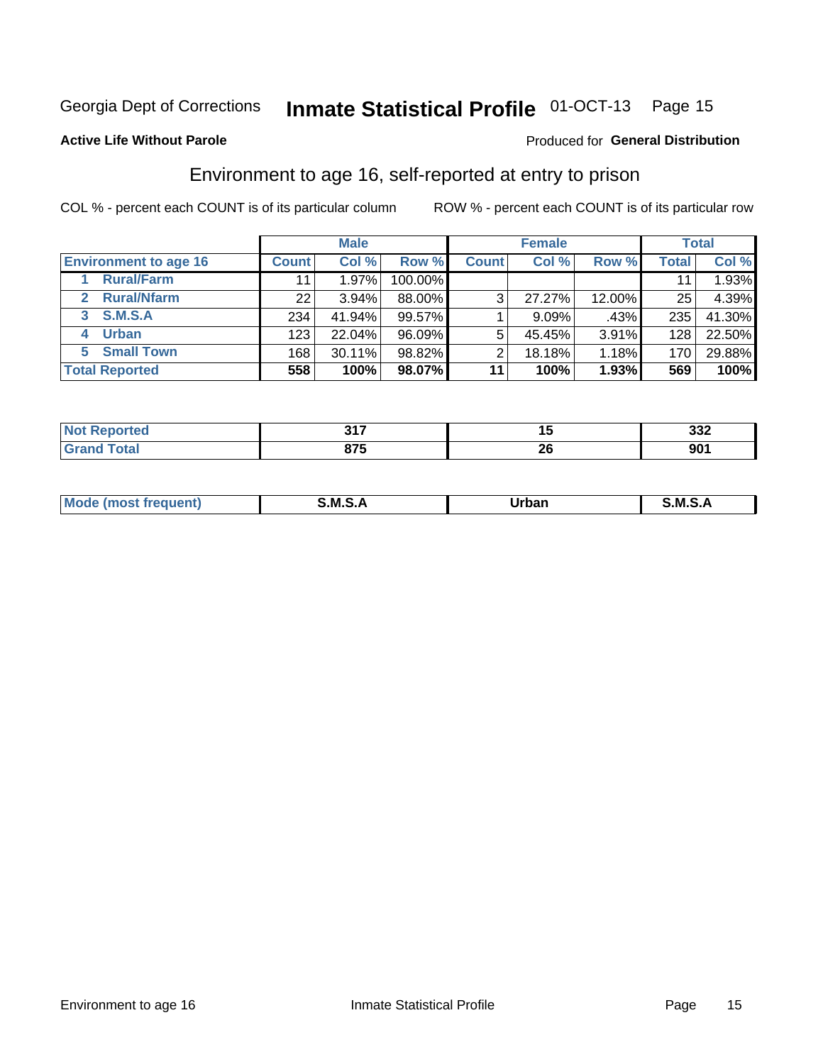Georgia Dept of Corrections **Inmate Statistical Profile** 01-OCT-13 Page 15

**Active Life Without Parole**

Produced for **General Distribution**

## Environment to age 16, self-reported at entry to prison

COL % - percent each COUNT is of its particular column    ROW % - percent each COUNT is of its particular row

| | Male | | | Female | | | Total | |
|---|---|---|---|---|---|---|---|---|
| **Environment to age 16** | **Count** | **Col %** | **Row %** | **Count** | **Col %** | **Row %** | **Total** | **Col %** |
| 1 Rural/Farm | 11 | 1.97% | 100.00% | | | | 11 | 1.93% |
| 2 Rural/Nfarm | 22 | 3.94% | 88.00% | 3 | 27.27% | 12.00% | 25 | 4.39% |
| 3 S.M.S.A | 234 | 41.94% | 99.57% | 1 | 9.09% | .43% | 235 | 41.30% |
| 4 Urban | 123 | 22.04% | 96.09% | 5 | 45.45% | 3.91% | 128 | 22.50% |
| 5 Small Town | 168 | 30.11% | 98.82% | 2 | 18.18% | 1.18% | 170 | 29.88% |
| **Total Reported** | **558** | **100%** | **98.07%** | **11** | **100%** | **1.93%** | **569** | **100%** |

| | Male | Female | Total |
|---|---|---|---|
| **Not Reported** | **317** | **15** | **332** |
| **Grand Total** | **875** | **26** | **901** |

| | Male | Female | Total |
|---|---|---|---|
| **Mode (most frequent)** | **S.M.S.A** | **Urban** | **S.M.S.A** |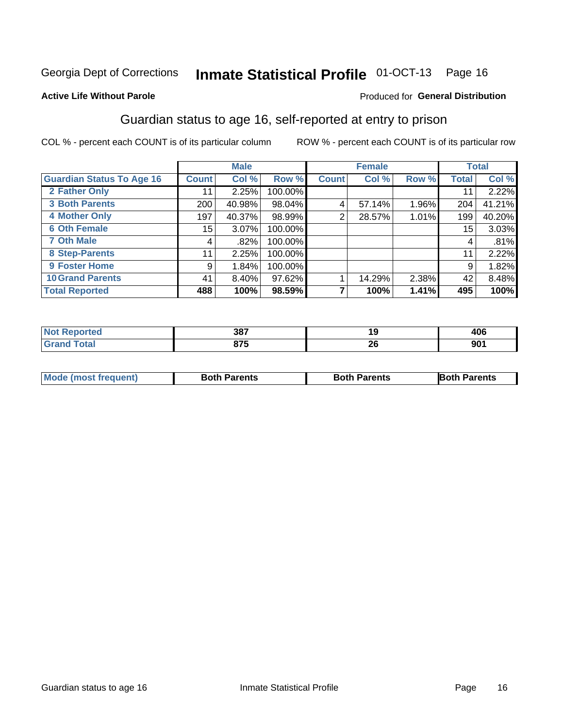Georgia Dept of Corrections **Inmate Statistical Profile** 01-OCT-13

**Active Life Without Parole**

Produced for **General Distribution**

## Guardian status to age 16, self-reported at entry to prison

COL % - percent each COUNT is of its particular column ROW % - percent each COUNT is of its particular row

| | Male | | | Female | | | Total | |
|---|---|---|---|---|---|---|---|---|
| **Guardian Status To Age 16** | **Count** | **Col %** | **Row %** | **Count** | **Col %** | **Row %** | **Total** | **Col %** |
| 2 Father Only | 11 | 2.25% | 100.00% | | | | 11 | 2.22% |
| 3 Both Parents | 200 | 40.98% | 98.04% | 4 | 57.14% | 1.96% | 204 | 41.21% |
| 4 Mother Only | 197 | 40.37% | 98.99% | 2 | 28.57% | 1.01% | 199 | 40.20% |
| 6 Oth Female | 15 | 3.07% | 100.00% | | | | 15 | 3.03% |
| 7 Oth Male | 4 | .82% | 100.00% | | | | 4 | .81% |
| 8 Step-Parents | 11 | 2.25% | 100.00% | | | | 11 | 2.22% |
| 9 Foster Home | 9 | 1.84% | 100.00% | | | | 9 | 1.82% |
| 10 Grand Parents | 41 | 8.40% | 97.62% | 1 | 14.29% | 2.38% | 42 | 8.48% |
| **Total Reported** | **488** | **100%** | **98.59%** | **7** | **100%** | **1.41%** | **495** | **100%** |

| | Male | Female | Total |
|---|---|---|---|
| Not Reported | 387 | 19 | 406 |
| Grand Total | 875 | 26 | 901 |

| | Male | Female | Total |
|---|---|---|---|
| Mode (most frequent) | Both Parents | Both Parents | Both Parents |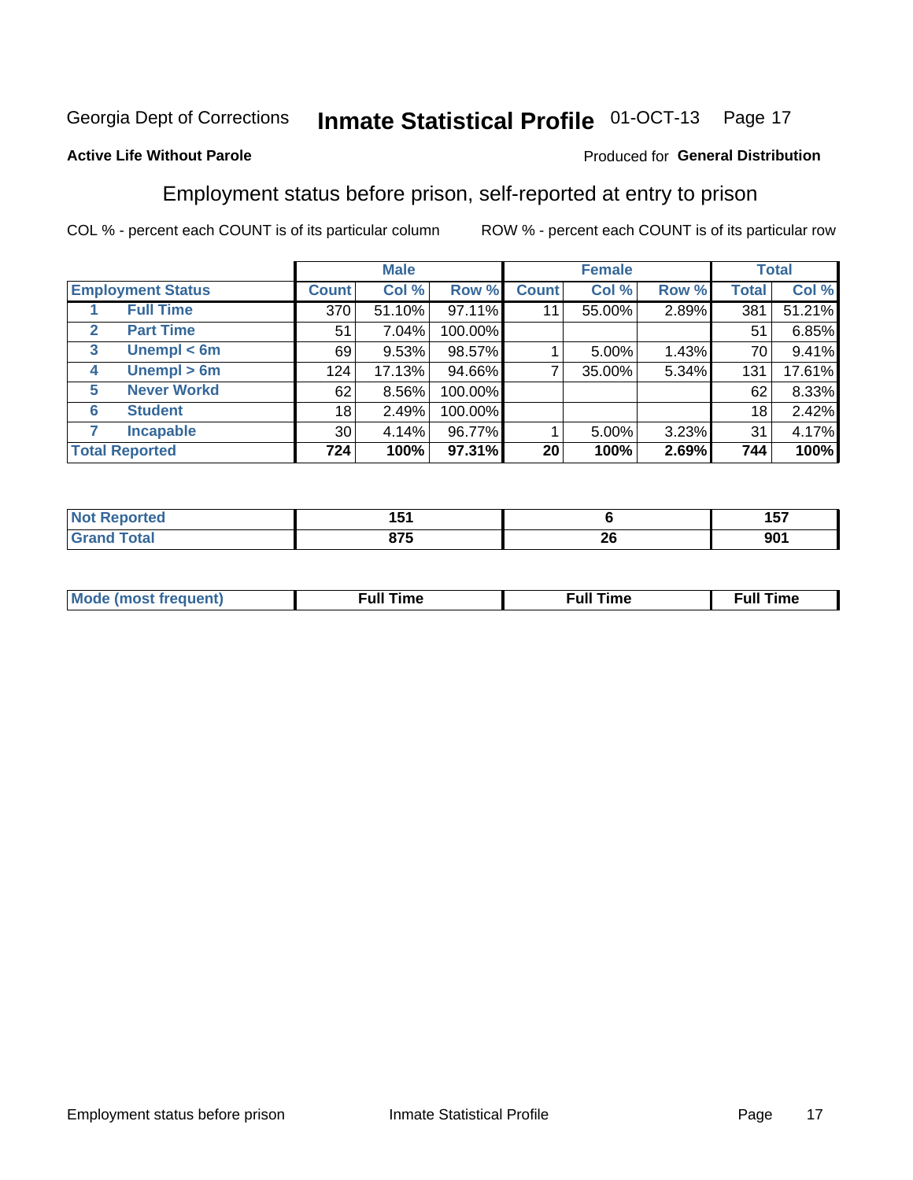Georgia Dept of Corrections **Inmate Statistical Profile** 01-OCT-13

**Active Life Without Parole**

Produced for **General Distribution**

## Employment status before prison, self-reported at entry to prison

COL % - percent each COUNT is of its particular column ROW % - percent each COUNT is of its particular row

| | | Male | | | Female | | | Total | |
|---|---|---|---|---|---|---|---|---|---|
| **Employment Status** | | **Count** | **Col %** | **Row %** | **Count** | **Col %** | **Row %** | **Total** | **Col %** |
| 1 | **Full Time** | 370 | 51.10% | 97.11% | 11 | 55.00% | 2.89% | 381 | 51.21% |
| 2 | **Part Time** | 51 | 7.04% | 100.00% | | | | 51 | 6.85% |
| 3 | **Unempl < 6m** | 69 | 9.53% | 98.57% | 1 | 5.00% | 1.43% | 70 | 9.41% |
| 4 | **Unempl > 6m** | 124 | 17.13% | 94.66% | 7 | 35.00% | 5.34% | 131 | 17.61% |
| 5 | **Never Workd** | 62 | 8.56% | 100.00% | | | | 62 | 8.33% |
| 6 | **Student** | 18 | 2.49% | 100.00% | | | | 18 | 2.42% |
| 7 | **Incapable** | 30 | 4.14% | 96.77% | 1 | 5.00% | 3.23% | 31 | 4.17% |
| **Total Reported** | | **724** | **100%** | **97.31%** | **20** | **100%** | **2.69%** | **744** | **100%** |

| | Male | Female | Total |
|---|---|---|---|
| **Not Reported** | **151** | **6** | **157** |
| **Grand Total** | **875** | **26** | **901** |

| | Male | Female | Total |
|---|---|---|---|
| **Mode (most frequent)** | **Full Time** | **Full Time** | **Full Time** |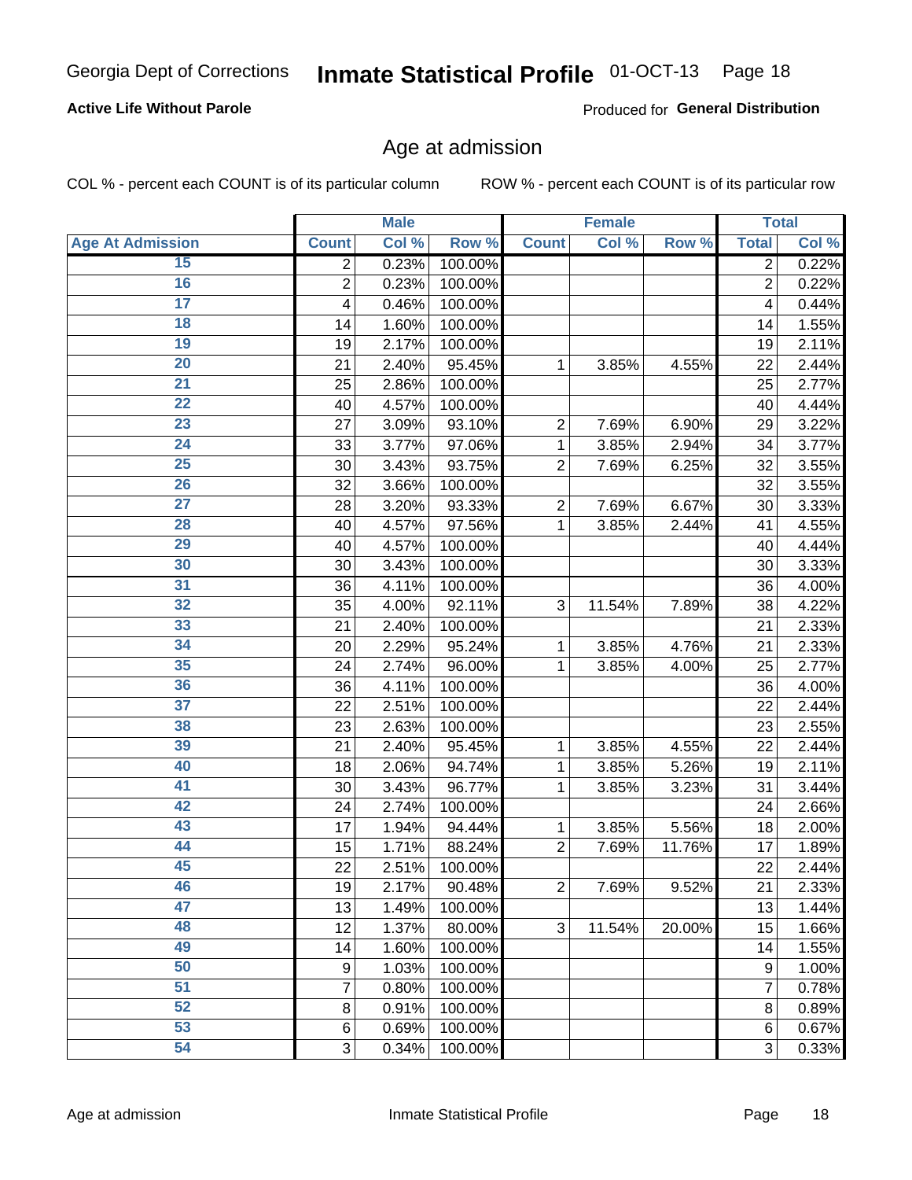Georgia Dept of Corrections **Inmate Statistical Profile** 01-OCT-13

**Active Life Without Parole**

Produced for **General Distribution**

## Age at admission

COL % - percent each COUNT is of its particular column

ROW % - percent each COUNT is of its particular row

| | Male | | | Female | | | Total | |
|---|---|---|---|---|---|---|---|---|
| Age At Admission | Count | Col % | Row % | Count | Col % | Row % | Total | Col % |
| 15 | 2 | 0.23% | 100.00% | | | | 2 | 0.22% |
| 16 | 2 | 0.23% | 100.00% | | | | 2 | 0.22% |
| 17 | 4 | 0.46% | 100.00% | | | | 4 | 0.44% |
| 18 | 14 | 1.60% | 100.00% | | | | 14 | 1.55% |
| 19 | 19 | 2.17% | 100.00% | | | | 19 | 2.11% |
| 20 | 21 | 2.40% | 95.45% | 1 | 3.85% | 4.55% | 22 | 2.44% |
| 21 | 25 | 2.86% | 100.00% | | | | 25 | 2.77% |
| 22 | 40 | 4.57% | 100.00% | | | | 40 | 4.44% |
| 23 | 27 | 3.09% | 93.10% | 2 | 7.69% | 6.90% | 29 | 3.22% |
| 24 | 33 | 3.77% | 97.06% | 1 | 3.85% | 2.94% | 34 | 3.77% |
| 25 | 30 | 3.43% | 93.75% | 2 | 7.69% | 6.25% | 32 | 3.55% |
| 26 | 32 | 3.66% | 100.00% | | | | 32 | 3.55% |
| 27 | 28 | 3.20% | 93.33% | 2 | 7.69% | 6.67% | 30 | 3.33% |
| 28 | 40 | 4.57% | 97.56% | 1 | 3.85% | 2.44% | 41 | 4.55% |
| 29 | 40 | 4.57% | 100.00% | | | | 40 | 4.44% |
| 30 | 30 | 3.43% | 100.00% | | | | 30 | 3.33% |
| 31 | 36 | 4.11% | 100.00% | | | | 36 | 4.00% |
| 32 | 35 | 4.00% | 92.11% | 3 | 11.54% | 7.89% | 38 | 4.22% |
| 33 | 21 | 2.40% | 100.00% | | | | 21 | 2.33% |
| 34 | 20 | 2.29% | 95.24% | 1 | 3.85% | 4.76% | 21 | 2.33% |
| 35 | 24 | 2.74% | 96.00% | 1 | 3.85% | 4.00% | 25 | 2.77% |
| 36 | 36 | 4.11% | 100.00% | | | | 36 | 4.00% |
| 37 | 22 | 2.51% | 100.00% | | | | 22 | 2.44% |
| 38 | 23 | 2.63% | 100.00% | | | | 23 | 2.55% |
| 39 | 21 | 2.40% | 95.45% | 1 | 3.85% | 4.55% | 22 | 2.44% |
| 40 | 18 | 2.06% | 94.74% | 1 | 3.85% | 5.26% | 19 | 2.11% |
| 41 | 30 | 3.43% | 96.77% | 1 | 3.85% | 3.23% | 31 | 3.44% |
| 42 | 24 | 2.74% | 100.00% | | | | 24 | 2.66% |
| 43 | 17 | 1.94% | 94.44% | 1 | 3.85% | 5.56% | 18 | 2.00% |
| 44 | 15 | 1.71% | 88.24% | 2 | 7.69% | 11.76% | 17 | 1.89% |
| 45 | 22 | 2.51% | 100.00% | | | | 22 | 2.44% |
| 46 | 19 | 2.17% | 90.48% | 2 | 7.69% | 9.52% | 21 | 2.33% |
| 47 | 13 | 1.49% | 100.00% | | | | 13 | 1.44% |
| 48 | 12 | 1.37% | 80.00% | 3 | 11.54% | 20.00% | 15 | 1.66% |
| 49 | 14 | 1.60% | 100.00% | | | | 14 | 1.55% |
| 50 | 9 | 1.03% | 100.00% | | | | 9 | 1.00% |
| 51 | 7 | 0.80% | 100.00% | | | | 7 | 0.78% |
| 52 | 8 | 0.91% | 100.00% | | | | 8 | 0.89% |
| 53 | 6 | 0.69% | 100.00% | | | | 6 | 0.67% |
| 54 | 3 | 0.34% | 100.00% | | | | 3 | 0.33% |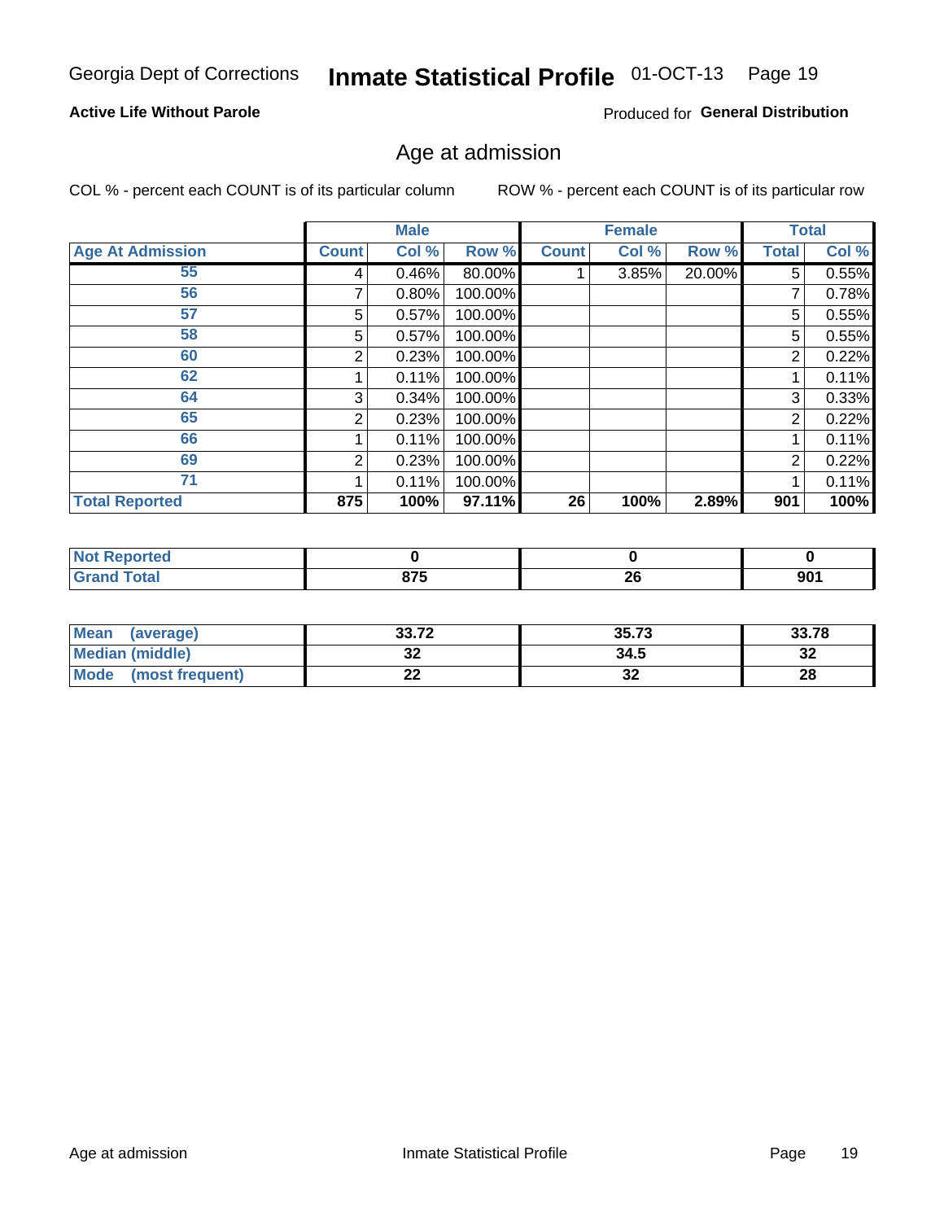Georgia Dept of Corrections **Inmate Statistical Profile** 01-OCT-13

**Active Life Without Parole**

Produced for **General Distribution**

## Age at admission

COL % - percent each COUNT is of its particular column     ROW % - percent each COUNT is of its particular row

| | Male | | | Female | | | Total | |
|---|---|---|---|---|---|---|---|---|
| **Age At Admission** | **Count** | **Col %** | **Row %** | **Count** | **Col %** | **Row %** | **Total** | **Col %** |
| 55 | 4 | 0.46% | 80.00% | 1 | 3.85% | 20.00% | 5 | 0.55% |
| 56 | 7 | 0.80% | 100.00% | | | | 7 | 0.78% |
| 57 | 5 | 0.57% | 100.00% | | | | 5 | 0.55% |
| 58 | 5 | 0.57% | 100.00% | | | | 5 | 0.55% |
| 60 | 2 | 0.23% | 100.00% | | | | 2 | 0.22% |
| 62 | 1 | 0.11% | 100.00% | | | | 1 | 0.11% |
| 64 | 3 | 0.34% | 100.00% | | | | 3 | 0.33% |
| 65 | 2 | 0.23% | 100.00% | | | | 2 | 0.22% |
| 66 | 1 | 0.11% | 100.00% | | | | 1 | 0.11% |
| 69 | 2 | 0.23% | 100.00% | | | | 2 | 0.22% |
| 71 | 1 | 0.11% | 100.00% | | | | 1 | 0.11% |
| **Total Reported** | **875** | **100%** | **97.11%** | **26** | **100%** | **2.89%** | **901** | **100%** |

| | Male | Female | Total |
|---|---|---|---|
| **Not Reported** | **0** | **0** | **0** |
| **Grand Total** | **875** | **26** | **901** |

| | Male | Female | Total |
|---|---|---|---|
| **Mean (average)** | **33.72** | **35.73** | **33.78** |
| **Median (middle)** | **32** | **34.5** | **32** |
| **Mode (most frequent)** | **22** | **32** | **28** |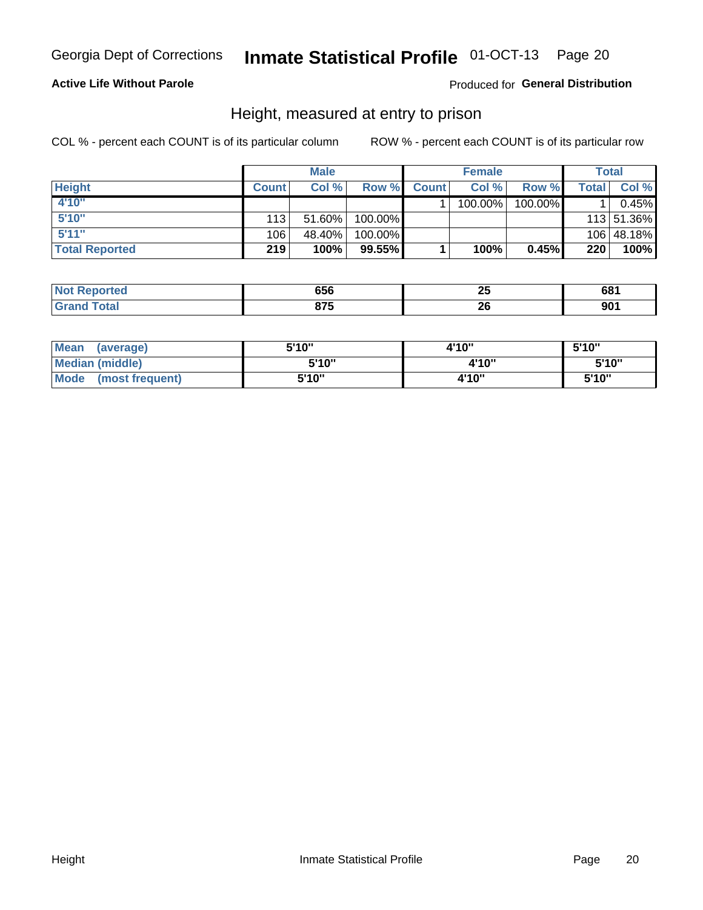Georgia Dept of Corrections **Inmate Statistical Profile** 01-OCT-13 Page 20

**Active Life Without Parole**

Produced for **General Distribution**

## Height, measured at entry to prison

COL % - percent each COUNT is of its particular column

ROW % - percent each COUNT is of its particular row

| | Male | | | Female | | | Total | |
|---|---|---|---|---|---|---|---|---|
| **Height** | **Count** | **Col %** | **Row %** | **Count** | **Col %** | **Row %** | **Total** | **Col %** |
| **4'10"** | | | | 1 | 100.00% | 100.00% | 1 | 0.45% |
| **5'10"** | 113 | 51.60% | 100.00% | | | | 113 | 51.36% |
| **5'11"** | 106 | 48.40% | 100.00% | | | | 106 | 48.18% |
| **Total Reported** | **219** | **100%** | **99.55%** | **1** | **100%** | **0.45%** | **220** | **100%** |

| | Male | Female | Total |
|---|---|---|---|
| **Not Reported** | **656** | **25** | **681** |
| **Grand Total** | **875** | **26** | **901** |

| | Male | Female | Total |
|---|---|---|---|
| **Mean (average)** | **5'10"** | **4'10"** | **5'10"** |
| **Median (middle)** | **5'10"** | **4'10"** | **5'10"** |
| **Mode (most frequent)** | **5'10"** | **4'10"** | **5'10"** |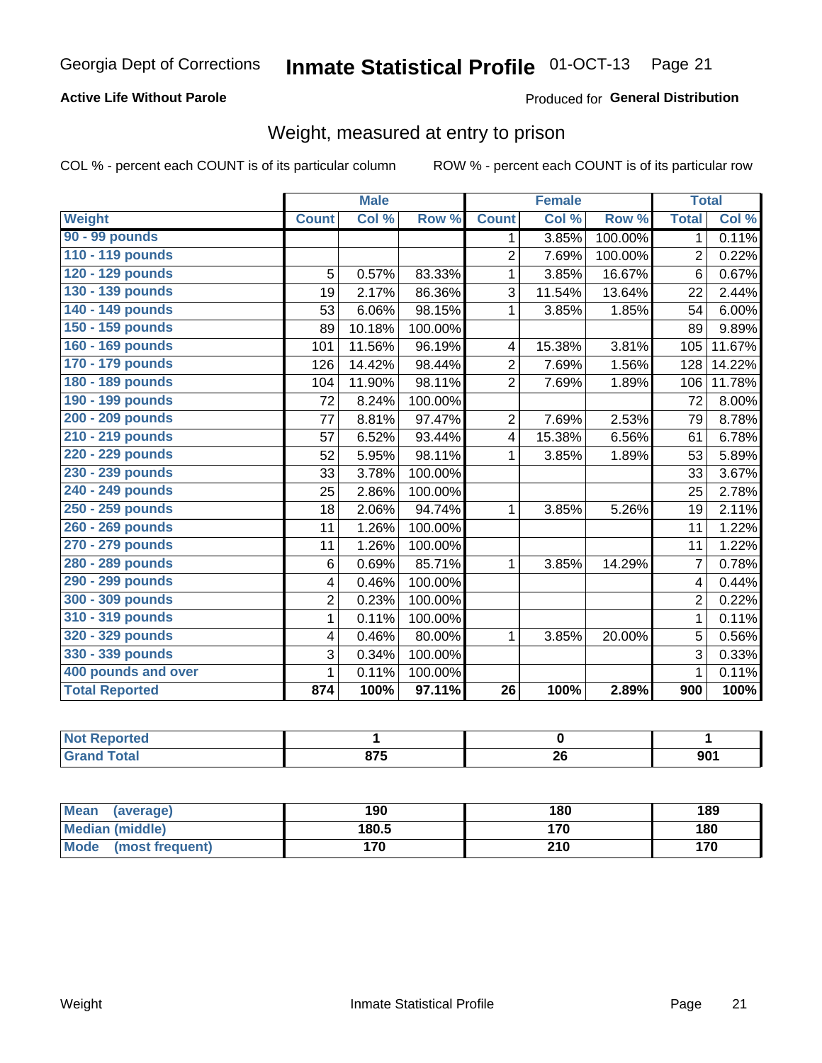Georgia Dept of Corrections **Inmate Statistical Profile** 01-OCT-13 Page 21

**Active Life Without Parole**

Produced for **General Distribution**

## Weight, measured at entry to prison

COL % - percent each COUNT is of its particular column ROW % - percent each COUNT is of its particular row

| | Male | | | Female | | | Total | |
|---|---|---|---|---|---|---|---|---|
| **Weight** | **Count** | **Col %** | **Row %** | **Count** | **Col %** | **Row %** | **Total** | **Col %** |
| 90 - 99 pounds | | | | 1 | 3.85% | 100.00% | 1 | 0.11% |
| 110 - 119 pounds | | | | 2 | 7.69% | 100.00% | 2 | 0.22% |
| 120 - 129 pounds | 5 | 0.57% | 83.33% | 1 | 3.85% | 16.67% | 6 | 0.67% |
| 130 - 139 pounds | 19 | 2.17% | 86.36% | 3 | 11.54% | 13.64% | 22 | 2.44% |
| 140 - 149 pounds | 53 | 6.06% | 98.15% | 1 | 3.85% | 1.85% | 54 | 6.00% |
| 150 - 159 pounds | 89 | 10.18% | 100.00% | | | | 89 | 9.89% |
| 160 - 169 pounds | 101 | 11.56% | 96.19% | 4 | 15.38% | 3.81% | 105 | 11.67% |
| 170 - 179 pounds | 126 | 14.42% | 98.44% | 2 | 7.69% | 1.56% | 128 | 14.22% |
| 180 - 189 pounds | 104 | 11.90% | 98.11% | 2 | 7.69% | 1.89% | 106 | 11.78% |
| 190 - 199 pounds | 72 | 8.24% | 100.00% | | | | 72 | 8.00% |
| 200 - 209 pounds | 77 | 8.81% | 97.47% | 2 | 7.69% | 2.53% | 79 | 8.78% |
| 210 - 219 pounds | 57 | 6.52% | 93.44% | 4 | 15.38% | 6.56% | 61 | 6.78% |
| 220 - 229 pounds | 52 | 5.95% | 98.11% | 1 | 3.85% | 1.89% | 53 | 5.89% |
| 230 - 239 pounds | 33 | 3.78% | 100.00% | | | | 33 | 3.67% |
| 240 - 249 pounds | 25 | 2.86% | 100.00% | | | | 25 | 2.78% |
| 250 - 259 pounds | 18 | 2.06% | 94.74% | 1 | 3.85% | 5.26% | 19 | 2.11% |
| 260 - 269 pounds | 11 | 1.26% | 100.00% | | | | 11 | 1.22% |
| 270 - 279 pounds | 11 | 1.26% | 100.00% | | | | 11 | 1.22% |
| 280 - 289 pounds | 6 | 0.69% | 85.71% | 1 | 3.85% | 14.29% | 7 | 0.78% |
| 290 - 299 pounds | 4 | 0.46% | 100.00% | | | | 4 | 0.44% |
| 300 - 309 pounds | 2 | 0.23% | 100.00% | | | | 2 | 0.22% |
| 310 - 319 pounds | 1 | 0.11% | 100.00% | | | | 1 | 0.11% |
| 320 - 329 pounds | 4 | 0.46% | 80.00% | 1 | 3.85% | 20.00% | 5 | 0.56% |
| 330 - 339 pounds | 3 | 0.34% | 100.00% | | | | 3 | 0.33% |
| 400 pounds and over | 1 | 0.11% | 100.00% | | | | 1 | 0.11% |
| **Total Reported** | **874** | **100%** | **97.11%** | **26** | **100%** | **2.89%** | **900** | **100%** |

| | Male | Female | Total |
|---|---|---|---|
| Not Reported | 1 | 0 | 1 |
| Grand Total | 875 | 26 | 901 |

| | Male | Female | Total |
|---|---|---|---|
| Mean (average) | 190 | 180 | 189 |
| Median (middle) | 180.5 | 170 | 180 |
| Mode (most frequent) | 170 | 210 | 170 |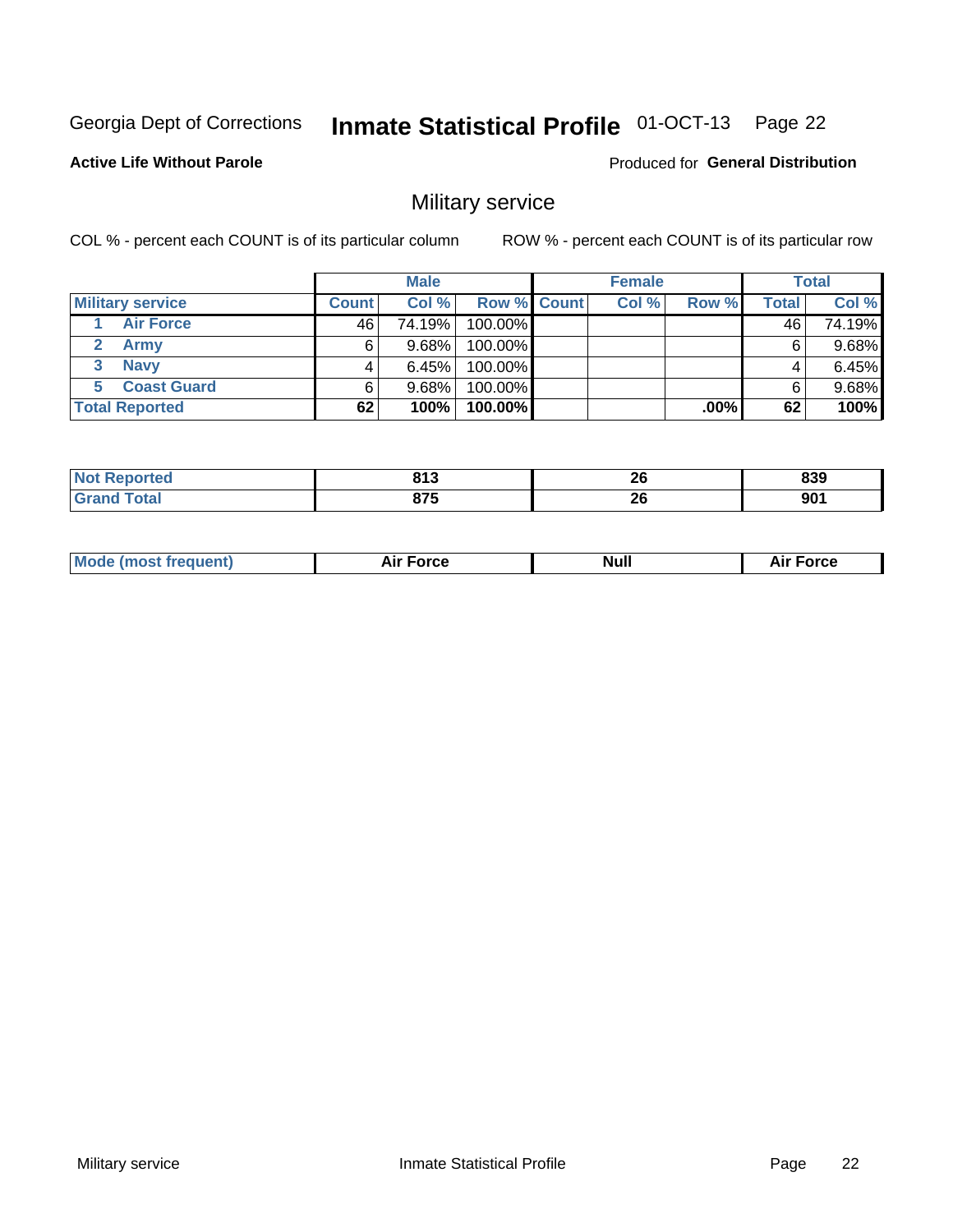Georgia Dept of Corrections **Inmate Statistical Profile** 01-OCT-13

**Active Life Without Parole**

Produced for **General Distribution**

## Military service

COL % - percent each COUNT is of its particular column ROW % - percent each COUNT is of its particular row

| | Male | | | Female | | | Total | |
|---|---|---|---|---|---|---|---|---|
| Military service | Count | Col % | Row % | Count | Col % | Row % | Total | Col % |
| 1 Air Force | 46 | 74.19% | 100.00% | | | | 46 | 74.19% |
| 2 Army | 6 | 9.68% | 100.00% | | | | 6 | 9.68% |
| 3 Navy | 4 | 6.45% | 100.00% | | | | 4 | 6.45% |
| 5 Coast Guard | 6 | 9.68% | 100.00% | | | | 6 | 9.68% |
| **Total Reported** | **62** | **100%** | **100.00%** | | | **.00%** | **62** | **100%** |

| | Male | Female | Total |
|---|---|---|---|
| Not Reported | 813 | 26 | 839 |
| Grand Total | 875 | 26 | 901 |

| | Male | Female | Total |
|---|---|---|---|
| Mode (most frequent) | Air Force | Null | Air Force |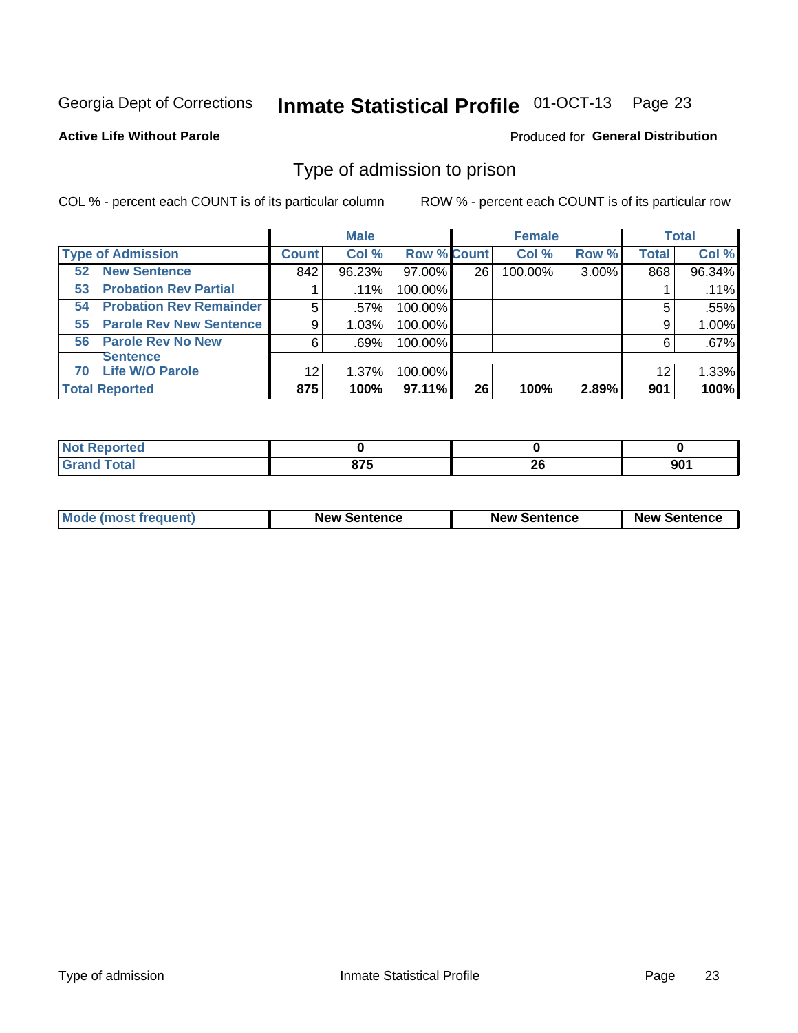Georgia Dept of Corrections **Inmate Statistical Profile** 01-OCT-13

**Active Life Without Parole**

Produced for **General Distribution**

## Type of admission to prison

COL % - percent each COUNT is of its particular column

ROW % - percent each COUNT is of its particular row

| | Male | | | Female | | | Total | |
|---|---|---|---|---|---|---|---|---|
| **Type of Admission** | **Count** | **Col %** | **Row %** | **Count** | **Col %** | **Row %** | **Total** | **Col %** |
| **52 New Sentence** | 842 | 96.23% | 97.00% | 26 | 100.00% | 3.00% | 868 | 96.34% |
| **53 Probation Rev Partial** | 1 | .11% | 100.00% | | | | 1 | .11% |
| **54 Probation Rev Remainder** | 5 | .57% | 100.00% | | | | 5 | .55% |
| **55 Parole Rev New Sentence** | 9 | 1.03% | 100.00% | | | | 9 | 1.00% |
| **56 Parole Rev No New Sentence** | 6 | .69% | 100.00% | | | | 6 | .67% |
| **70 Life W/O Parole** | 12 | 1.37% | 100.00% | | | | 12 | 1.33% |
| **Total Reported** | **875** | **100%** | **97.11%** | **26** | **100%** | **2.89%** | **901** | **100%** |

| | Male | Female | Total |
|---|---|---|---|
| **Not Reported** | **0** | **0** | **0** |
| **Grand Total** | **875** | **26** | **901** |

| | | | |
|---|---|---|---|
| **Mode (most frequent)** | **New Sentence** | **New Sentence** | **New Sentence** |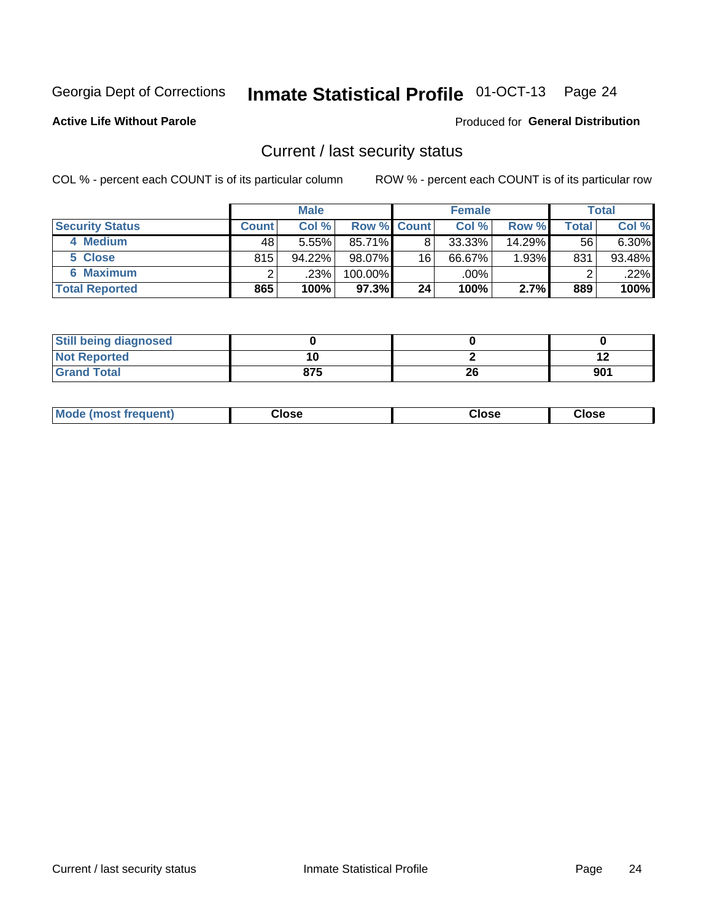Georgia Dept of Corrections **Inmate Statistical Profile** 01-OCT-13 Page 24

**Active Life Without Parole**

Produced for **General Distribution**

## Current / last security status

COL % - percent each COUNT is of its particular column ROW % - percent each COUNT is of its particular row

| | Male | | | Female | | | Total | |
|---|---|---|---|---|---|---|---|---|
| **Security Status** | **Count** | **Col %** | **Row %** | **Count** | **Col %** | **Row %** | **Total** | **Col %** |
| 4 Medium | 48 | 5.55% | 85.71% | 8 | 33.33% | 14.29% | 56 | 6.30% |
| 5 Close | 815 | 94.22% | 98.07% | 16 | 66.67% | 1.93% | 831 | 93.48% |
| 6 Maximum | 2 | .23% | 100.00% | | .00% | | 2 | .22% |
| **Total Reported** | **865** | **100%** | **97.3%** | **24** | **100%** | **2.7%** | **889** | **100%** |

| | Male | Female | Total |
|---|---|---|---|
| Still being diagnosed | 0 | 0 | 0 |
| Not Reported | 10 | 2 | 12 |
| Grand Total | 875 | 26 | 901 |

| | Male | Female | Total |
|---|---|---|---|
| Mode (most frequent) | Close | Close | Close |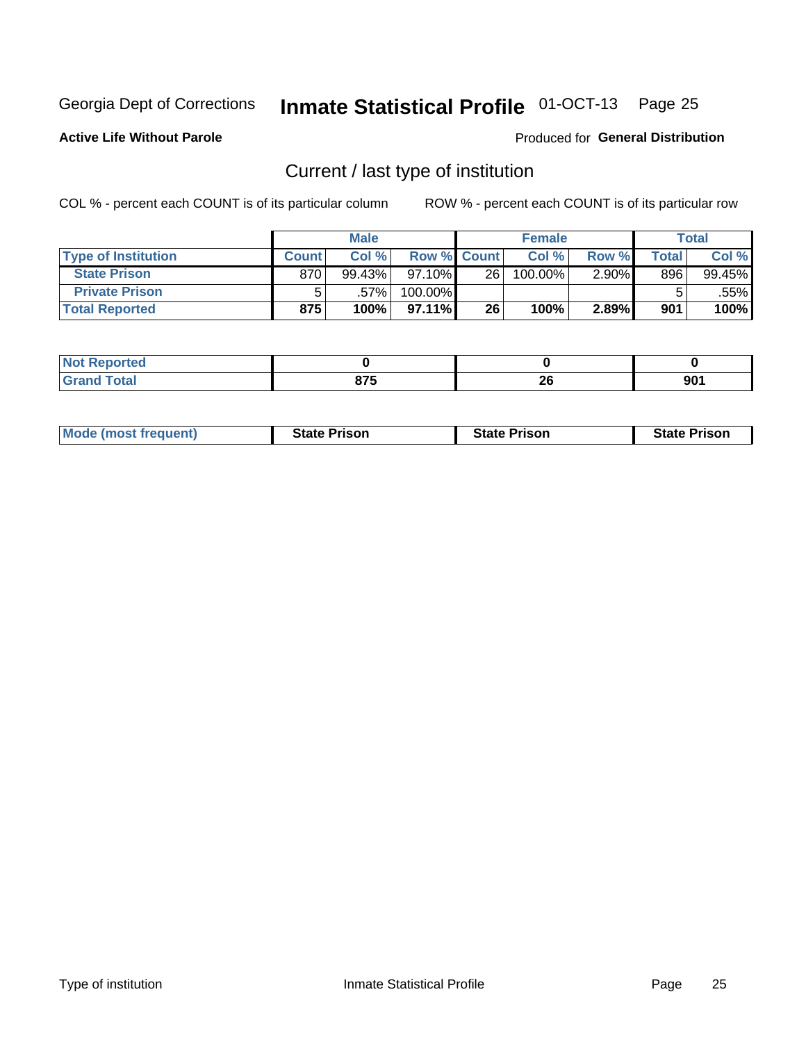Georgia Dept of Corrections **Inmate Statistical Profile** 01-OCT-13

**Active Life Without Parole**

Produced for **General Distribution**

## Current / last type of institution

COL % - percent each COUNT is of its particular column

ROW % - percent each COUNT is of its particular row

| | Male | | | Female | | | Total | |
|---|---|---|---|---|---|---|---|---|
| **Type of Institution** | **Count** | **Col %** | **Row %** | **Count** | **Col %** | **Row %** | **Total** | **Col %** |
| **State Prison** | 870 | 99.43% | 97.10% | 26 | 100.00% | 2.90% | 896 | 99.45% |
| **Private Prison** | 5 | .57% | 100.00% | | | | 5 | .55% |
| **Total Reported** | **875** | **100%** | **97.11%** | **26** | **100%** | **2.89%** | **901** | **100%** |

| | | | |
|---|---|---|---|
| **Not Reported** | **0** | **0** | **0** |
| **Grand Total** | **875** | **26** | **901** |

| | | | |
|---|---|---|---|
| **Mode (most frequent)** | **State Prison** | **State Prison** | **State Prison** |

Type of institution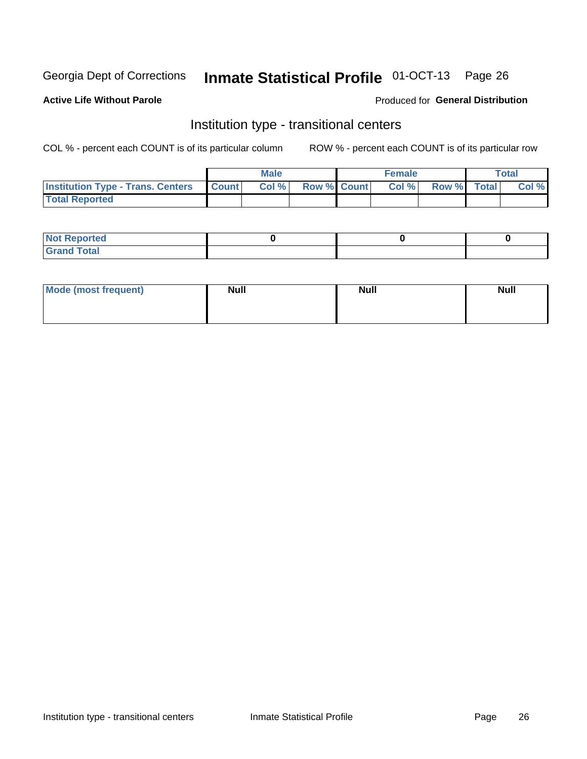Georgia Dept of Corrections **Inmate Statistical Profile** 01-OCT-13

**Active Life Without Parole**

Produced for **General Distribution**

## Institution type - transitional centers

COL % - percent each COUNT is of its particular column ROW % - percent each COUNT is of its particular row

| | Male | | | Female | | | Total | |
|---|---|---|---|---|---|---|---|---|
| Institution Type - Trans. Centers | Count | Col % | Row % | Count | Col % | Row % | Total | Col % |
| Total Reported | | | | | | | | |

| | Male | Female | Total |
|---|---|---|---|
| Not Reported | 0 | 0 | 0 |
| Grand Total | | | |

| | Male | Female | Total |
|---|---|---|---|
| Mode (most frequent) | Null | Null | Null |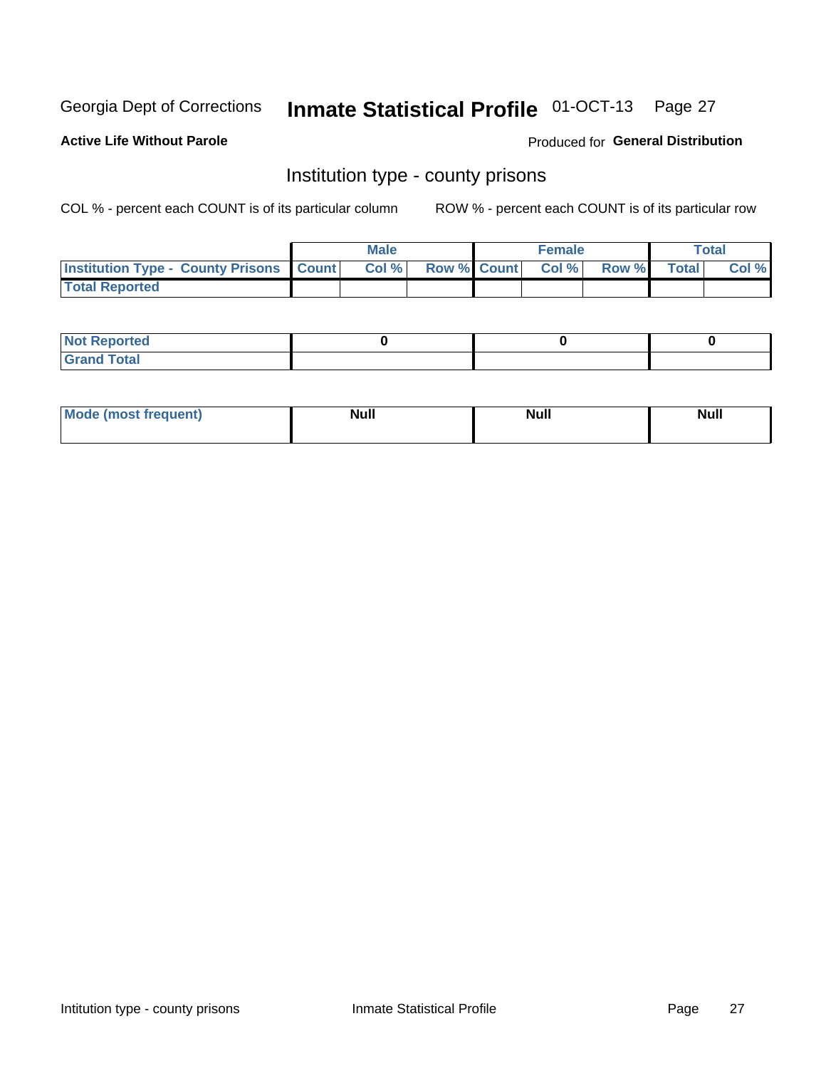Georgia Dept of Corrections **Inmate Statistical Profile** 01-OCT-13

**Active Life Without Parole**

Produced for **General Distribution**

## Institution type - county prisons

COL % - percent each COUNT is of its particular column    ROW % - percent each COUNT is of its particular row

| | Male | | | Female | | | Total | |
|---|---|---|---|---|---|---|---|---|
| **Institution Type - County Prisons** | **Count** | **Col %** | **Row %** | **Count** | **Col %** | **Row %** | **Total** | **Col %** |
| **Total Reported** | | | | | | | | |

| | Male | Female | Total |
|---|---|---|---|
| **Not Reported** | **0** | **0** | **0** |
| **Grand Total** | | | |

| | Male | Female | Total |
|---|---|---|---|
| **Mode (most frequent)** | **Null** | **Null** | **Null** |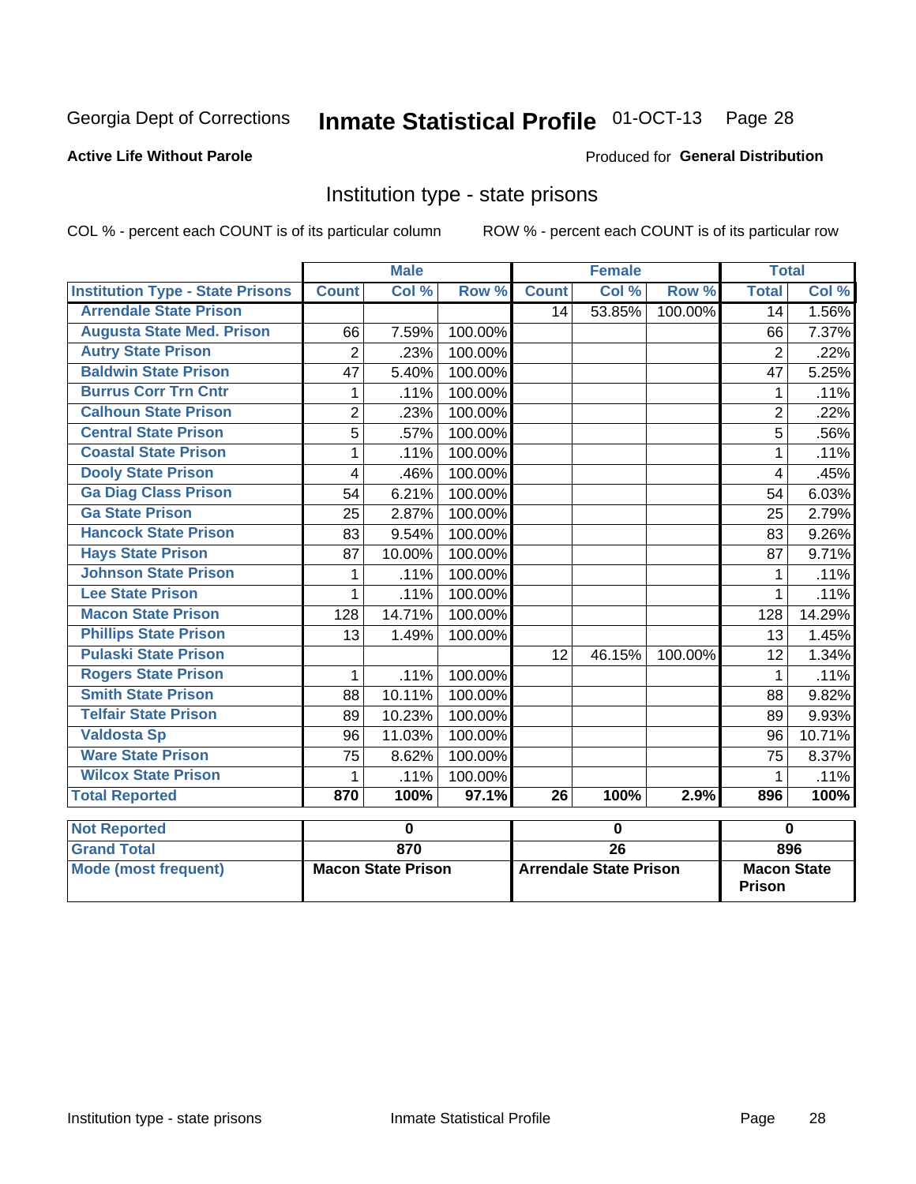Georgia Dept of Corrections **Inmate Statistical Profile** 01-OCT-13

**Active Life Without Parole**

Produced for **General Distribution**

## Institution type - state prisons

COL % - percent each COUNT is of its particular column ROW % - percent each COUNT is of its particular row

| | Male | | | Female | | | Total | |
|---|---|---|---|---|---|---|---|---|
| **Institution Type - State Prisons** | **Count** | **Col %** | **Row %** | **Count** | **Col %** | **Row %** | **Total** | **Col %** |
| **Arrendale State Prison** | | | | 14 | 53.85% | 100.00% | 14 | 1.56% |
| **Augusta State Med. Prison** | 66 | 7.59% | 100.00% | | | | 66 | 7.37% |
| **Autry State Prison** | 2 | .23% | 100.00% | | | | 2 | .22% |
| **Baldwin State Prison** | 47 | 5.40% | 100.00% | | | | 47 | 5.25% |
| **Burrus Corr Trn Cntr** | 1 | .11% | 100.00% | | | | 1 | .11% |
| **Calhoun State Prison** | 2 | .23% | 100.00% | | | | 2 | .22% |
| **Central State Prison** | 5 | .57% | 100.00% | | | | 5 | .56% |
| **Coastal State Prison** | 1 | .11% | 100.00% | | | | 1 | .11% |
| **Dooly State Prison** | 4 | .46% | 100.00% | | | | 4 | .45% |
| **Ga Diag Class Prison** | 54 | 6.21% | 100.00% | | | | 54 | 6.03% |
| **Ga State Prison** | 25 | 2.87% | 100.00% | | | | 25 | 2.79% |
| **Hancock State Prison** | 83 | 9.54% | 100.00% | | | | 83 | 9.26% |
| **Hays State Prison** | 87 | 10.00% | 100.00% | | | | 87 | 9.71% |
| **Johnson State Prison** | 1 | .11% | 100.00% | | | | 1 | .11% |
| **Lee State Prison** | 1 | .11% | 100.00% | | | | 1 | .11% |
| **Macon State Prison** | 128 | 14.71% | 100.00% | | | | 128 | 14.29% |
| **Phillips State Prison** | 13 | 1.49% | 100.00% | | | | 13 | 1.45% |
| **Pulaski State Prison** | | | | 12 | 46.15% | 100.00% | 12 | 1.34% |
| **Rogers State Prison** | 1 | .11% | 100.00% | | | | 1 | .11% |
| **Smith State Prison** | 88 | 10.11% | 100.00% | | | | 88 | 9.82% |
| **Telfair State Prison** | 89 | 10.23% | 100.00% | | | | 89 | 9.93% |
| **Valdosta Sp** | 96 | 11.03% | 100.00% | | | | 96 | 10.71% |
| **Ware State Prison** | 75 | 8.62% | 100.00% | | | | 75 | 8.37% |
| **Wilcox State Prison** | 1 | .11% | 100.00% | | | | 1 | .11% |
| **Total Reported** | **870** | **100%** | **97.1%** | **26** | **100%** | **2.9%** | **896** | **100%** |

| | Male | Female | Total |
|---|---|---|---|
| **Not Reported** | **0** | **0** | **0** |
| **Grand Total** | **870** | **26** | **896** |
| **Mode (most frequent)** | **Macon State Prison** | **Arrendale State Prison** | **Macon State Prison** |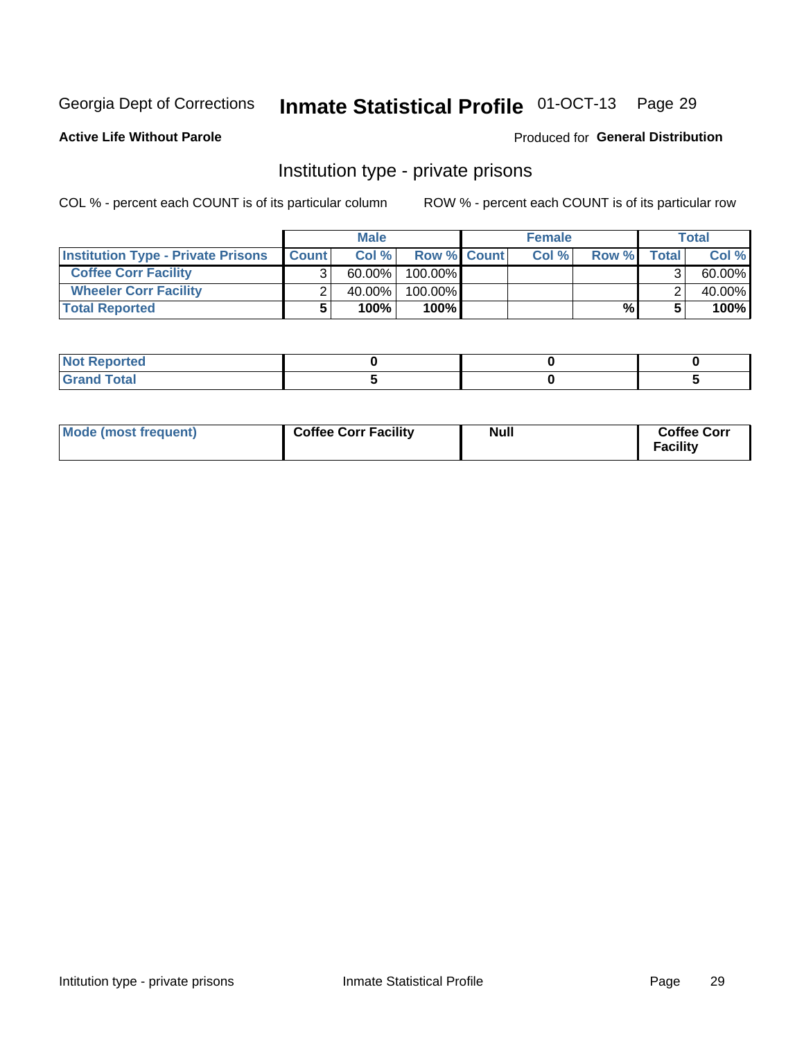Georgia Dept of Corrections **Inmate Statistical Profile** 01-OCT-13

**Active Life Without Parole**

Produced for **General Distribution**

## Institution type - private prisons

COL % - percent each COUNT is of its particular column

ROW % - percent each COUNT is of its particular row

| | Male | | | Female | | | Total | |
|---|---|---|---|---|---|---|---|---|
| **Institution Type - Private Prisons** | **Count** | **Col %** | **Row %** | **Count** | **Col %** | **Row %** | **Total** | **Col %** |
| **Coffee Corr Facility** | 3 | 60.00% | 100.00% | | | | 3 | 60.00% |
| **Wheeler Corr Facility** | 2 | 40.00% | 100.00% | | | | 2 | 40.00% |
| **Total Reported** | **5** | **100%** | **100%** | | | **%** | **5** | **100%** |

| | | | |
|---|---|---|---|
| **Not Reported** | **0** | **0** | **0** |
| **Grand Total** | **5** | **0** | **5** |

| | | | |
|---|---|---|---|
| **Mode (most frequent)** | **Coffee Corr Facility** | **Null** | **Coffee Corr Facility** |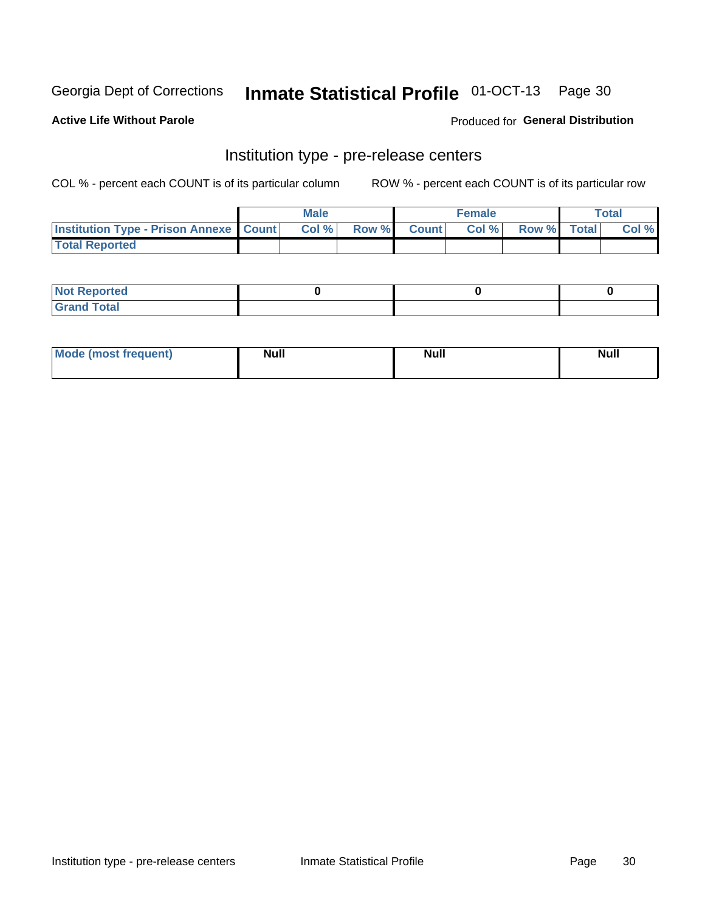Georgia Dept of Corrections **Inmate Statistical Profile** 01-OCT-13

**Active Life Without Parole** Produced for **General Distribution**

## Institution type - pre-release centers

COL % - percent each COUNT is of its particular column ROW % - percent each COUNT is of its particular row

| | Male | | | Female | | | Total | |
|---|---|---|---|---|---|---|---|---|
| **Institution Type - Prison Annexe** | **Count** | **Col %** | **Row %** | **Count** | **Col %** | **Row %** | **Total** | **Col %** |
| **Total Reported** | | | | | | | | |

| | Male | Female | Total |
|---|---|---|---|
| **Not Reported** | **0** | **0** | **0** |
| **Grand Total** | | | |

| | Male | Female | Total |
|---|---|---|---|
| **Mode (most frequent)** | **Null** | **Null** | **Null** |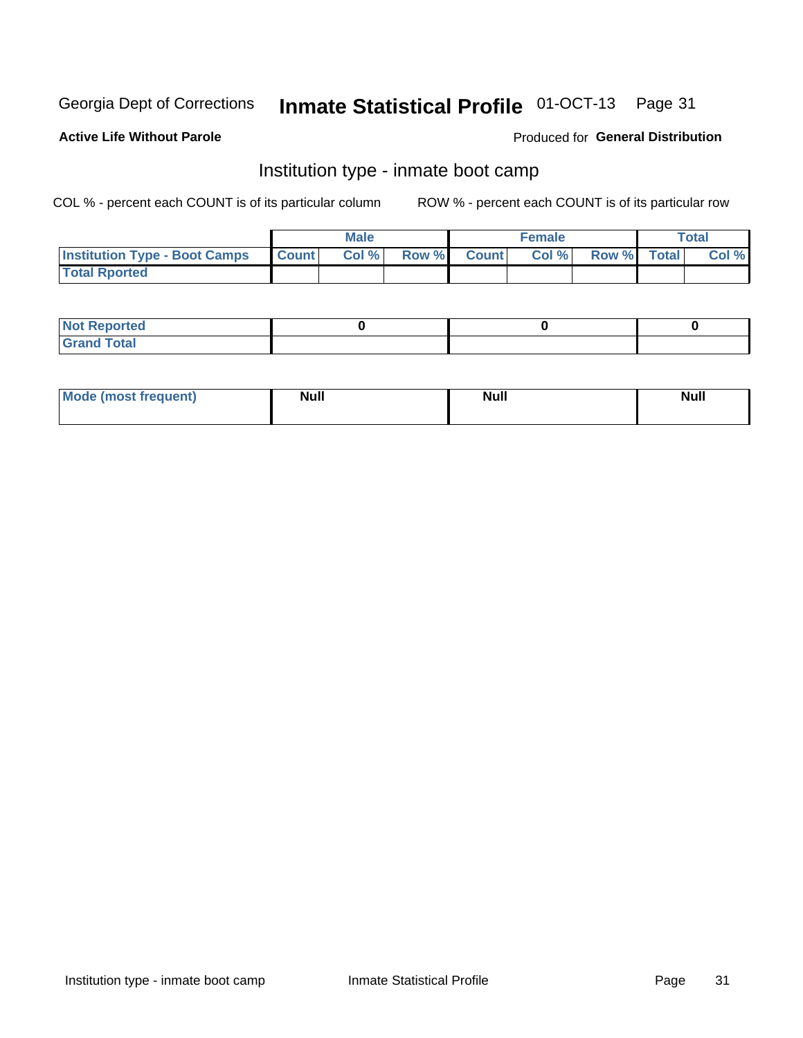Georgia Dept of Corrections **Inmate Statistical Profile** 01-OCT-13

**Active Life Without Parole**

Produced for **General Distribution**

## Institution type - inmate boot camp

COL % - percent each COUNT is of its particular column

ROW % - percent each COUNT is of its particular row

| | Male | | | Female | | | Total | |
|---|---|---|---|---|---|---|---|---|
| **Institution Type - Boot Camps** | **Count** | **Col %** | **Row %** | **Count** | **Col %** | **Row %** | **Total** | **Col %** |
| **Total Rported** | | | | | | | | |

| | | | |
|---|---|---|---|
| **Not Reported** | 0 | 0 | 0 |
| **Grand Total** | | | |

| | | | |
|---|---|---|---|
| **Mode (most frequent)** | Null | Null | Null |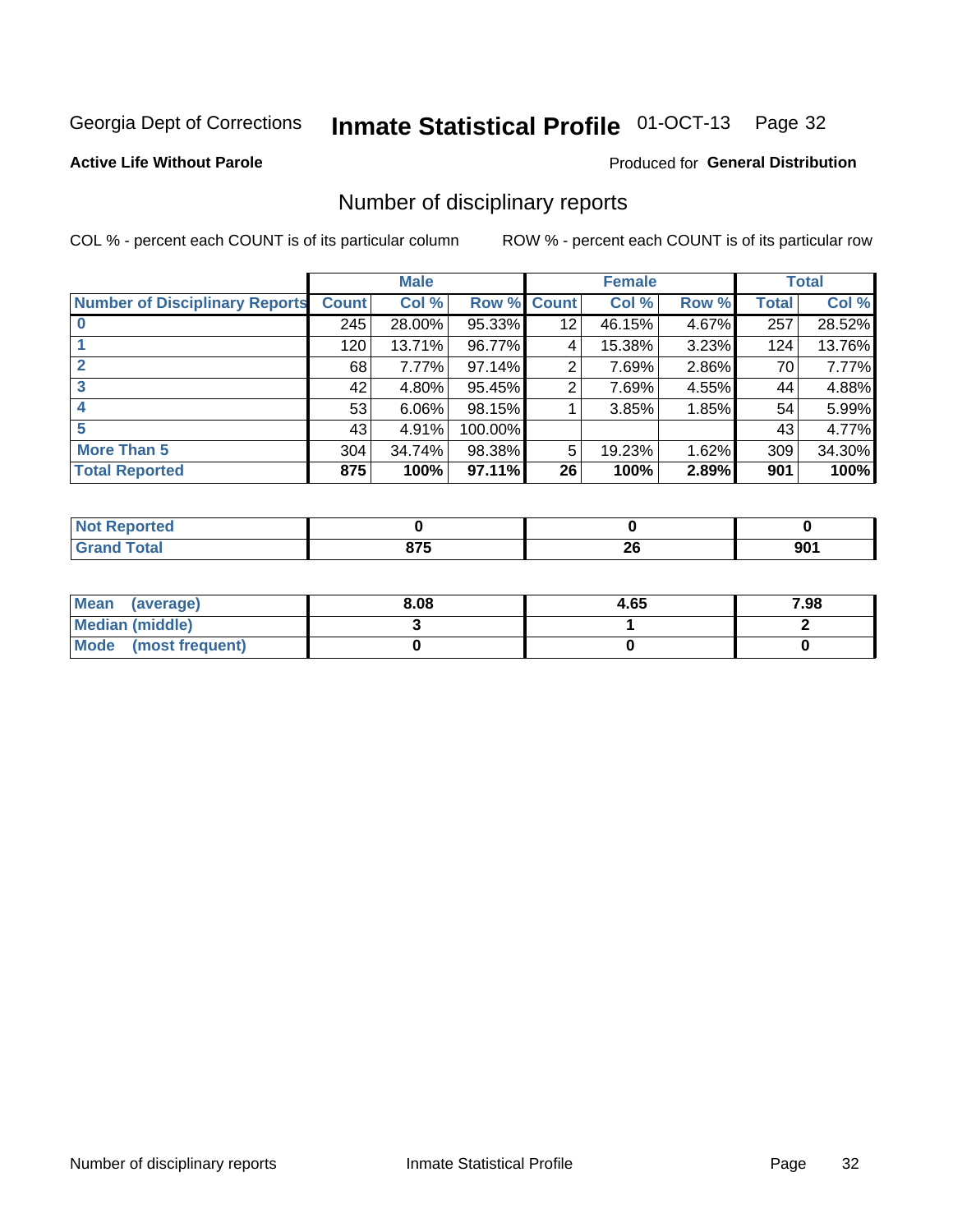Georgia Dept of Corrections **Inmate Statistical Profile** 01-OCT-13

**Active Life Without Parole**

Produced for **General Distribution**

## Number of disciplinary reports

COL % - percent each COUNT is of its particular column

ROW % - percent each COUNT is of its particular row

| | Male | | | Female | | | Total | |
|---|---|---|---|---|---|---|---|---|
| **Number of Disciplinary Reports** | **Count** | **Col %** | **Row %** | **Count** | **Col %** | **Row %** | **Total** | **Col %** |
| **0** | 245 | 28.00% | 95.33% | 12 | 46.15% | 4.67% | 257 | 28.52% |
| **1** | 120 | 13.71% | 96.77% | 4 | 15.38% | 3.23% | 124 | 13.76% |
| **2** | 68 | 7.77% | 97.14% | 2 | 7.69% | 2.86% | 70 | 7.77% |
| **3** | 42 | 4.80% | 95.45% | 2 | 7.69% | 4.55% | 44 | 4.88% |
| **4** | 53 | 6.06% | 98.15% | 1 | 3.85% | 1.85% | 54 | 5.99% |
| **5** | 43 | 4.91% | 100.00% | | | | 43 | 4.77% |
| **More Than 5** | 304 | 34.74% | 98.38% | 5 | 19.23% | 1.62% | 309 | 34.30% |
| **Total Reported** | **875** | **100%** | **97.11%** | **26** | **100%** | **2.89%** | **901** | **100%** |

| | Male | Female | Total |
|---|---|---|---|
| **Not Reported** | **0** | **0** | **0** |
| **Grand Total** | **875** | **26** | **901** |

| | Male | Female | Total |
|---|---|---|---|
| **Mean (average)** | **8.08** | **4.65** | **7.98** |
| **Median (middle)** | **3** | **1** | **2** |
| **Mode (most frequent)** | **0** | **0** | **0** |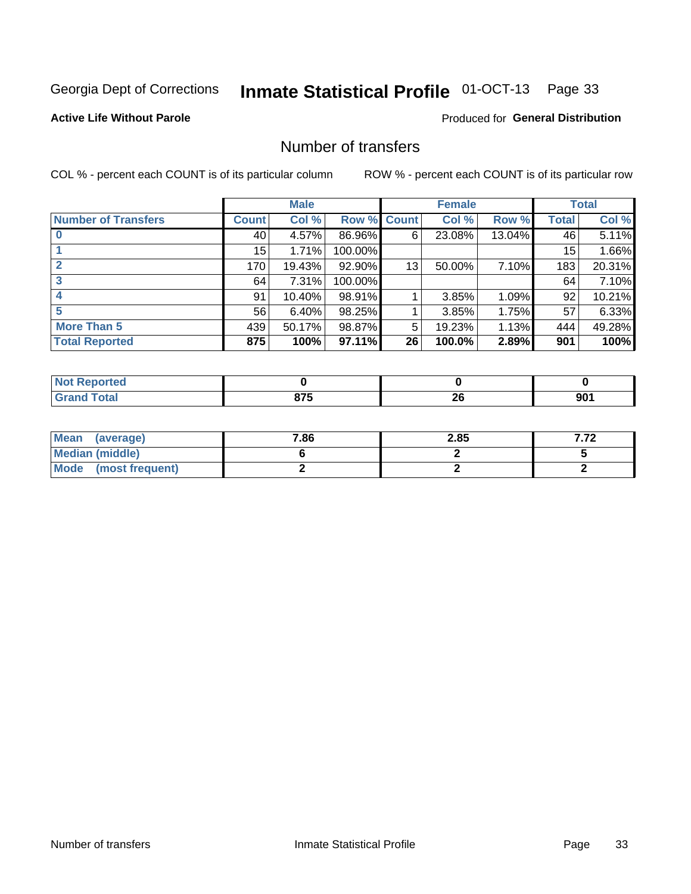Georgia Dept of Corrections **Inmate Statistical Profile** 01-OCT-13

**Active Life Without Parole**

Produced for **General Distribution**

## Number of transfers

COL % - percent each COUNT is of its particular column

ROW % - percent each COUNT is of its particular row

| | Male | | | Female | | | Total | |
|---|---|---|---|---|---|---|---|---|
| **Number of Transfers** | **Count** | **Col %** | **Row %** | **Count** | **Col %** | **Row %** | **Total** | **Col %** |
| **0** | 40 | 4.57% | 86.96% | 6 | 23.08% | 13.04% | 46 | 5.11% |
| **1** | 15 | 1.71% | 100.00% | | | | 15 | 1.66% |
| **2** | 170 | 19.43% | 92.90% | 13 | 50.00% | 7.10% | 183 | 20.31% |
| **3** | 64 | 7.31% | 100.00% | | | | 64 | 7.10% |
| **4** | 91 | 10.40% | 98.91% | 1 | 3.85% | 1.09% | 92 | 10.21% |
| **5** | 56 | 6.40% | 98.25% | 1 | 3.85% | 1.75% | 57 | 6.33% |
| **More Than 5** | 439 | 50.17% | 98.87% | 5 | 19.23% | 1.13% | 444 | 49.28% |
| **Total Reported** | **875** | **100%** | **97.11%** | **26** | **100.0%** | **2.89%** | **901** | **100%** |

| | Male | Female | Total |
|---|---|---|---|
| **Not Reported** | **0** | **0** | **0** |
| **Grand Total** | **875** | **26** | **901** |

| | Male | Female | Total |
|---|---|---|---|
| **Mean (average)** | **7.86** | **2.85** | **7.72** |
| **Median (middle)** | **6** | **2** | **5** |
| **Mode (most frequent)** | **2** | **2** | **2** |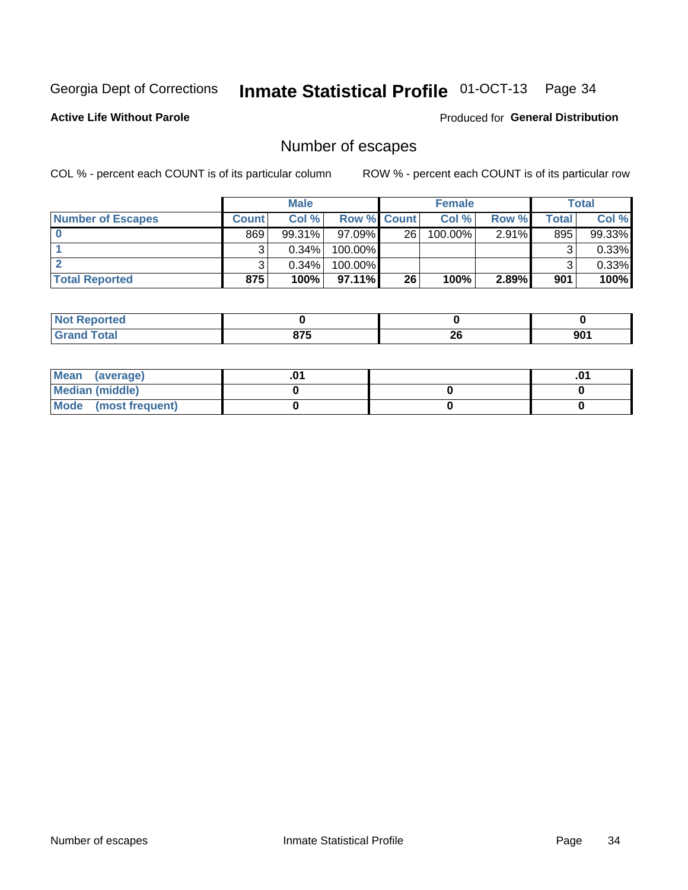Georgia Dept of Corrections **Inmate Statistical Profile** 01-OCT-13

**Active Life Without Parole**

Produced for **General Distribution**

## Number of escapes

COL % - percent each COUNT is of its particular column

ROW % - percent each COUNT is of its particular row

| | Male | | | Female | | | Total | |
|---|---|---|---|---|---|---|---|---|
| **Number of Escapes** | **Count** | **Col %** | **Row %** | **Count** | **Col %** | **Row %** | **Total** | **Col %** |
| **0** | 869 | 99.31% | 97.09% | 26 | 100.00% | 2.91% | 895 | 99.33% |
| **1** | 3 | 0.34% | 100.00% | | | | 3 | 0.33% |
| **2** | 3 | 0.34% | 100.00% | | | | 3 | 0.33% |
| **Total Reported** | **875** | **100%** | **97.11%** | **26** | **100%** | **2.89%** | **901** | **100%** |

| | Male | Female | Total |
|---|---|---|---|
| **Not Reported** | **0** | **0** | **0** |
| **Grand Total** | **875** | **26** | **901** |

| | Male | Female | Total |
|---|---|---|---|
| **Mean (average)** | **.01** | | **.01** |
| **Median (middle)** | **0** | **0** | **0** |
| **Mode (most frequent)** | **0** | **0** | **0** |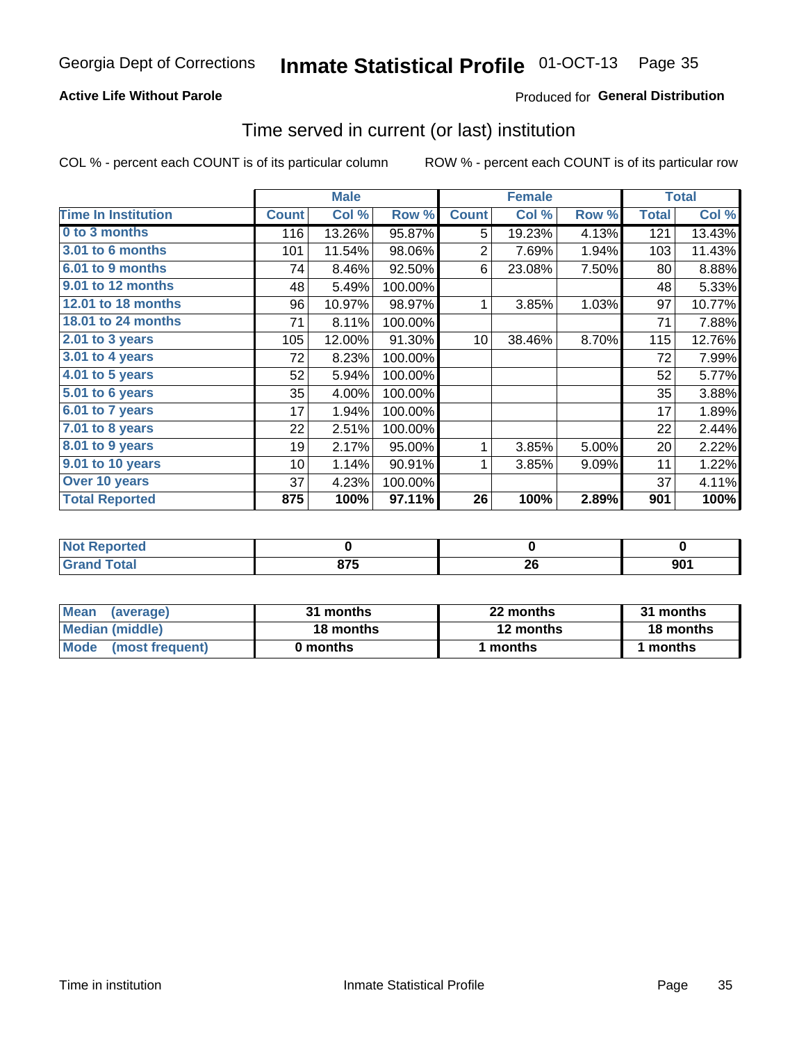Georgia Dept of Corrections **Inmate Statistical Profile** 01-OCT-13

**Active Life Without Parole**

Produced for **General Distribution**

## Time served in current (or last) institution

COL % - percent each COUNT is of its particular column

ROW % - percent each COUNT is of its particular row

| | Male | | | Female | | | Total | |
|---|---|---|---|---|---|---|---|---|
| **Time In Institution** | **Count** | **Col %** | **Row %** | **Count** | **Col %** | **Row %** | **Total** | **Col %** |
| **0 to 3 months** | 116 | 13.26% | 95.87% | 5 | 19.23% | 4.13% | 121 | 13.43% |
| **3.01 to 6 months** | 101 | 11.54% | 98.06% | 2 | 7.69% | 1.94% | 103 | 11.43% |
| **6.01 to 9 months** | 74 | 8.46% | 92.50% | 6 | 23.08% | 7.50% | 80 | 8.88% |
| **9.01 to 12 months** | 48 | 5.49% | 100.00% | | | | 48 | 5.33% |
| **12.01 to 18 months** | 96 | 10.97% | 98.97% | 1 | 3.85% | 1.03% | 97 | 10.77% |
| **18.01 to 24 months** | 71 | 8.11% | 100.00% | | | | 71 | 7.88% |
| **2.01 to 3 years** | 105 | 12.00% | 91.30% | 10 | 38.46% | 8.70% | 115 | 12.76% |
| **3.01 to 4 years** | 72 | 8.23% | 100.00% | | | | 72 | 7.99% |
| **4.01 to 5 years** | 52 | 5.94% | 100.00% | | | | 52 | 5.77% |
| **5.01 to 6 years** | 35 | 4.00% | 100.00% | | | | 35 | 3.88% |
| **6.01 to 7 years** | 17 | 1.94% | 100.00% | | | | 17 | 1.89% |
| **7.01 to 8 years** | 22 | 2.51% | 100.00% | | | | 22 | 2.44% |
| **8.01 to 9 years** | 19 | 2.17% | 95.00% | 1 | 3.85% | 5.00% | 20 | 2.22% |
| **9.01 to 10 years** | 10 | 1.14% | 90.91% | 1 | 3.85% | 9.09% | 11 | 1.22% |
| **Over 10 years** | 37 | 4.23% | 100.00% | | | | 37 | 4.11% |
| **Total Reported** | **875** | **100%** | **97.11%** | **26** | **100%** | **2.89%** | **901** | **100%** |

| | Male | Female | Total |
|---|---|---|---|
| **Not Reported** | **0** | **0** | **0** |
| **Grand Total** | **875** | **26** | **901** |

| | Male | Female | Total |
|---|---|---|---|
| **Mean (average)** | **31 months** | **22 months** | **31 months** |
| **Median (middle)** | **18 months** | **12 months** | **18 months** |
| **Mode (most frequent)** | **0 months** | **1 months** | **1 months** |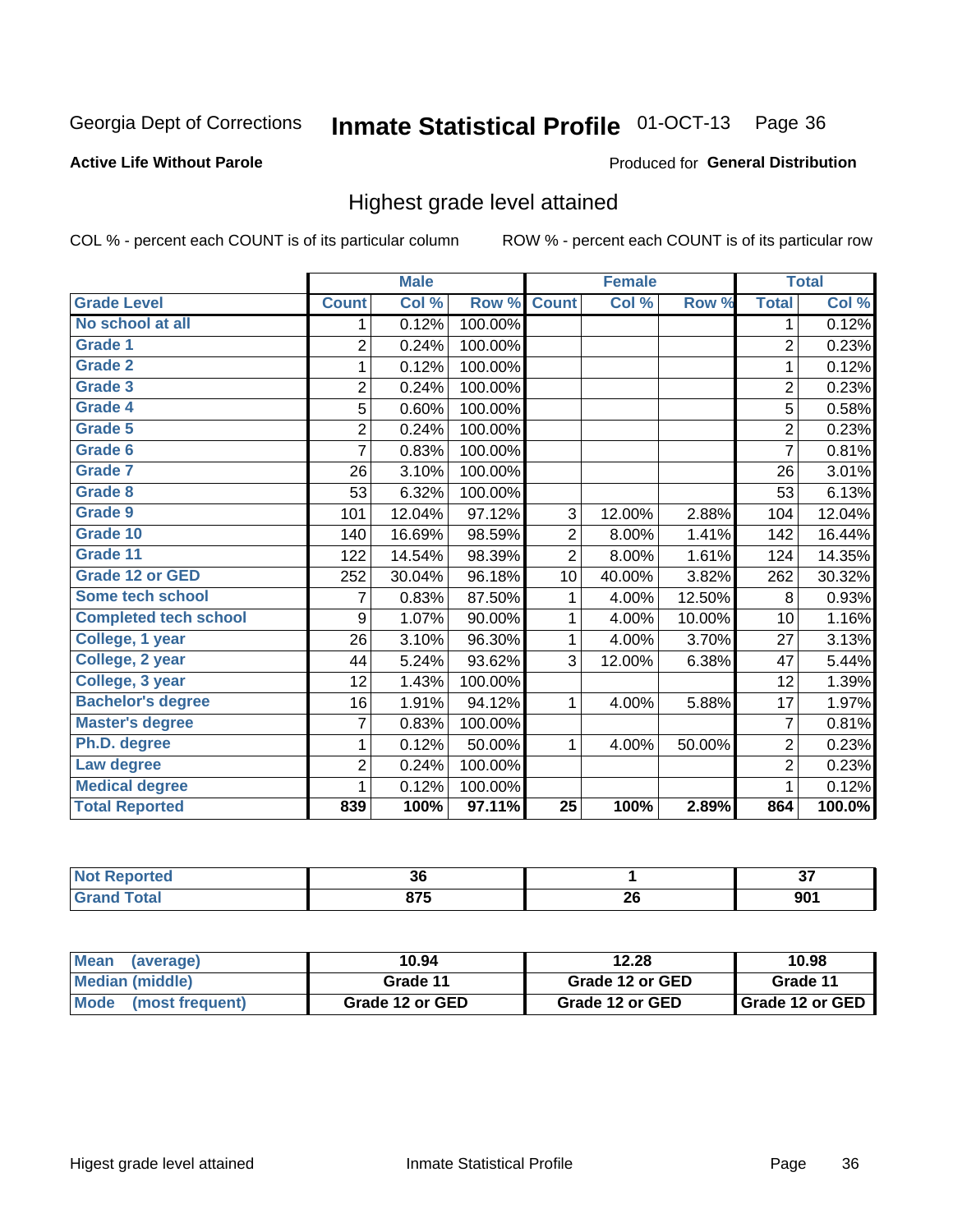Georgia Dept of Corrections **Inmate Statistical Profile** 01-OCT-13 Page 36

**Active Life Without Parole**

Produced for **General Distribution**

## Highest grade level attained

COL % - percent each COUNT is of its particular column

ROW % - percent each COUNT is of its particular row

| | Male | | | Female | | | Total | |
|---|---|---|---|---|---|---|---|---|
| **Grade Level** | **Count** | **Col %** | **Row %** | **Count** | **Col %** | **Row %** | **Total** | **Col %** |
| No school at all | 1 | 0.12% | 100.00% | | | | 1 | 0.12% |
| Grade 1 | 2 | 0.24% | 100.00% | | | | 2 | 0.23% |
| Grade 2 | 1 | 0.12% | 100.00% | | | | 1 | 0.12% |
| Grade 3 | 2 | 0.24% | 100.00% | | | | 2 | 0.23% |
| Grade 4 | 5 | 0.60% | 100.00% | | | | 5 | 0.58% |
| Grade 5 | 2 | 0.24% | 100.00% | | | | 2 | 0.23% |
| Grade 6 | 7 | 0.83% | 100.00% | | | | 7 | 0.81% |
| Grade 7 | 26 | 3.10% | 100.00% | | | | 26 | 3.01% |
| Grade 8 | 53 | 6.32% | 100.00% | | | | 53 | 6.13% |
| Grade 9 | 101 | 12.04% | 97.12% | 3 | 12.00% | 2.88% | 104 | 12.04% |
| Grade 10 | 140 | 16.69% | 98.59% | 2 | 8.00% | 1.41% | 142 | 16.44% |
| Grade 11 | 122 | 14.54% | 98.39% | 2 | 8.00% | 1.61% | 124 | 14.35% |
| Grade 12 or GED | 252 | 30.04% | 96.18% | 10 | 40.00% | 3.82% | 262 | 30.32% |
| Some tech school | 7 | 0.83% | 87.50% | 1 | 4.00% | 12.50% | 8 | 0.93% |
| Completed tech school | 9 | 1.07% | 90.00% | 1 | 4.00% | 10.00% | 10 | 1.16% |
| College, 1 year | 26 | 3.10% | 96.30% | 1 | 4.00% | 3.70% | 27 | 3.13% |
| College, 2 year | 44 | 5.24% | 93.62% | 3 | 12.00% | 6.38% | 47 | 5.44% |
| College, 3 year | 12 | 1.43% | 100.00% | | | | 12 | 1.39% |
| Bachelor's degree | 16 | 1.91% | 94.12% | 1 | 4.00% | 5.88% | 17 | 1.97% |
| Master's degree | 7 | 0.83% | 100.00% | | | | 7 | 0.81% |
| Ph.D. degree | 1 | 0.12% | 50.00% | 1 | 4.00% | 50.00% | 2 | 0.23% |
| Law degree | 2 | 0.24% | 100.00% | | | | 2 | 0.23% |
| Medical degree | 1 | 0.12% | 100.00% | | | | 1 | 0.12% |
| **Total Reported** | **839** | **100%** | **97.11%** | **25** | **100%** | **2.89%** | **864** | **100.0%** |

| | Male | Female | Total |
|---|---|---|---|
| Not Reported | **36** | **1** | **37** |
| Grand Total | **875** | **26** | **901** |

| | Male | Female | Total |
|---|---|---|---|
| Mean (average) | **10.94** | **12.28** | **10.98** |
| Median (middle) | **Grade 11** | **Grade 12 or GED** | **Grade 11** |
| Mode (most frequent) | **Grade 12 or GED** | **Grade 12 or GED** | **Grade 12 or GED** |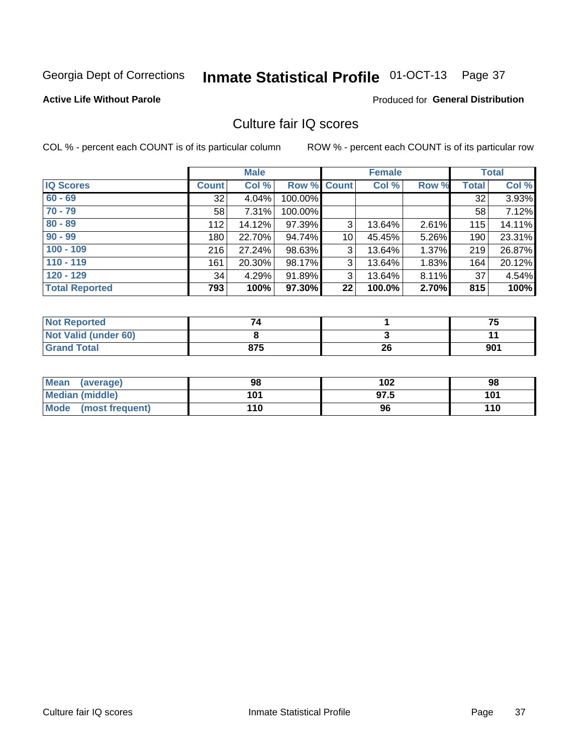Georgia Dept of Corrections **Inmate Statistical Profile** 01-OCT-13

**Active Life Without Parole**

Produced for **General Distribution**

## Culture fair IQ scores

COL % - percent each COUNT is of its particular column ROW % - percent each COUNT is of its particular row

| | Male | | | Female | | | Total | |
|---|---|---|---|---|---|---|---|---|
| **IQ Scores** | **Count** | **Col %** | **Row %** | **Count** | **Col %** | **Row %** | **Total** | **Col %** |
| **60 - 69** | 32 | 4.04% | 100.00% | | | | 32 | 3.93% |
| **70 - 79** | 58 | 7.31% | 100.00% | | | | 58 | 7.12% |
| **80 - 89** | 112 | 14.12% | 97.39% | 3 | 13.64% | 2.61% | 115 | 14.11% |
| **90 - 99** | 180 | 22.70% | 94.74% | 10 | 45.45% | 5.26% | 190 | 23.31% |
| **100 - 109** | 216 | 27.24% | 98.63% | 3 | 13.64% | 1.37% | 219 | 26.87% |
| **110 - 119** | 161 | 20.30% | 98.17% | 3 | 13.64% | 1.83% | 164 | 20.12% |
| **120 - 129** | 34 | 4.29% | 91.89% | 3 | 13.64% | 8.11% | 37 | 4.54% |
| **Total Reported** | **793** | **100%** | **97.30%** | **22** | **100.0%** | **2.70%** | **815** | **100%** |

| | | | |
|---|---|---|---|
| **Not Reported** | **74** | **1** | **75** |
| **Not Valid (under 60)** | **8** | **3** | **11** |
| **Grand Total** | **875** | **26** | **901** |

| | | | |
|---|---|---|---|
| **Mean (average)** | **98** | **102** | **98** |
| **Median (middle)** | **101** | **97.5** | **101** |
| **Mode (most frequent)** | **110** | **96** | **110** |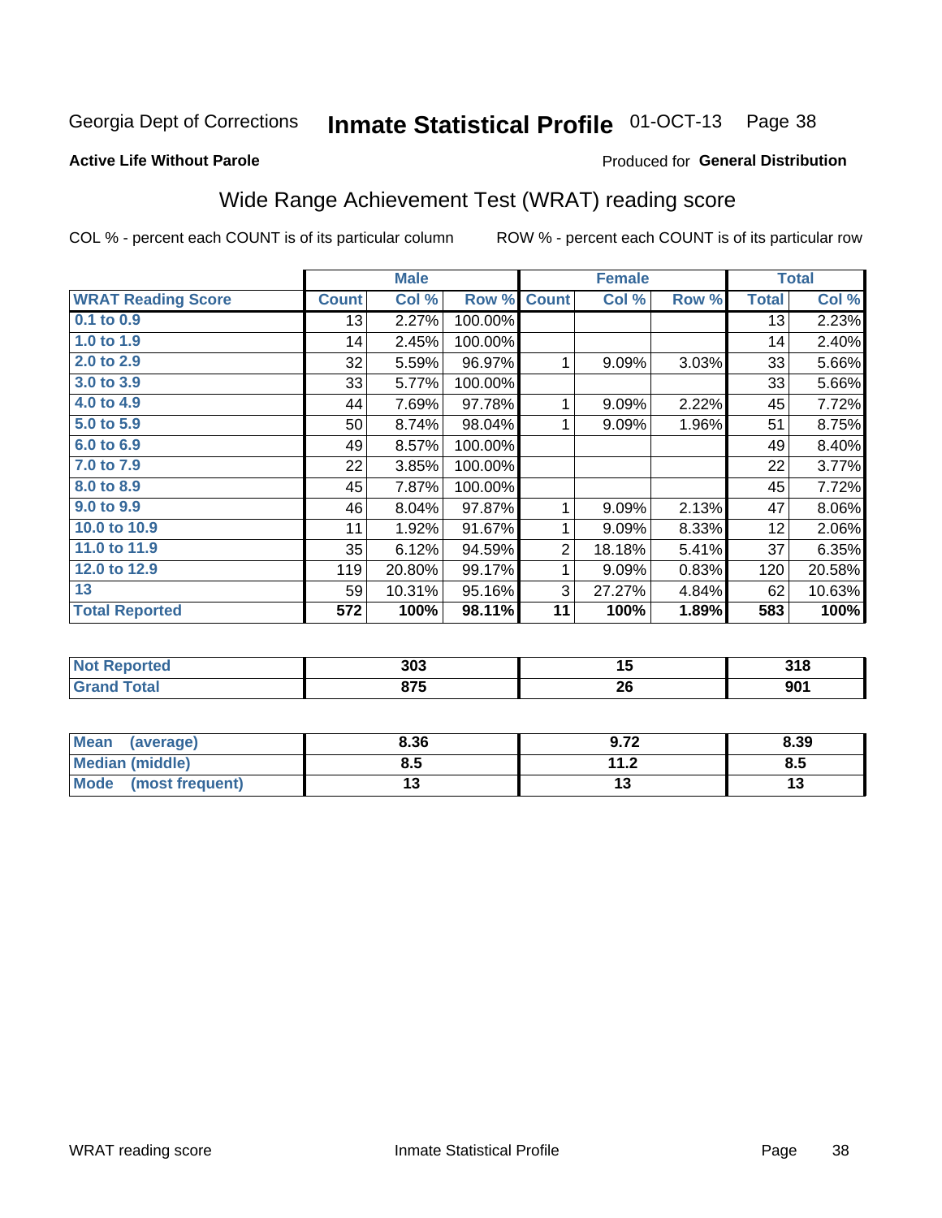Georgia Dept of Corrections **Inmate Statistical Profile** 01-OCT-13

**Active Life Without Parole**

Produced for **General Distribution**

## Wide Range Achievement Test (WRAT) reading score

COL % - percent each COUNT is of its particular column ROW % - percent each COUNT is of its particular row

| | Male | | | Female | | | Total | |
|---|---|---|---|---|---|---|---|---|
| **WRAT Reading Score** | **Count** | **Col %** | **Row %** | **Count** | **Col %** | **Row %** | **Total** | **Col %** |
| 0.1 to 0.9 | 13 | 2.27% | 100.00% | | | | 13 | 2.23% |
| 1.0 to 1.9 | 14 | 2.45% | 100.00% | | | | 14 | 2.40% |
| 2.0 to 2.9 | 32 | 5.59% | 96.97% | 1 | 9.09% | 3.03% | 33 | 5.66% |
| 3.0 to 3.9 | 33 | 5.77% | 100.00% | | | | 33 | 5.66% |
| 4.0 to 4.9 | 44 | 7.69% | 97.78% | 1 | 9.09% | 2.22% | 45 | 7.72% |
| 5.0 to 5.9 | 50 | 8.74% | 98.04% | 1 | 9.09% | 1.96% | 51 | 8.75% |
| 6.0 to 6.9 | 49 | 8.57% | 100.00% | | | | 49 | 8.40% |
| 7.0 to 7.9 | 22 | 3.85% | 100.00% | | | | 22 | 3.77% |
| 8.0 to 8.9 | 45 | 7.87% | 100.00% | | | | 45 | 7.72% |
| 9.0 to 9.9 | 46 | 8.04% | 97.87% | 1 | 9.09% | 2.13% | 47 | 8.06% |
| 10.0 to 10.9 | 11 | 1.92% | 91.67% | 1 | 9.09% | 8.33% | 12 | 2.06% |
| 11.0 to 11.9 | 35 | 6.12% | 94.59% | 2 | 18.18% | 5.41% | 37 | 6.35% |
| 12.0 to 12.9 | 119 | 20.80% | 99.17% | 1 | 9.09% | 0.83% | 120 | 20.58% |
| 13 | 59 | 10.31% | 95.16% | 3 | 27.27% | 4.84% | 62 | 10.63% |
| **Total Reported** | **572** | **100%** | **98.11%** | **11** | **100%** | **1.89%** | **583** | **100%** |

| | Male | Female | Total |
|---|---|---|---|
| Not Reported | 303 | 15 | 318 |
| Grand Total | 875 | 26 | 901 |

| | Male | Female | Total |
|---|---|---|---|
| Mean (average) | 8.36 | 9.72 | 8.39 |
| Median (middle) | 8.5 | 11.2 | 8.5 |
| Mode (most frequent) | 13 | 13 | 13 |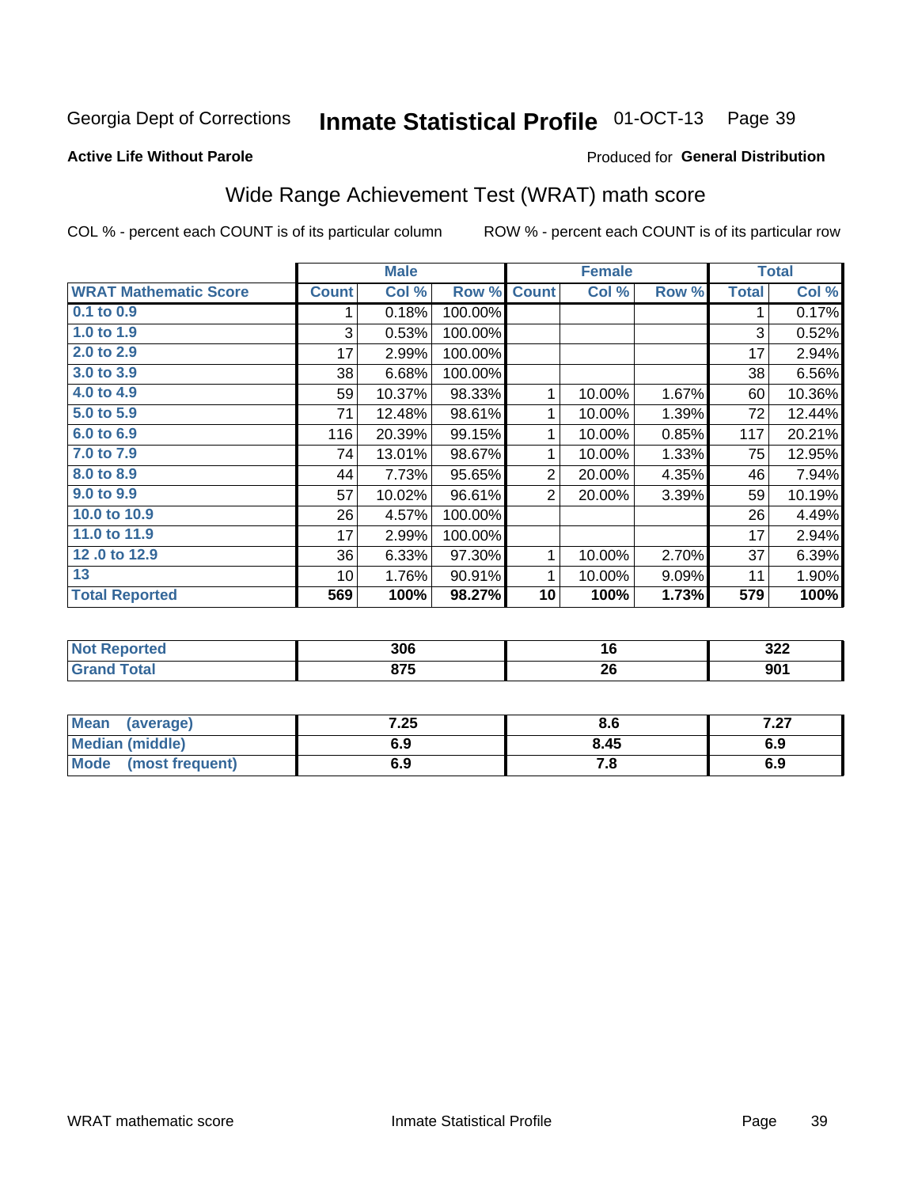Georgia Dept of Corrections **Inmate Statistical Profile** 01-OCT-13 Page 39

**Active Life Without Parole**

Produced for **General Distribution**

## Wide Range Achievement Test (WRAT) math score

COL % - percent each COUNT is of its particular column ROW % - percent each COUNT is of its particular row

| | Male | | | Female | | | Total | |
|---|---|---|---|---|---|---|---|---|
| **WRAT Mathematic Score** | **Count** | **Col %** | **Row %** | **Count** | **Col %** | **Row %** | **Total** | **Col %** |
| 0.1 to 0.9 | 1 | 0.18% | 100.00% | | | | 1 | 0.17% |
| 1.0 to 1.9 | 3 | 0.53% | 100.00% | | | | 3 | 0.52% |
| 2.0 to 2.9 | 17 | 2.99% | 100.00% | | | | 17 | 2.94% |
| 3.0 to 3.9 | 38 | 6.68% | 100.00% | | | | 38 | 6.56% |
| 4.0 to 4.9 | 59 | 10.37% | 98.33% | 1 | 10.00% | 1.67% | 60 | 10.36% |
| 5.0 to 5.9 | 71 | 12.48% | 98.61% | 1 | 10.00% | 1.39% | 72 | 12.44% |
| 6.0 to 6.9 | 116 | 20.39% | 99.15% | 1 | 10.00% | 0.85% | 117 | 20.21% |
| 7.0 to 7.9 | 74 | 13.01% | 98.67% | 1 | 10.00% | 1.33% | 75 | 12.95% |
| 8.0 to 8.9 | 44 | 7.73% | 95.65% | 2 | 20.00% | 4.35% | 46 | 7.94% |
| 9.0 to 9.9 | 57 | 10.02% | 96.61% | 2 | 20.00% | 3.39% | 59 | 10.19% |
| 10.0 to 10.9 | 26 | 4.57% | 100.00% | | | | 26 | 4.49% |
| 11.0 to 11.9 | 17 | 2.99% | 100.00% | | | | 17 | 2.94% |
| 12 .0 to 12.9 | 36 | 6.33% | 97.30% | 1 | 10.00% | 2.70% | 37 | 6.39% |
| 13 | 10 | 1.76% | 90.91% | 1 | 10.00% | 9.09% | 11 | 1.90% |
| **Total Reported** | **569** | **100%** | **98.27%** | **10** | **100%** | **1.73%** | **579** | **100%** |

| | Male | Female | Total |
|---|---|---|---|
| Not Reported | 306 | 16 | 322 |
| Grand Total | 875 | 26 | 901 |

| | Male | Female | Total |
|---|---|---|---|
| Mean (average) | 7.25 | 8.6 | 7.27 |
| Median (middle) | 6.9 | 8.45 | 6.9 |
| Mode (most frequent) | 6.9 | 7.8 | 6.9 |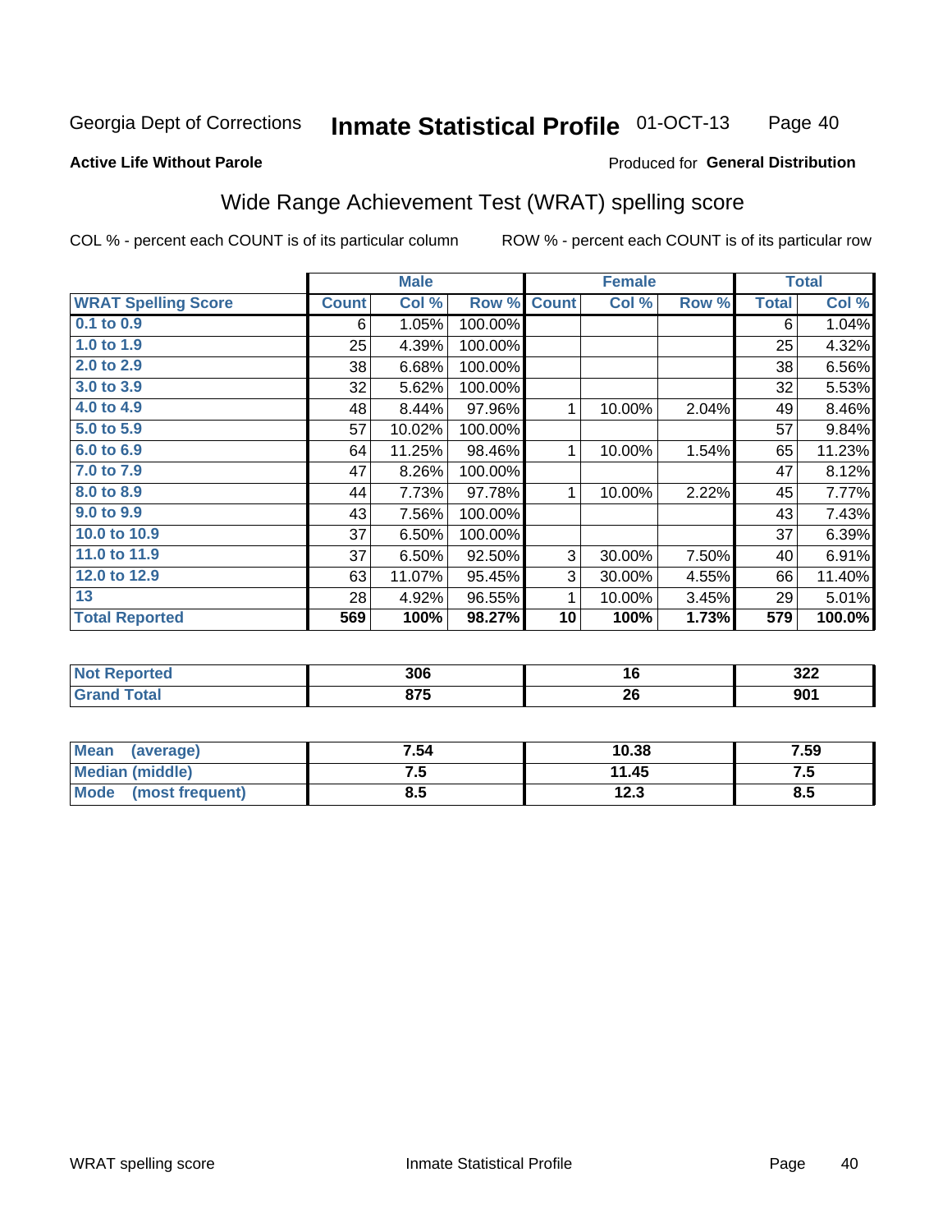Georgia Dept of Corrections **Inmate Statistical Profile** 01-OCT-13

**Active Life Without Parole**

Produced for **General Distribution**

## Wide Range Achievement Test (WRAT) spelling score

COL % - percent each COUNT is of its particular column

ROW % - percent each COUNT is of its particular row

| | Male | | | Female | | | Total | |
|---|---|---|---|---|---|---|---|---|
| **WRAT Spelling Score** | **Count** | **Col %** | **Row %** | **Count** | **Col %** | **Row %** | **Total** | **Col %** |
| **0.1 to 0.9** | 6 | 1.05% | 100.00% | | | | 6 | 1.04% |
| **1.0 to 1.9** | 25 | 4.39% | 100.00% | | | | 25 | 4.32% |
| **2.0 to 2.9** | 38 | 6.68% | 100.00% | | | | 38 | 6.56% |
| **3.0 to 3.9** | 32 | 5.62% | 100.00% | | | | 32 | 5.53% |
| **4.0 to 4.9** | 48 | 8.44% | 97.96% | 1 | 10.00% | 2.04% | 49 | 8.46% |
| **5.0 to 5.9** | 57 | 10.02% | 100.00% | | | | 57 | 9.84% |
| **6.0 to 6.9** | 64 | 11.25% | 98.46% | 1 | 10.00% | 1.54% | 65 | 11.23% |
| **7.0 to 7.9** | 47 | 8.26% | 100.00% | | | | 47 | 8.12% |
| **8.0 to 8.9** | 44 | 7.73% | 97.78% | 1 | 10.00% | 2.22% | 45 | 7.77% |
| **9.0 to 9.9** | 43 | 7.56% | 100.00% | | | | 43 | 7.43% |
| **10.0 to 10.9** | 37 | 6.50% | 100.00% | | | | 37 | 6.39% |
| **11.0 to 11.9** | 37 | 6.50% | 92.50% | 3 | 30.00% | 7.50% | 40 | 6.91% |
| **12.0 to 12.9** | 63 | 11.07% | 95.45% | 3 | 30.00% | 4.55% | 66 | 11.40% |
| **13** | 28 | 4.92% | 96.55% | 1 | 10.00% | 3.45% | 29 | 5.01% |
| **Total Reported** | **569** | **100%** | **98.27%** | **10** | **100%** | **1.73%** | **579** | **100.0%** |

| | Male | Female | Total |
|---|---|---|---|
| **Not Reported** | **306** | **16** | **322** |
| **Grand Total** | **875** | **26** | **901** |

| | Male | Female | Total |
|---|---|---|---|
| **Mean (average)** | **7.54** | **10.38** | **7.59** |
| **Median (middle)** | **7.5** | **11.45** | **7.5** |
| **Mode (most frequent)** | **8.5** | **12.3** | **8.5** |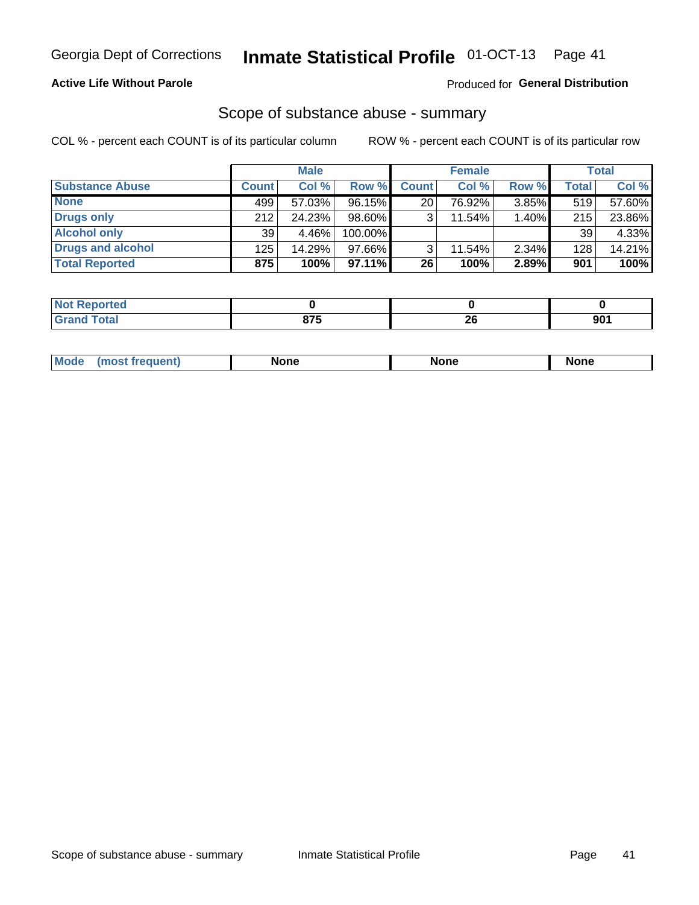Georgia Dept of Corrections **Inmate Statistical Profile** 01-OCT-13

**Active Life Without Parole**

Produced for **General Distribution**

## Scope of substance abuse - summary

COL % - percent each COUNT is of its particular column

ROW % - percent each COUNT is of its particular row

| | Male | | | Female | | | Total | |
|---|---|---|---|---|---|---|---|---|
| **Substance Abuse** | **Count** | **Col %** | **Row %** | **Count** | **Col %** | **Row %** | **Total** | **Col %** |
| **None** | 499 | 57.03% | 96.15% | 20 | 76.92% | 3.85% | 519 | 57.60% |
| **Drugs only** | 212 | 24.23% | 98.60% | 3 | 11.54% | 1.40% | 215 | 23.86% |
| **Alcohol only** | 39 | 4.46% | 100.00% | | | | 39 | 4.33% |
| **Drugs and alcohol** | 125 | 14.29% | 97.66% | 3 | 11.54% | 2.34% | 128 | 14.21% |
| **Total Reported** | **875** | **100%** | **97.11%** | **26** | **100%** | **2.89%** | **901** | **100%** |

| | Male | Female | Total |
|---|---|---|---|
| **Not Reported** | **0** | **0** | **0** |
| **Grand Total** | **875** | **26** | **901** |

| | Male | Female | Total |
|---|---|---|---|
| **Mode (most frequent)** | **None** | **None** | **None** |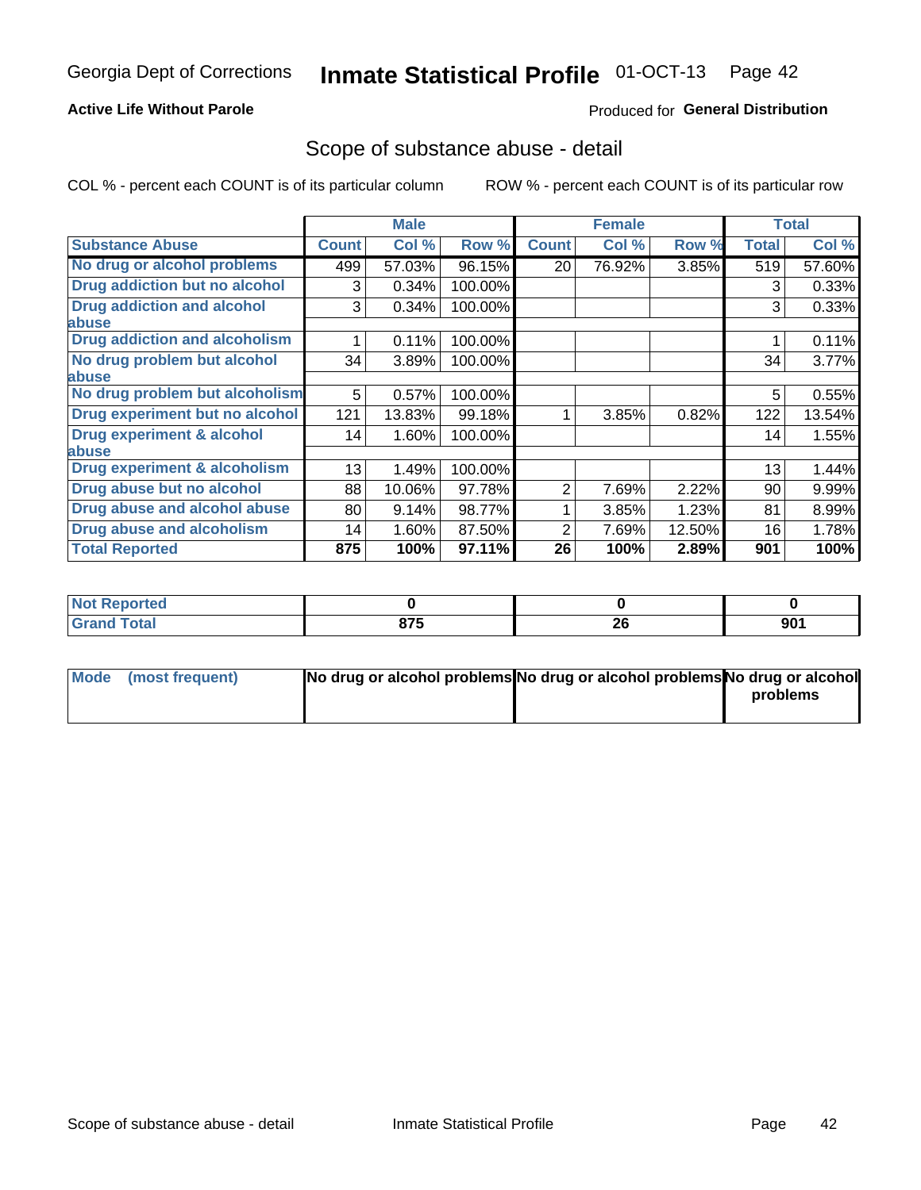Georgia Dept of Corrections **Inmate Statistical Profile** 01-OCT-13

**Active Life Without Parole**

Produced for **General Distribution**

## Scope of substance abuse - detail

COL % - percent each COUNT is of its particular column ROW % - percent each COUNT is of its particular row

| | Male | | | Female | | | Total | |
|---|---|---|---|---|---|---|---|---|
| **Substance Abuse** | **Count** | **Col %** | **Row %** | **Count** | **Col %** | **Row %** | **Total** | **Col %** |
| **No drug or alcohol problems** | 499 | 57.03% | 96.15% | 20 | 76.92% | 3.85% | 519 | 57.60% |
| **Drug addiction but no alcohol** | 3 | 0.34% | 100.00% | | | | 3 | 0.33% |
| **Drug addiction and alcohol abuse** | 3 | 0.34% | 100.00% | | | | 3 | 0.33% |
| **Drug addiction and alcoholism** | 1 | 0.11% | 100.00% | | | | 1 | 0.11% |
| **No drug problem but alcohol abuse** | 34 | 3.89% | 100.00% | | | | 34 | 3.77% |
| **No drug problem but alcoholism** | 5 | 0.57% | 100.00% | | | | 5 | 0.55% |
| **Drug experiment but no alcohol** | 121 | 13.83% | 99.18% | 1 | 3.85% | 0.82% | 122 | 13.54% |
| **Drug experiment & alcohol abuse** | 14 | 1.60% | 100.00% | | | | 14 | 1.55% |
| **Drug experiment & alcoholism** | 13 | 1.49% | 100.00% | | | | 13 | 1.44% |
| **Drug abuse but no alcohol** | 88 | 10.06% | 97.78% | 2 | 7.69% | 2.22% | 90 | 9.99% |
| **Drug abuse and alcohol abuse** | 80 | 9.14% | 98.77% | 1 | 3.85% | 1.23% | 81 | 8.99% |
| **Drug abuse and alcoholism** | 14 | 1.60% | 87.50% | 2 | 7.69% | 12.50% | 16 | 1.78% |
| **Total Reported** | **875** | **100%** | **97.11%** | **26** | **100%** | **2.89%** | **901** | **100%** |

| | Male | Female | Total |
|---|---|---|---|
| **Not Reported** | **0** | **0** | **0** |
| **Grand Total** | **875** | **26** | **901** |

| | Male | Female | Total |
|---|---|---|---|
| **Mode (most frequent)** | **No drug or alcohol problems** | **No drug or alcohol problems** | **No drug or alcohol problems** |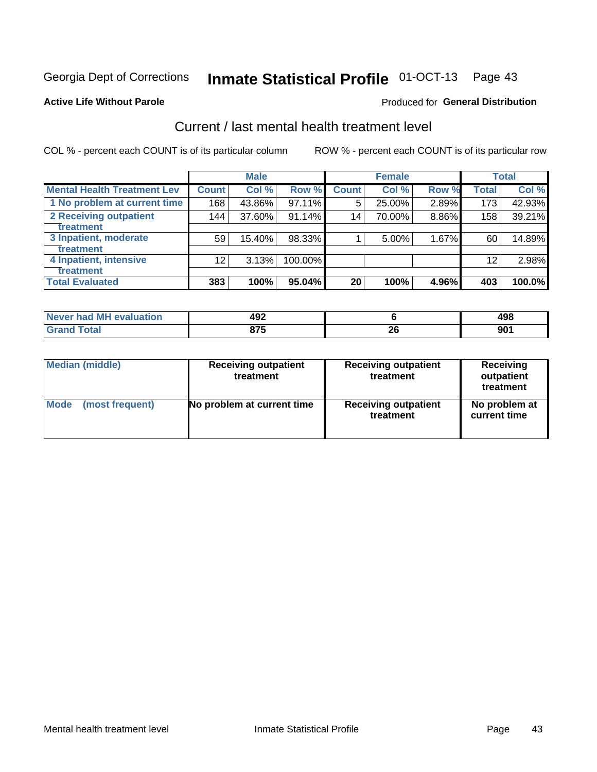Georgia Dept of Corrections **Inmate Statistical Profile** 01-OCT-13 Page 43

**Active Life Without Parole**

Produced for **General Distribution**

## Current / last mental health treatment level

COL % - percent each COUNT is of its particular column

ROW % - percent each COUNT is of its particular row

| | Male | | | Female | | | Total | |
|---|---|---|---|---|---|---|---|---|
| **Mental Health Treatment Lev** | **Count** | **Col %** | **Row %** | **Count** | **Col %** | **Row %** | **Total** | **Col %** |
| 1 No problem at current time | 168 | 43.86% | 97.11% | 5 | 25.00% | 2.89% | 173 | 42.93% |
| 2 Receiving outpatient treatment | 144 | 37.60% | 91.14% | 14 | 70.00% | 8.86% | 158 | 39.21% |
| 3 Inpatient, moderate treatment | 59 | 15.40% | 98.33% | 1 | 5.00% | 1.67% | 60 | 14.89% |
| 4 Inpatient, intensive treatment | 12 | 3.13% | 100.00% | | | | 12 | 2.98% |
| **Total Evaluated** | **383** | **100%** | **95.04%** | **20** | **100%** | **4.96%** | **403** | **100.0%** |

| | Male | Female | Total |
|---|---|---|---|
| **Never had MH evaluation** | **492** | **6** | **498** |
| **Grand Total** | **875** | **26** | **901** |

| | Male | Female | Total |
|---|---|---|---|
| **Median (middle)** | **Receiving outpatient treatment** | **Receiving outpatient treatment** | **Receiving outpatient treatment** |
| **Mode (most frequent)** | **No problem at current time** | **Receiving outpatient treatment** | **No problem at current time** |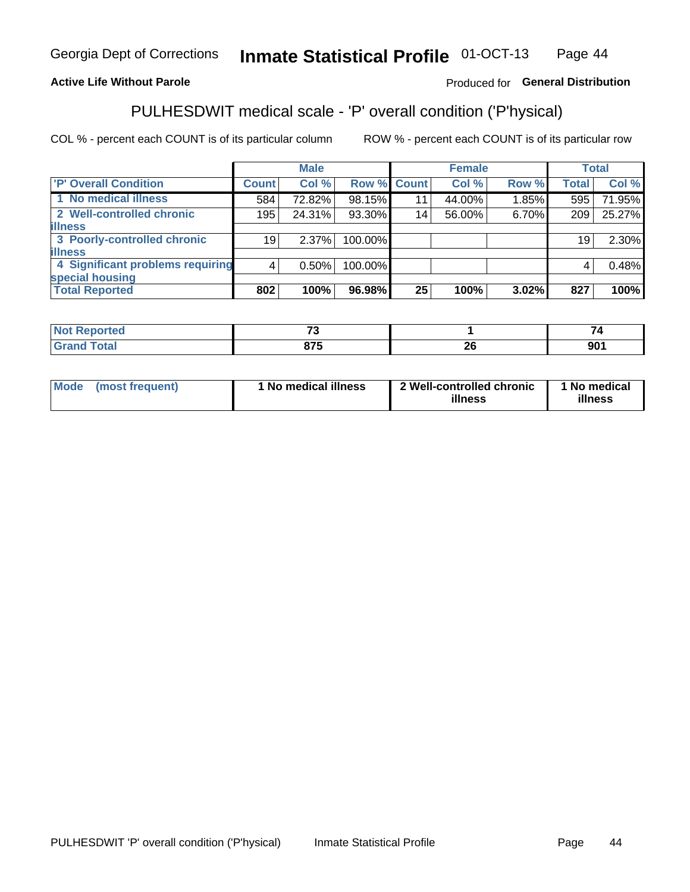Georgia Dept of Corrections **Inmate Statistical Profile** 01-OCT-13

**Active Life Without Parole**

Produced for **General Distribution**

## PULHESDWIT medical scale - 'P' overall condition ('P'hysical)

COL % - percent each COUNT is of its particular column

ROW % - percent each COUNT is of its particular row

| | Male | | | Female | | | Total | |
|---|---|---|---|---|---|---|---|---|
| 'P' Overall Condition | Count | Col % | Row % | Count | Col % | Row % | Total | Col % |
| 1 No medical illness | 584 | 72.82% | 98.15% | 11 | 44.00% | 1.85% | 595 | 71.95% |
| 2 Well-controlled chronic illness | 195 | 24.31% | 93.30% | 14 | 56.00% | 6.70% | 209 | 25.27% |
| 3 Poorly-controlled chronic illness | 19 | 2.37% | 100.00% | | | | 19 | 2.30% |
| 4 Significant problems requiring special housing | 4 | 0.50% | 100.00% | | | | 4 | 0.48% |
| **Total Reported** | **802** | **100%** | **96.98%** | **25** | **100%** | **3.02%** | **827** | **100%** |

| | Male | Female | Total |
|---|---|---|---|
| Not Reported | 73 | 1 | 74 |
| Grand Total | 875 | 26 | 901 |

| | Male | Female | Total |
|---|---|---|---|
| Mode (most frequent) | 1 No medical illness | 2 Well-controlled chronic illness | 1 No medical illness |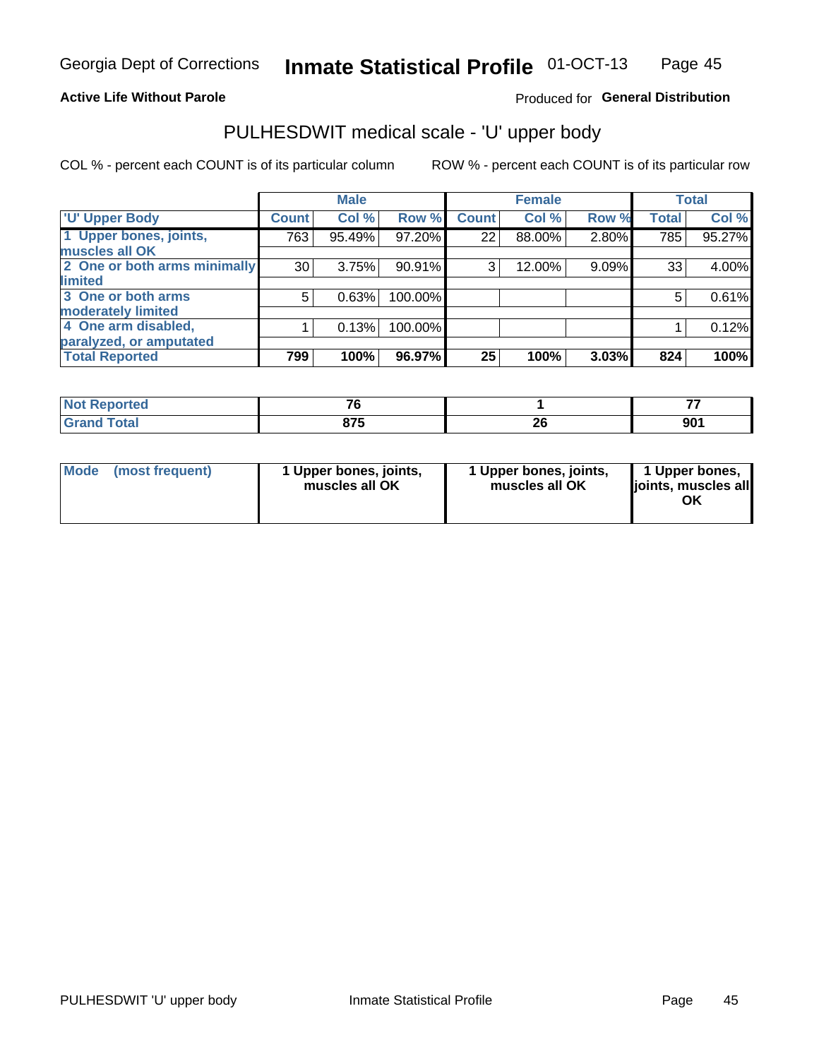Georgia Dept of Corrections **Inmate Statistical Profile** 01-OCT-13

**Active Life Without Parole**

Produced for **General Distribution**

## PULHESDWIT medical scale - 'U' upper body

COL % - percent each COUNT is of its particular column

ROW % - percent each COUNT is of its particular row

| | Male | | | Female | | | Total | |
|---|---|---|---|---|---|---|---|---|
| 'U' Upper Body | Count | Col % | Row % | Count | Col % | Row % | Total | Col % |
| 1 Upper bones, joints, muscles all OK | 763 | 95.49% | 97.20% | 22 | 88.00% | 2.80% | 785 | 95.27% |
| 2 One or both arms minimally limited | 30 | 3.75% | 90.91% | 3 | 12.00% | 9.09% | 33 | 4.00% |
| 3 One or both arms moderately limited | 5 | 0.63% | 100.00% | | | | 5 | 0.61% |
| 4 One arm disabled, paralyzed, or amputated | 1 | 0.13% | 100.00% | | | | 1 | 0.12% |
| **Total Reported** | **799** | **100%** | **96.97%** | **25** | **100%** | **3.03%** | **824** | **100%** |

| | Male | Female | Total |
|---|---|---|---|
| Not Reported | **76** | **1** | **77** |
| Grand Total | **875** | **26** | **901** |

| | Male | Female | Total |
|---|---|---|---|
| Mode (most frequent) | **1 Upper bones, joints, muscles all OK** | **1 Upper bones, joints, muscles all OK** | **1 Upper bones, joints, muscles all OK** |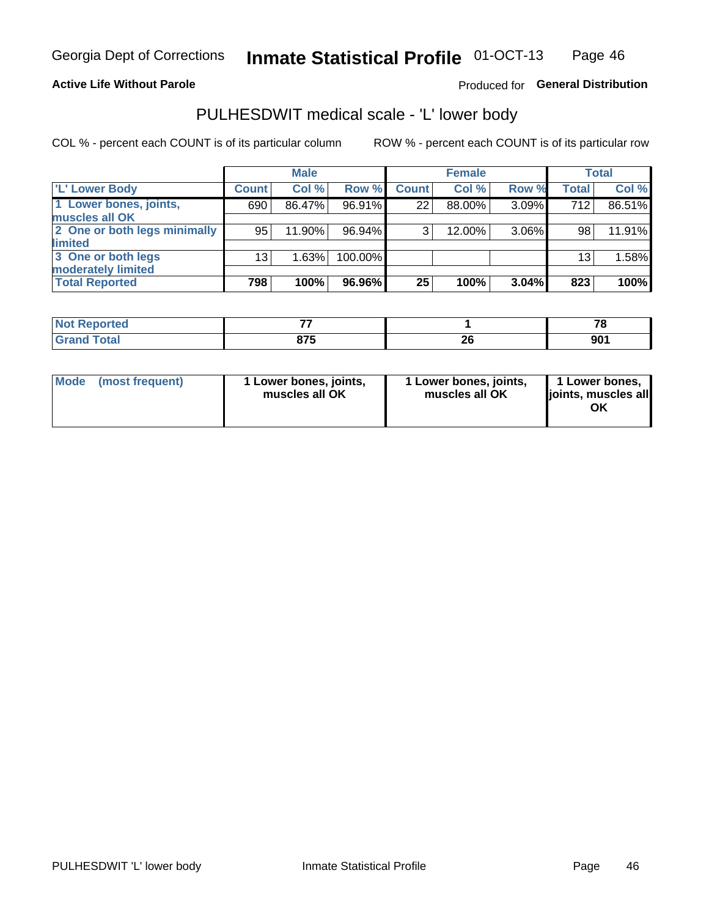Georgia Dept of Corrections **Inmate Statistical Profile** 01-OCT-13

**Active Life Without Parole**

Produced for **General Distribution**

## PULHESDWIT medical scale - 'L' lower body

COL % - percent each COUNT is of its particular column

ROW % - percent each COUNT is of its particular row

| | Male | | | Female | | | Total | |
|---|---|---|---|---|---|---|---|---|
| 'L' Lower Body | Count | Col % | Row % | Count | Col % | Row % | Total | Col % |
| 1 Lower bones, joints, muscles all OK | 690 | 86.47% | 96.91% | 22 | 88.00% | 3.09% | 712 | 86.51% |
| 2 One or both legs minimally limited | 95 | 11.90% | 96.94% | 3 | 12.00% | 3.06% | 98 | 11.91% |
| 3 One or both legs moderately limited | 13 | 1.63% | 100.00% | | | | 13 | 1.58% |
| **Total Reported** | **798** | **100%** | **96.96%** | **25** | **100%** | **3.04%** | **823** | **100%** |

| | Male | Female | Total |
|---|---|---|---|
| Not Reported | 77 | 1 | 78 |
| Grand Total | 875 | 26 | 901 |

| | Male | Female | Total |
|---|---|---|---|
| Mode (most frequent) | 1 Lower bones, joints, muscles all OK | 1 Lower bones, joints, muscles all OK | 1 Lower bones, joints, muscles all OK |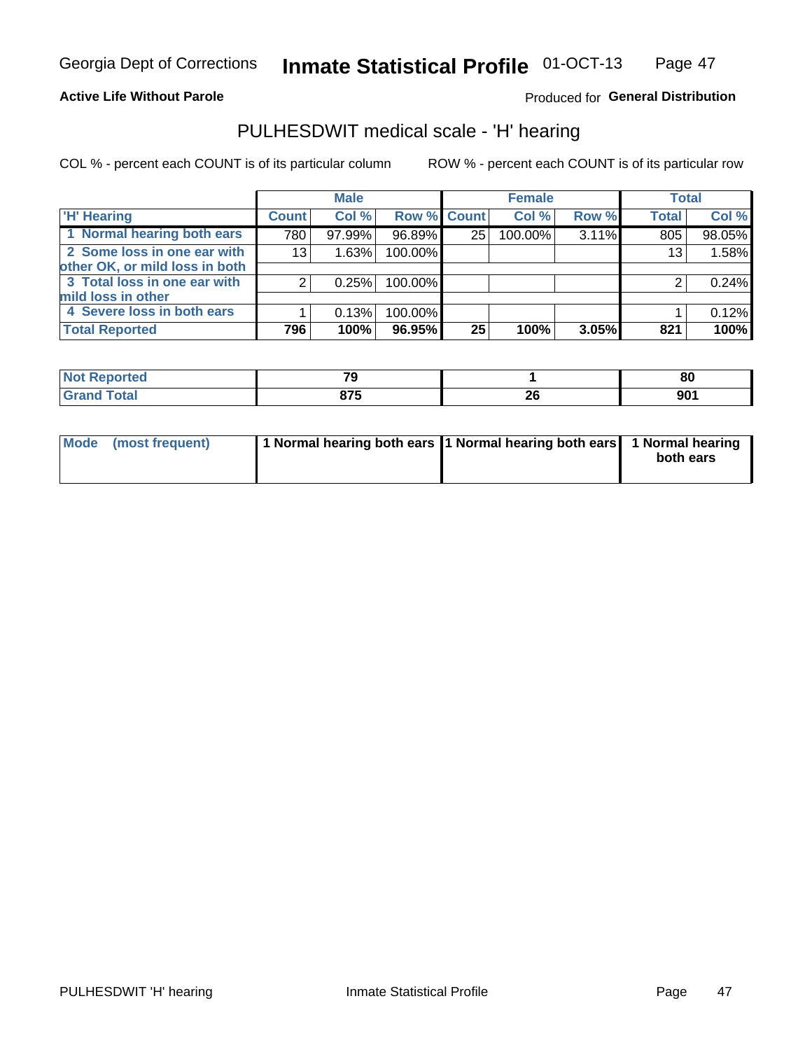Georgia Dept of Corrections **Inmate Statistical Profile** 01-OCT-13

**Active Life Without Parole**

Produced for **General Distribution**

## PULHESDWIT medical scale - 'H' hearing

COL % - percent each COUNT is of its particular column ROW % - percent each COUNT is of its particular row

| | Male | | | Female | | | Total | |
|---|---|---|---|---|---|---|---|---|
| **'H' Hearing** | **Count** | **Col %** | **Row %** | **Count** | **Col %** | **Row %** | **Total** | **Col %** |
| 1 Normal hearing both ears | 780 | 97.99% | 96.89% | 25 | 100.00% | 3.11% | 805 | 98.05% |
| 2 Some loss in one ear with other OK, or mild loss in both | 13 | 1.63% | 100.00% | | | | 13 | 1.58% |
| 3 Total loss in one ear with mild loss in other | 2 | 0.25% | 100.00% | | | | 2 | 0.24% |
| 4 Severe loss in both ears | 1 | 0.13% | 100.00% | | | | 1 | 0.12% |
| **Total Reported** | **796** | **100%** | **96.95%** | **25** | **100%** | **3.05%** | **821** | **100%** |

| | Male | Female | Total |
|---|---|---|---|
| Not Reported | 79 | 1 | 80 |
| Grand Total | 875 | 26 | 901 |

| | Male | Female | Total |
|---|---|---|---|
| Mode (most frequent) | 1 Normal hearing both ears | 1 Normal hearing both ears | 1 Normal hearing both ears |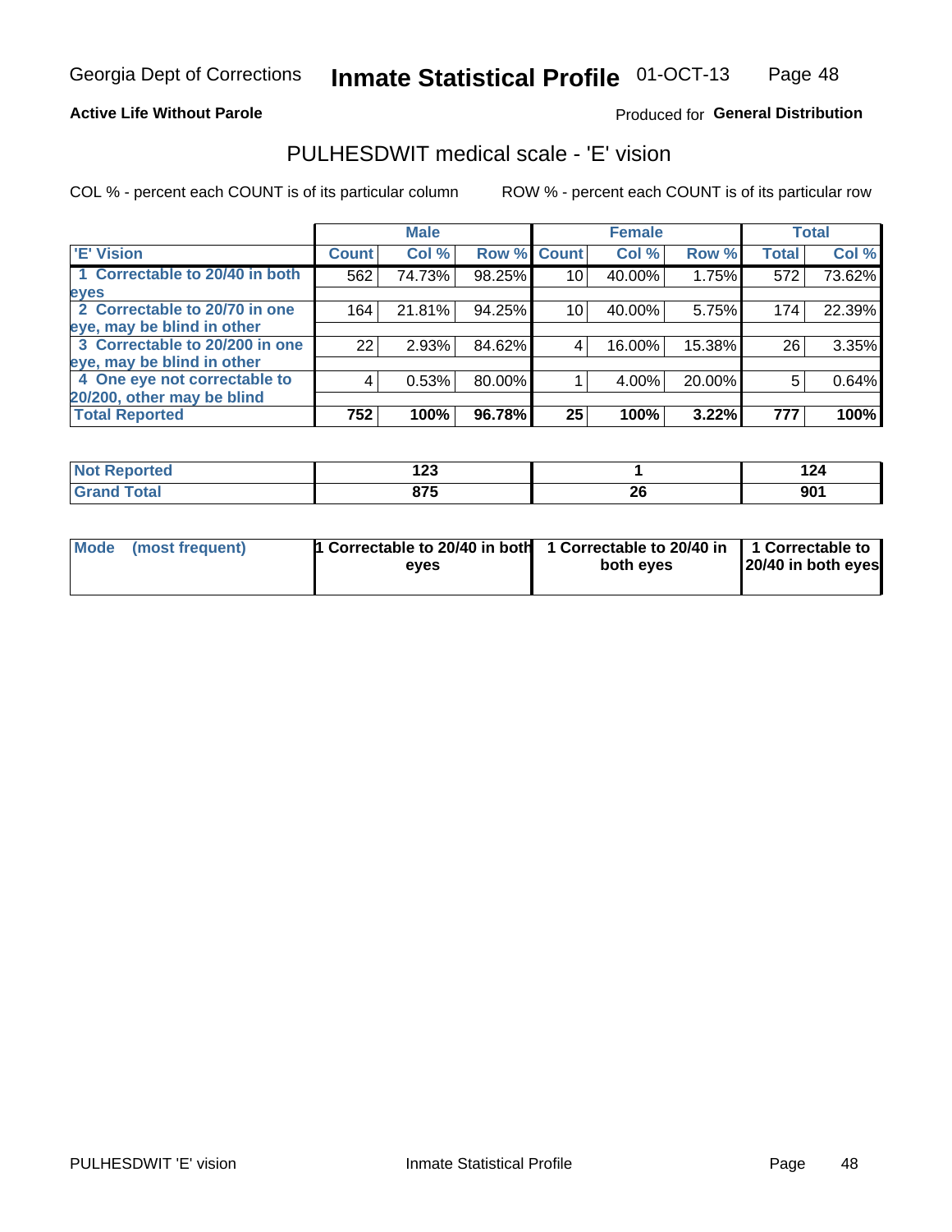Georgia Dept of Corrections **Inmate Statistical Profile** 01-OCT-13

**Active Life Without Parole**

Produced for **General Distribution**

## PULHESDWIT medical scale - 'E' vision

COL % - percent each COUNT is of its particular column

ROW % - percent each COUNT is of its particular row

| | Male | | | Female | | | Total | |
|---|---|---|---|---|---|---|---|---|
| 'E' Vision | Count | Col % | Row % | Count | Col % | Row % | Total | Col % |
| 1 Correctable to 20/40 in both eyes | 562 | 74.73% | 98.25% | 10 | 40.00% | 1.75% | 572 | 73.62% |
| 2 Correctable to 20/70 in one eye, may be blind in other | 164 | 21.81% | 94.25% | 10 | 40.00% | 5.75% | 174 | 22.39% |
| 3 Correctable to 20/200 in one eye, may be blind in other | 22 | 2.93% | 84.62% | 4 | 16.00% | 15.38% | 26 | 3.35% |
| 4 One eye not correctable to 20/200, other may be blind | 4 | 0.53% | 80.00% | 1 | 4.00% | 20.00% | 5 | 0.64% |
| **Total Reported** | **752** | **100%** | **96.78%** | **25** | **100%** | **3.22%** | **777** | **100%** |

| | Male | Female | Total |
|---|---|---|---|
| Not Reported | 123 | 1 | 124 |
| Grand Total | 875 | 26 | 901 |

| | Male | Female | Total |
|---|---|---|---|
| Mode (most frequent) | 1 Correctable to 20/40 in both eyes | 1 Correctable to 20/40 in both eyes | 1 Correctable to 20/40 in both eyes |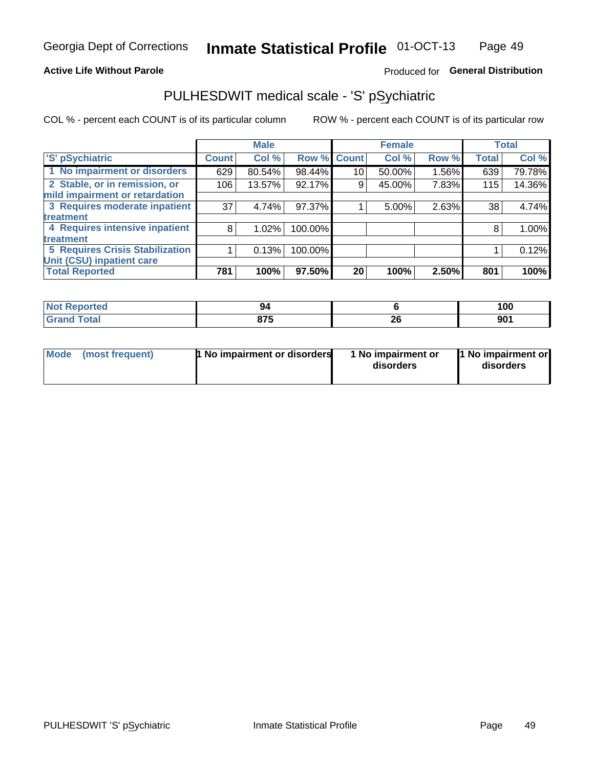Georgia Dept of Corrections **Inmate Statistical Profile** 01-OCT-13

**Active Life Without Parole**

Produced for **General Distribution**

## PULHESDWIT medical scale - 'S' pSychiatric

COL % - percent each COUNT is of its particular column

ROW % - percent each COUNT is of its particular row

| | Male | | | Female | | | Total | |
|---|---|---|---|---|---|---|---|---|
| 'S' pSychiatric | Count | Col % | Row % | Count | Col % | Row % | Total | Col % |
| 1 No impairment or disorders | 629 | 80.54% | 98.44% | 10 | 50.00% | 1.56% | 639 | 79.78% |
| 2 Stable, or in remission, or mild impairment or retardation | 106 | 13.57% | 92.17% | 9 | 45.00% | 7.83% | 115 | 14.36% |
| 3 Requires moderate inpatient treatment | 37 | 4.74% | 97.37% | 1 | 5.00% | 2.63% | 38 | 4.74% |
| 4 Requires intensive inpatient treatment | 8 | 1.02% | 100.00% | | | | 8 | 1.00% |
| 5 Requires Crisis Stabilization Unit (CSU) inpatient care | 1 | 0.13% | 100.00% | | | | 1 | 0.12% |
| **Total Reported** | **781** | **100%** | **97.50%** | **20** | **100%** | **2.50%** | **801** | **100%** |

| | Male | Female | Total |
|---|---|---|---|
| Not Reported | 94 | 6 | 100 |
| Grand Total | 875 | 26 | 901 |

| | Male | Female | Total |
|---|---|---|---|
| Mode (most frequent) | 1 No impairment or disorders | 1 No impairment or disorders | 1 No impairment or disorders |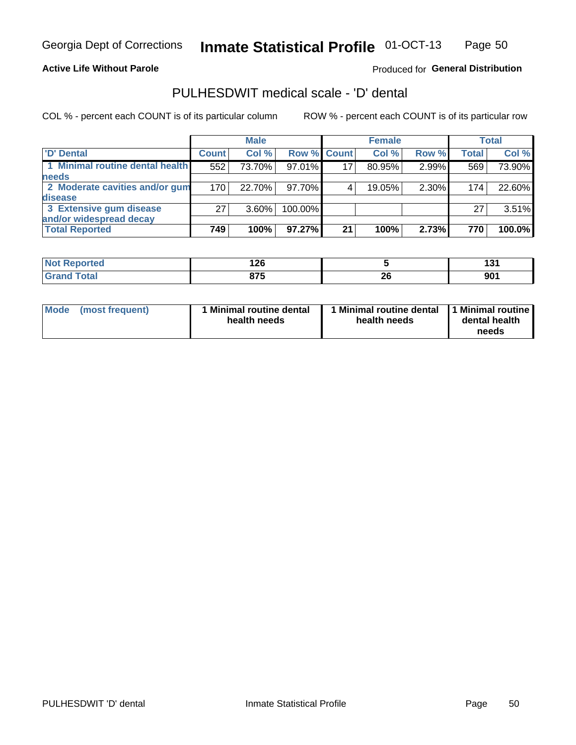**Active Life Without Parole** — Produced for **General Distribution**

## PULHESDWIT medical scale - 'D' dental

COL % - percent each COUNT is of its particular column    ROW % - percent each COUNT is of its particular row

| | Male | | | Female | | | Total | |
|---|---|---|---|---|---|---|---|---|
| 'D' Dental | Count | Col % | Row % | Count | Col % | Row % | Total | Col % |
| 1 Minimal routine dental health needs | 552 | 73.70% | 97.01% | 17 | 80.95% | 2.99% | 569 | 73.90% |
| 2 Moderate cavities and/or gum disease | 170 | 22.70% | 97.70% | 4 | 19.05% | 2.30% | 174 | 22.60% |
| 3 Extensive gum disease and/or widespread decay | 27 | 3.60% | 100.00% | | | | 27 | 3.51% |
| **Total Reported** | **749** | **100%** | **97.27%** | **21** | **100%** | **2.73%** | **770** | **100.0%** |

| | Male | Female | Total |
|---|---|---|---|
| Not Reported | 126 | 5 | 131 |
| Grand Total | 875 | 26 | 901 |

| | Male | Female | Total |
|---|---|---|---|
| Mode (most frequent) | 1 Minimal routine dental health needs | 1 Minimal routine dental health needs | 1 Minimal routine dental health needs |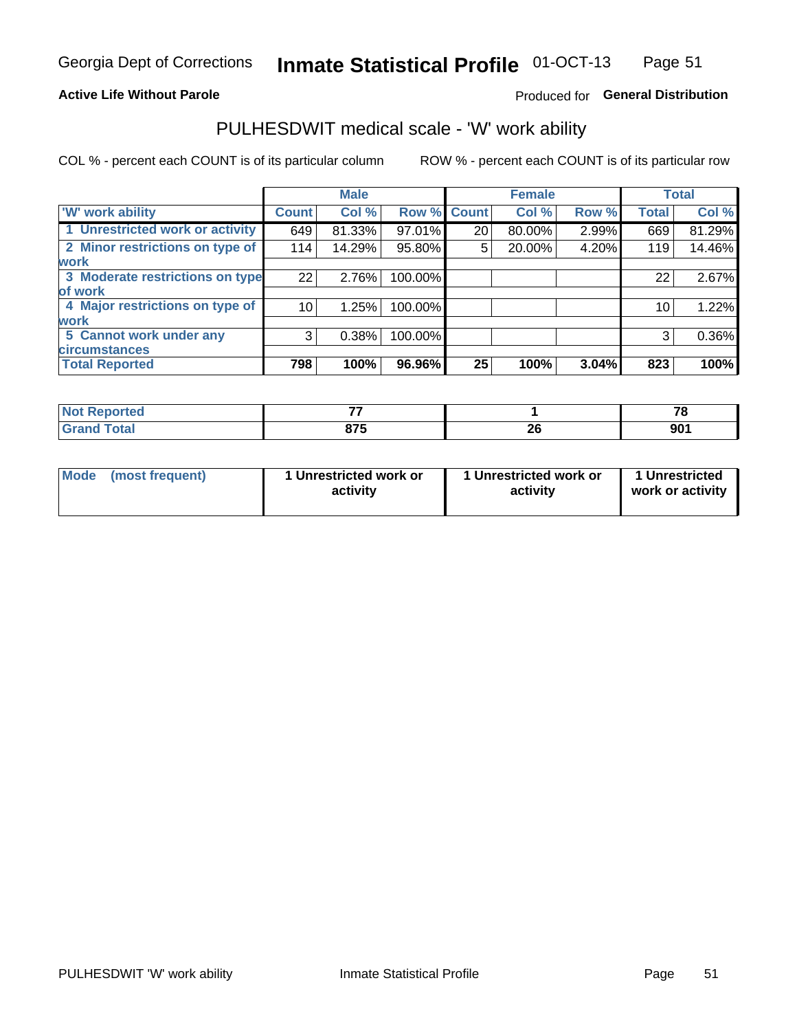Georgia Dept of Corrections **Inmate Statistical Profile** 01-OCT-13

**Active Life Without Parole**

Produced for **General Distribution**

## PULHESDWIT medical scale - 'W' work ability

COL % - percent each COUNT is of its particular column

ROW % - percent each COUNT is of its particular row

| | Male | | | Female | | | Total | |
|---|---|---|---|---|---|---|---|---|
| 'W' work ability | Count | Col % | Row % | Count | Col % | Row % | Total | Col % |
| 1 Unrestricted work or activity | 649 | 81.33% | 97.01% | 20 | 80.00% | 2.99% | 669 | 81.29% |
| 2 Minor restrictions on type of work | 114 | 14.29% | 95.80% | 5 | 20.00% | 4.20% | 119 | 14.46% |
| 3 Moderate restrictions on type of work | 22 | 2.76% | 100.00% | | | | 22 | 2.67% |
| 4 Major restrictions on type of work | 10 | 1.25% | 100.00% | | | | 10 | 1.22% |
| 5 Cannot work under any circumstances | 3 | 0.38% | 100.00% | | | | 3 | 0.36% |
| **Total Reported** | **798** | **100%** | **96.96%** | **25** | **100%** | **3.04%** | **823** | **100%** |

| | Male | Female | Total |
|---|---|---|---|
| Not Reported | 77 | 1 | 78 |
| Grand Total | 875 | 26 | 901 |

| | Male | Female | Total |
|---|---|---|---|
| Mode (most frequent) | 1 Unrestricted work or activity | 1 Unrestricted work or activity | 1 Unrestricted work or activity |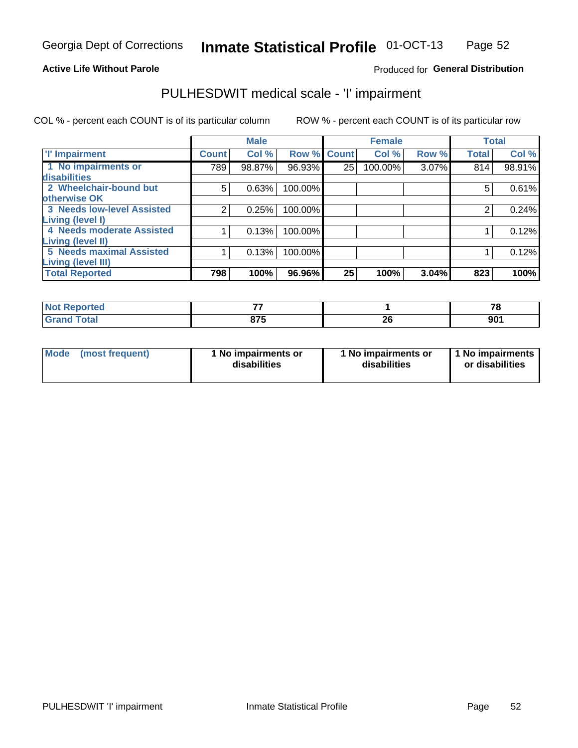Georgia Dept of Corrections **Inmate Statistical Profile** 01-OCT-13

**Active Life Without Parole**

Produced for **General Distribution**

# PULHESDWIT medical scale - 'I' impairment

COL % - percent each COUNT is of its particular column ROW % - percent each COUNT is of its particular row

| | Male | | | Female | | | Total | |
|---|---|---|---|---|---|---|---|---|
| 'I' Impairment | Count | Col % | Row % | Count | Col % | Row % | Total | Col % |
| 1 No impairments or disabilities | 789 | 98.87% | 96.93% | 25 | 100.00% | 3.07% | 814 | 98.91% |
| 2 Wheelchair-bound but otherwise OK | 5 | 0.63% | 100.00% | | | | 5 | 0.61% |
| 3 Needs low-level Assisted Living (level I) | 2 | 0.25% | 100.00% | | | | 2 | 0.24% |
| 4 Needs moderate Assisted Living (level II) | 1 | 0.13% | 100.00% | | | | 1 | 0.12% |
| 5 Needs maximal Assisted Living (level III) | 1 | 0.13% | 100.00% | | | | 1 | 0.12% |
| **Total Reported** | **798** | **100%** | **96.96%** | **25** | **100%** | **3.04%** | **823** | **100%** |

| | Male | Female | Total |
|---|---|---|---|
| Not Reported | 77 | 1 | 78 |
| Grand Total | 875 | 26 | 901 |

| | Male | Female | Total |
|---|---|---|---|
| Mode (most frequent) | 1 No impairments or disabilities | 1 No impairments or disabilities | 1 No impairments or disabilities |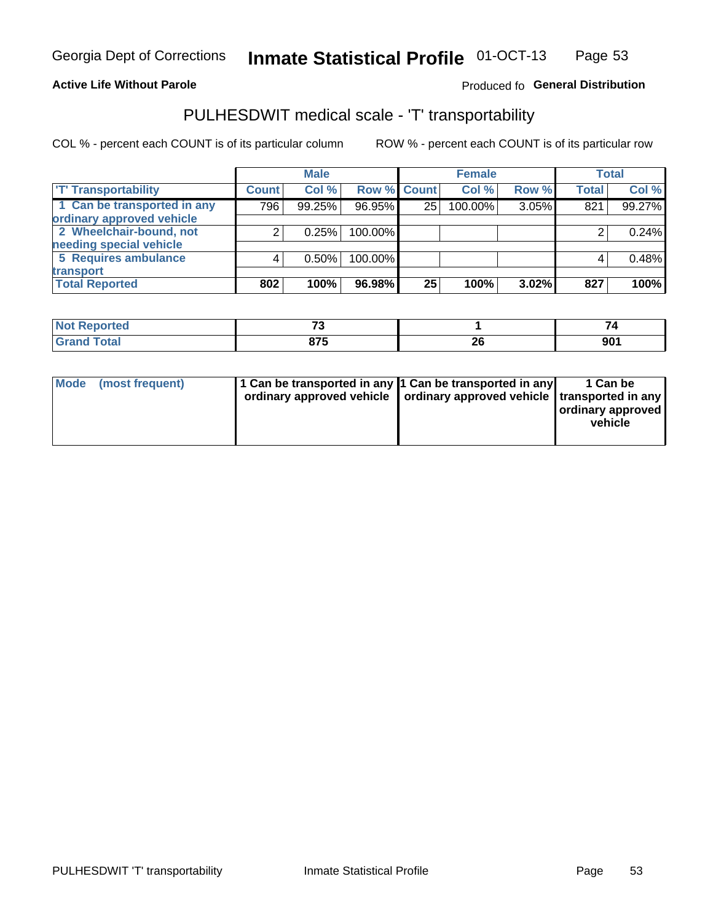Georgia Dept of Corrections **Inmate Statistical Profile** 01-OCT-13

**Active Life Without Parole**

Produced fo **General Distribution**

## PULHESDWIT medical scale - 'T' transportability

COL % - percent each COUNT is of its particular column

ROW % - percent each COUNT is of its particular row

| | Male | | | Female | | | Total | |
|---|---|---|---|---|---|---|---|---|
| 'T' Transportability | Count | Col % | Row % | Count | Col % | Row % | Total | Col % |
| 1 Can be transported in any ordinary approved vehicle | 796 | 99.25% | 96.95% | 25 | 100.00% | 3.05% | 821 | 99.27% |
| 2 Wheelchair-bound, not needing special vehicle | 2 | 0.25% | 100.00% | | | | 2 | 0.24% |
| 5 Requires ambulance transport | 4 | 0.50% | 100.00% | | | | 4 | 0.48% |
| **Total Reported** | **802** | **100%** | **96.98%** | **25** | **100%** | **3.02%** | **827** | **100%** |

| | Male | Female | Total |
|---|---|---|---|
| Not Reported | 73 | 1 | 74 |
| Grand Total | 875 | 26 | 901 |

| | Male | Female | Total |
|---|---|---|---|
| Mode (most frequent) | 1 Can be transported in any ordinary approved vehicle | 1 Can be transported in any ordinary approved vehicle | 1 Can be transported in any ordinary approved vehicle |

PULHESDWIT 'T' transportability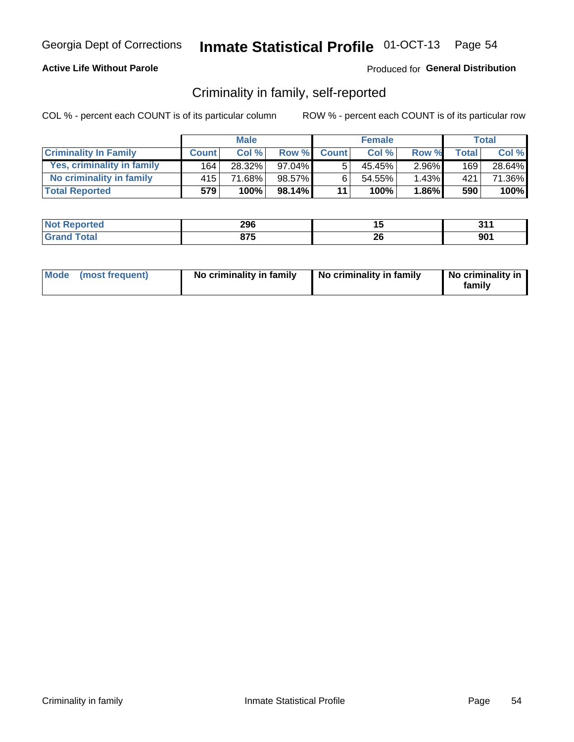Georgia Dept of Corrections **Inmate Statistical Profile** 01-OCT-13

**Active Life Without Parole**

Produced for **General Distribution**

## Criminality in family, self-reported

COL % - percent each COUNT is of its particular column ROW % - percent each COUNT is of its particular row

| | Male | | | Female | | | Total | |
|---|---|---|---|---|---|---|---|---|
| **Criminality In Family** | **Count** | **Col %** | **Row %** | **Count** | **Col %** | **Row %** | **Total** | **Col %** |
| Yes, criminality in family | 164 | 28.32% | 97.04% | 5 | 45.45% | 2.96% | 169 | 28.64% |
| No criminality in family | 415 | 71.68% | 98.57% | 6 | 54.55% | 1.43% | 421 | 71.36% |
| **Total Reported** | **579** | **100%** | **98.14%** | **11** | **100%** | **1.86%** | **590** | **100%** |

| | Male | Female | Total |
|---|---|---|---|
| **Not Reported** | **296** | **15** | **311** |
| **Grand Total** | **875** | **26** | **901** |

| | Male | Female | Total |
|---|---|---|---|
| **Mode (most frequent)** | **No criminality in family** | **No criminality in family** | **No criminality in family** |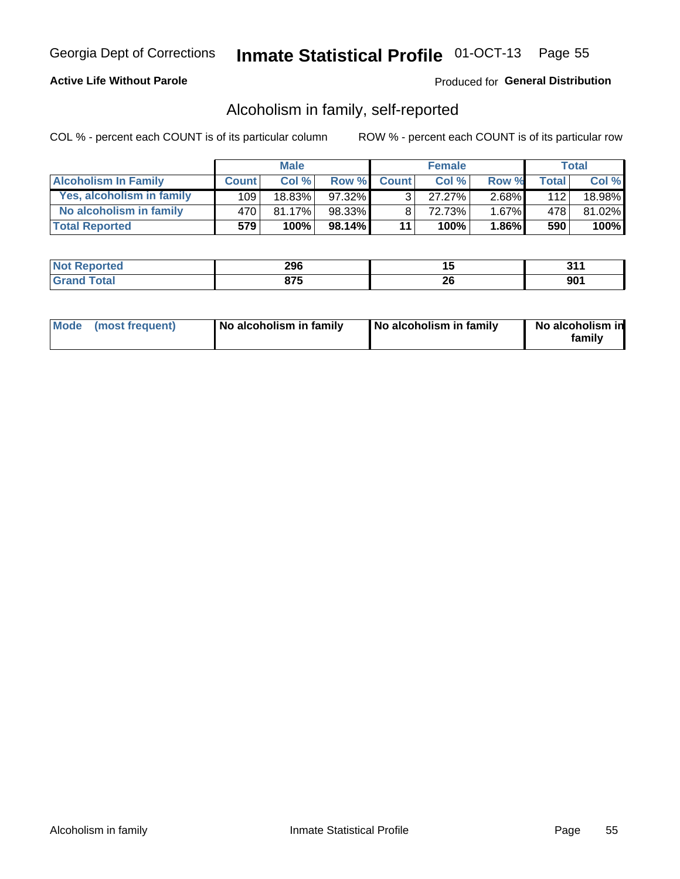Georgia Dept of Corrections **Inmate Statistical Profile** 01-OCT-13

**Active Life Without Parole**

Produced for **General Distribution**

## Alcoholism in family, self-reported

COL % - percent each COUNT is of its particular column ROW % - percent each COUNT is of its particular row

| | Male | | | Female | | | Total | |
|---|---|---|---|---|---|---|---|---|
| **Alcoholism In Family** | **Count** | **Col %** | **Row %** | **Count** | **Col %** | **Row %** | **Total** | **Col %** |
| **Yes, alcoholism in family** | 109 | 18.83% | 97.32% | 3 | 27.27% | 2.68% | 112 | 18.98% |
| **No alcoholism in family** | 470 | 81.17% | 98.33% | 8 | 72.73% | 1.67% | 478 | 81.02% |
| **Total Reported** | **579** | **100%** | **98.14%** | **11** | **100%** | **1.86%** | **590** | **100%** |

| | Male | Female | Total |
|---|---|---|---|
| **Not Reported** | **296** | **15** | **311** |
| **Grand Total** | **875** | **26** | **901** |

| | Male | Female | Total |
|---|---|---|---|
| **Mode (most frequent)** | **No alcoholism in family** | **No alcoholism in family** | **No alcoholism in family** |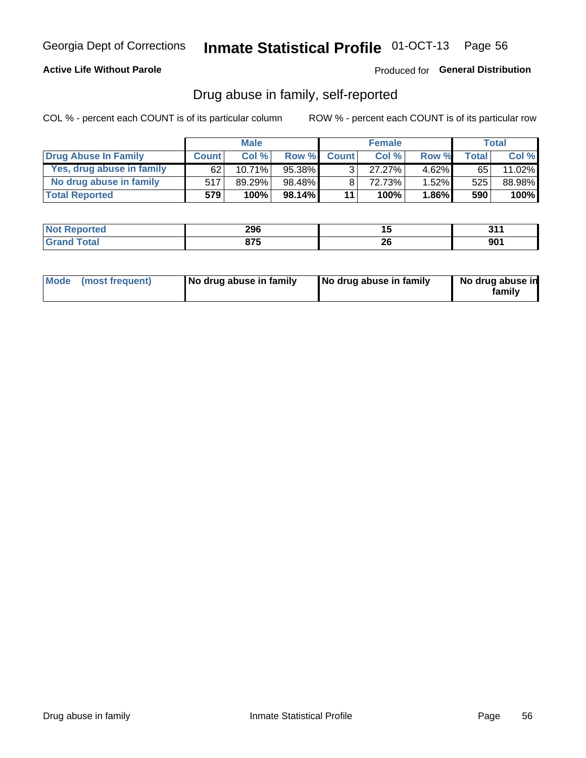Georgia Dept of Corrections **Inmate Statistical Profile** 01-OCT-13

**Active Life Without Parole**

Produced for **General Distribution**

## Drug abuse in family, self-reported

COL % - percent each COUNT is of its particular column

ROW % - percent each COUNT is of its particular row

| | Male | | | Female | | | Total | |
|---|---|---|---|---|---|---|---|---|
| **Drug Abuse In Family** | **Count** | **Col %** | **Row %** | **Count** | **Col %** | **Row %** | **Total** | **Col %** |
| Yes, drug abuse in family | 62 | 10.71% | 95.38% | 3 | 27.27% | 4.62% | 65 | 11.02% |
| No drug abuse in family | 517 | 89.29% | 98.48% | 8 | 72.73% | 1.52% | 525 | 88.98% |
| **Total Reported** | **579** | **100%** | **98.14%** | **11** | **100%** | **1.86%** | **590** | **100%** |

| | Male | Female | Total |
|---|---|---|---|
| **Not Reported** | **296** | **15** | **311** |
| **Grand Total** | **875** | **26** | **901** |

| | Male | Female | Total |
|---|---|---|---|
| **Mode (most frequent)** | **No drug abuse in family** | **No drug abuse in family** | **No drug abuse in family** |

Drug abuse in family Inmate Statistical Profile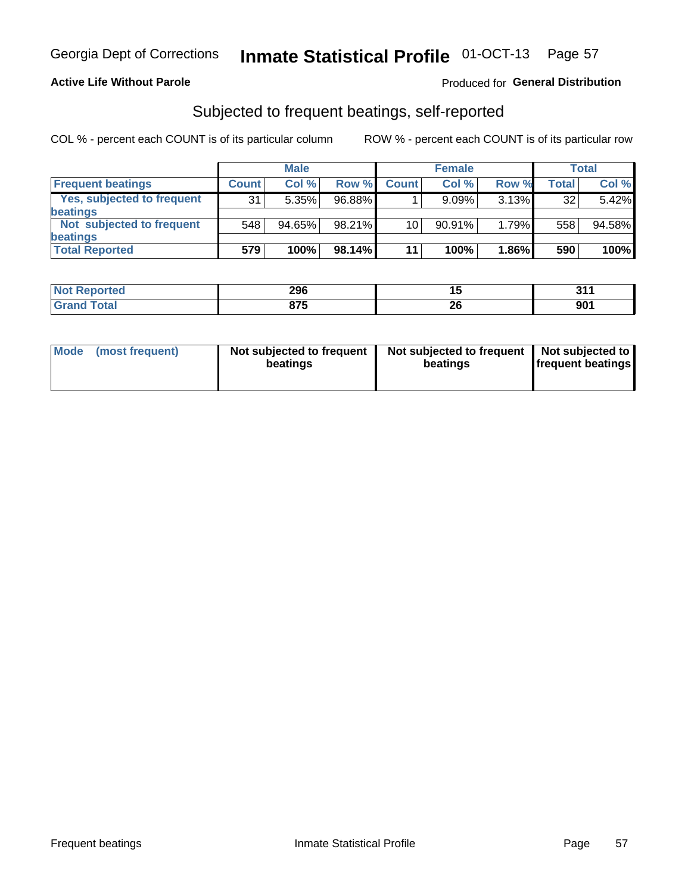Georgia Dept of Corrections **Inmate Statistical Profile** 01-OCT-13

**Active Life Without Parole**

Produced for **General Distribution**

## Subjected to frequent beatings, self-reported

COL % - percent each COUNT is of its particular column     ROW % - percent each COUNT is of its particular row

| | Male | | | Female | | | Total | |
|---|---|---|---|---|---|---|---|---|
| **Frequent beatings** | **Count** | **Col %** | **Row %** | **Count** | **Col %** | **Row %** | **Total** | **Col %** |
| **Yes, subjected to frequent beatings** | 31 | 5.35% | 96.88% | 1 | 9.09% | 3.13% | 32 | 5.42% |
| **Not subjected to frequent beatings** | 548 | 94.65% | 98.21% | 10 | 90.91% | 1.79% | 558 | 94.58% |
| **Total Reported** | **579** | **100%** | **98.14%** | **11** | **100%** | **1.86%** | **590** | **100%** |

| | Male | Female | Total |
|---|---|---|---|
| **Not Reported** | **296** | **15** | **311** |
| **Grand Total** | **875** | **26** | **901** |

| | Male | Female | Total |
|---|---|---|---|
| **Mode (most frequent)** | **Not subjected to frequent beatings** | **Not subjected to frequent beatings** | **Not subjected to frequent beatings** |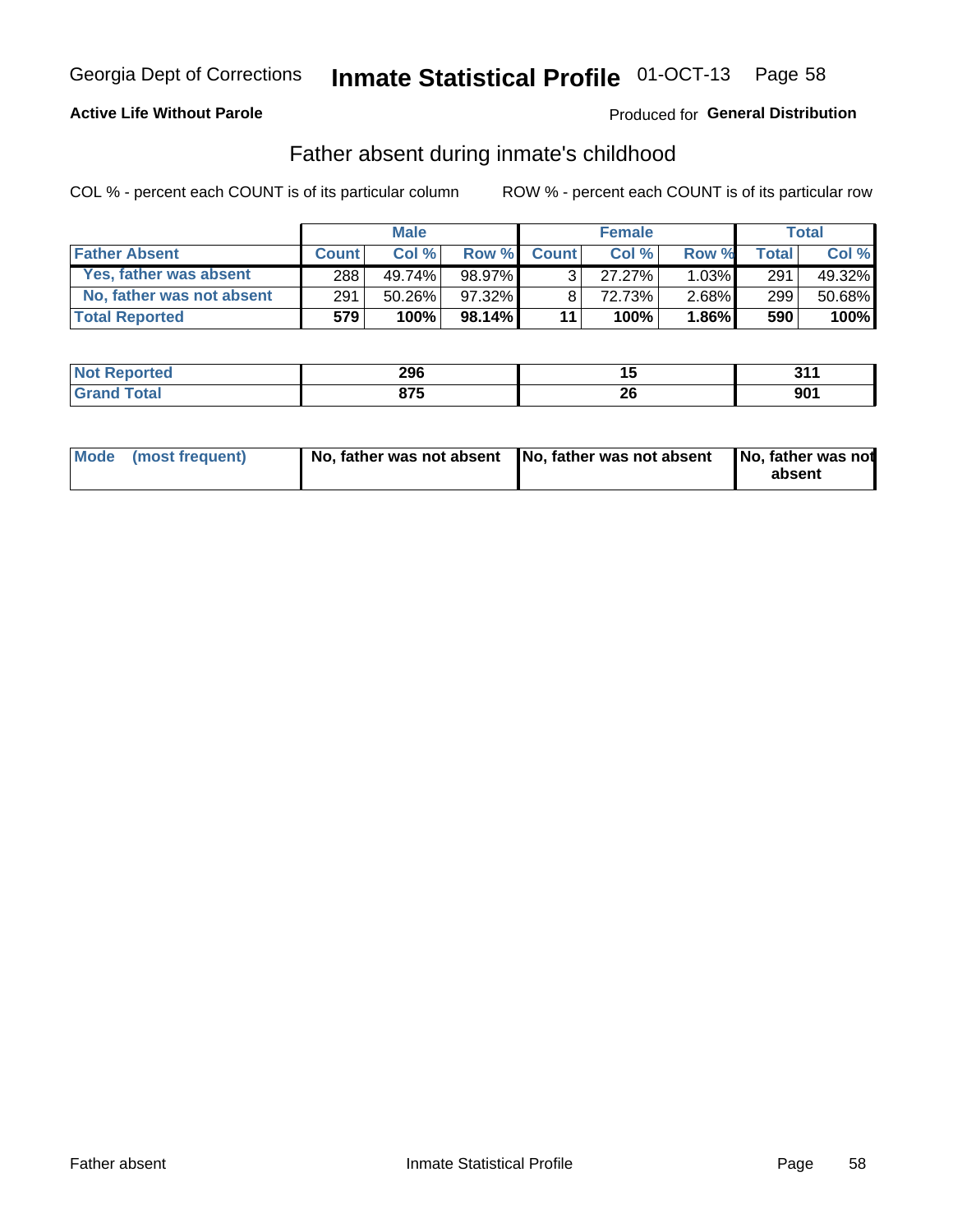Georgia Dept of Corrections **Inmate Statistical Profile** 01-OCT-13

**Active Life Without Parole**

Produced for **General Distribution**

## Father absent during inmate's childhood

COL % - percent each COUNT is of its particular column

ROW % - percent each COUNT is of its particular row

| | Male | | | Female | | | Total | |
|---|---|---|---|---|---|---|---|---|
| **Father Absent** | **Count** | **Col %** | **Row %** | **Count** | **Col %** | **Row %** | **Total** | **Col %** |
| Yes, father was absent | 288 | 49.74% | 98.97% | 3 | 27.27% | 1.03% | 291 | 49.32% |
| No, father was not absent | 291 | 50.26% | 97.32% | 8 | 72.73% | 2.68% | 299 | 50.68% |
| **Total Reported** | **579** | **100%** | **98.14%** | **11** | **100%** | **1.86%** | **590** | **100%** |

| | Male | Female | Total |
|---|---|---|---|
| **Not Reported** | **296** | **15** | **311** |
| **Grand Total** | **875** | **26** | **901** |

| | Male | Female | Total |
|---|---|---|---|
| **Mode (most frequent)** | **No, father was not absent** | **No, father was not absent** | **No, father was not absent** |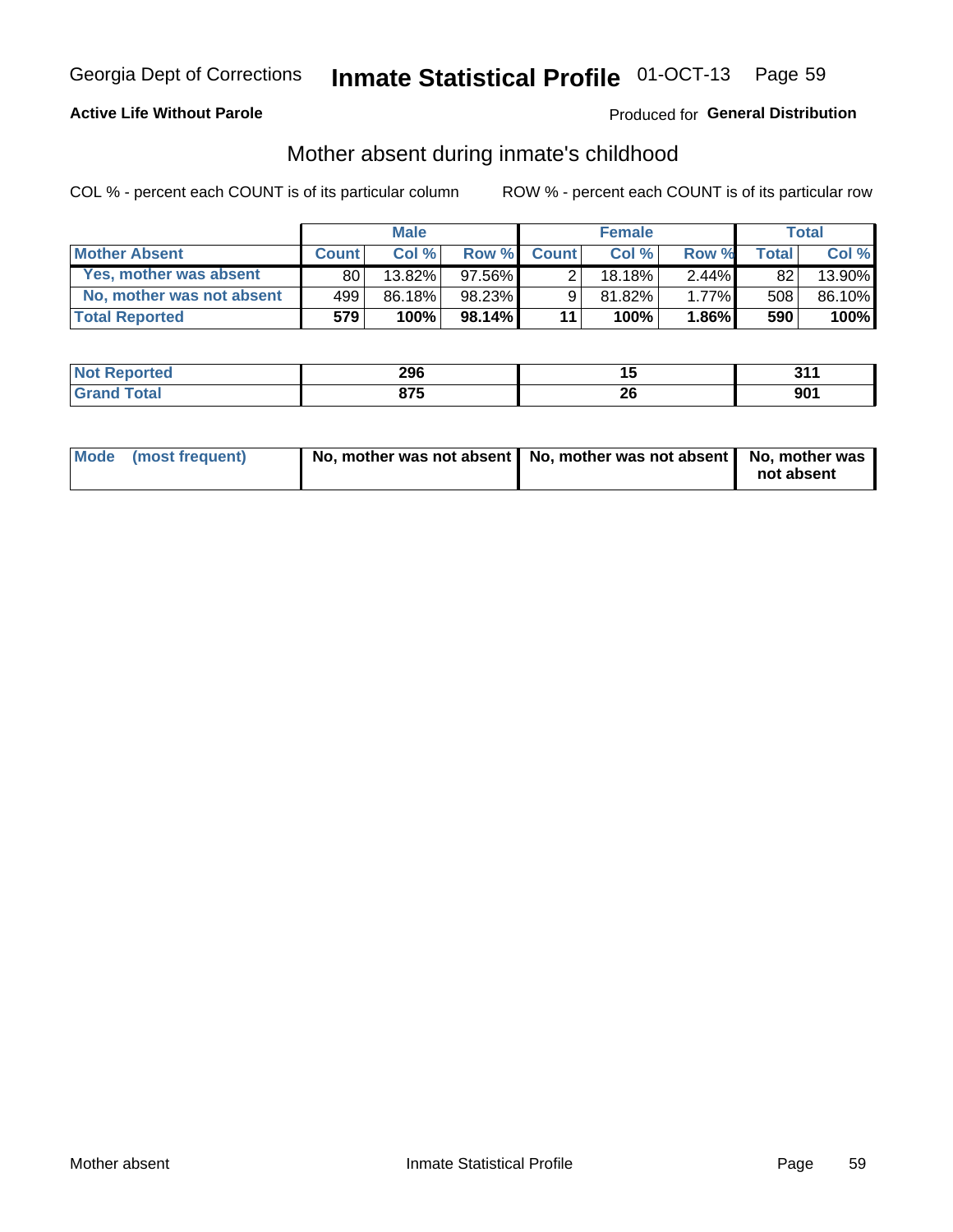Georgia Dept of Corrections **Inventory Statistical Profile** 01-OCT-13

**Active Life Without Parole**

Produced for **General Distribution**

## Mother absent during inmate's childhood

COL % - percent each COUNT is of its particular column

ROW % - percent each COUNT is of its particular row

| | Male | | | Female | | | Total | |
|---|---|---|---|---|---|---|---|---|
| **Mother Absent** | **Count** | **Col %** | **Row %** | **Count** | **Col %** | **Row %** | **Total** | **Col %** |
| **Yes, mother was absent** | 80 | 13.82% | 97.56% | 2 | 18.18% | 2.44% | 82 | 13.90% |
| **No, mother was not absent** | 499 | 86.18% | 98.23% | 9 | 81.82% | 1.77% | 508 | 86.10% |
| **Total Reported** | **579** | **100%** | **98.14%** | **11** | **100%** | **1.86%** | **590** | **100%** |

| | Male | Female | Total |
|---|---|---|---|
| **Not Reported** | **296** | **15** | **311** |
| **Grand Total** | **875** | **26** | **901** |

| | Male | Female | Total |
|---|---|---|---|
| **Mode (most frequent)** | **No, mother was not absent** | **No, mother was not absent** | **No, mother was not absent** |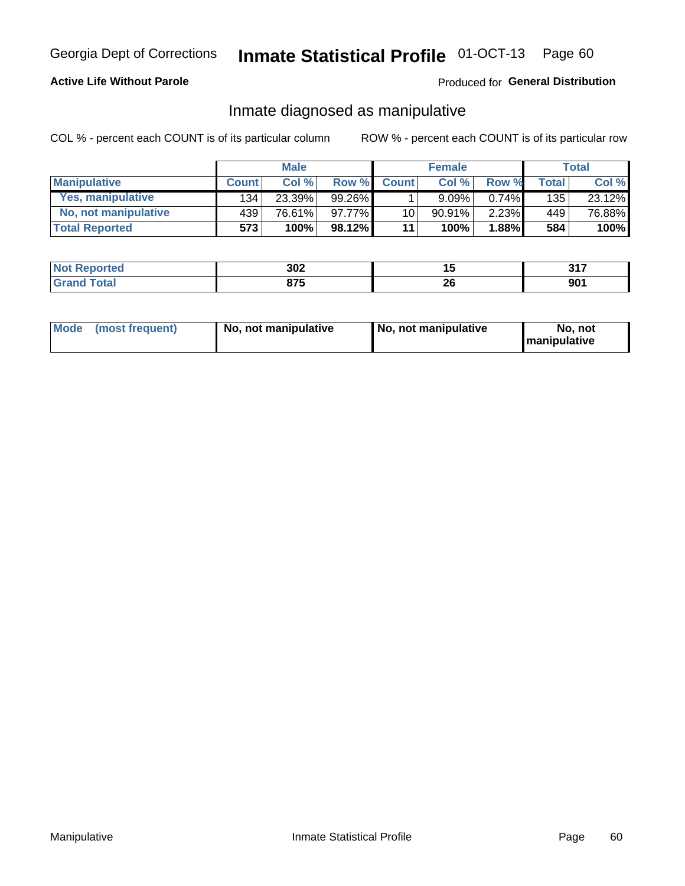Georgia Dept of Corrections **Inmate Statistical Profile** 01-OCT-13

**Active Life Without Parole**

Produced for **General Distribution**

## Inmate diagnosed as manipulative

COL % - percent each COUNT is of its particular column

ROW % - percent each COUNT is of its particular row

| | Male | | | Female | | | Total | |
|---|---|---|---|---|---|---|---|---|
| **Manipulative** | **Count** | **Col %** | **Row %** | **Count** | **Col %** | **Row %** | **Total** | **Col %** |
| **Yes, manipulative** | 134 | 23.39% | 99.26% | 1 | 9.09% | 0.74% | 135 | 23.12% |
| **No, not manipulative** | 439 | 76.61% | 97.77% | 10 | 90.91% | 2.23% | 449 | 76.88% |
| **Total Reported** | **573** | **100%** | **98.12%** | **11** | **100%** | **1.88%** | **584** | **100%** |

| | Male | Female | Total |
|---|---|---|---|
| **Not Reported** | **302** | **15** | **317** |
| **Grand Total** | **875** | **26** | **901** |

| | Male | Female | Total |
|---|---|---|---|
| **Mode (most frequent)** | **No, not manipulative** | **No, not manipulative** | **No, not manipulative** |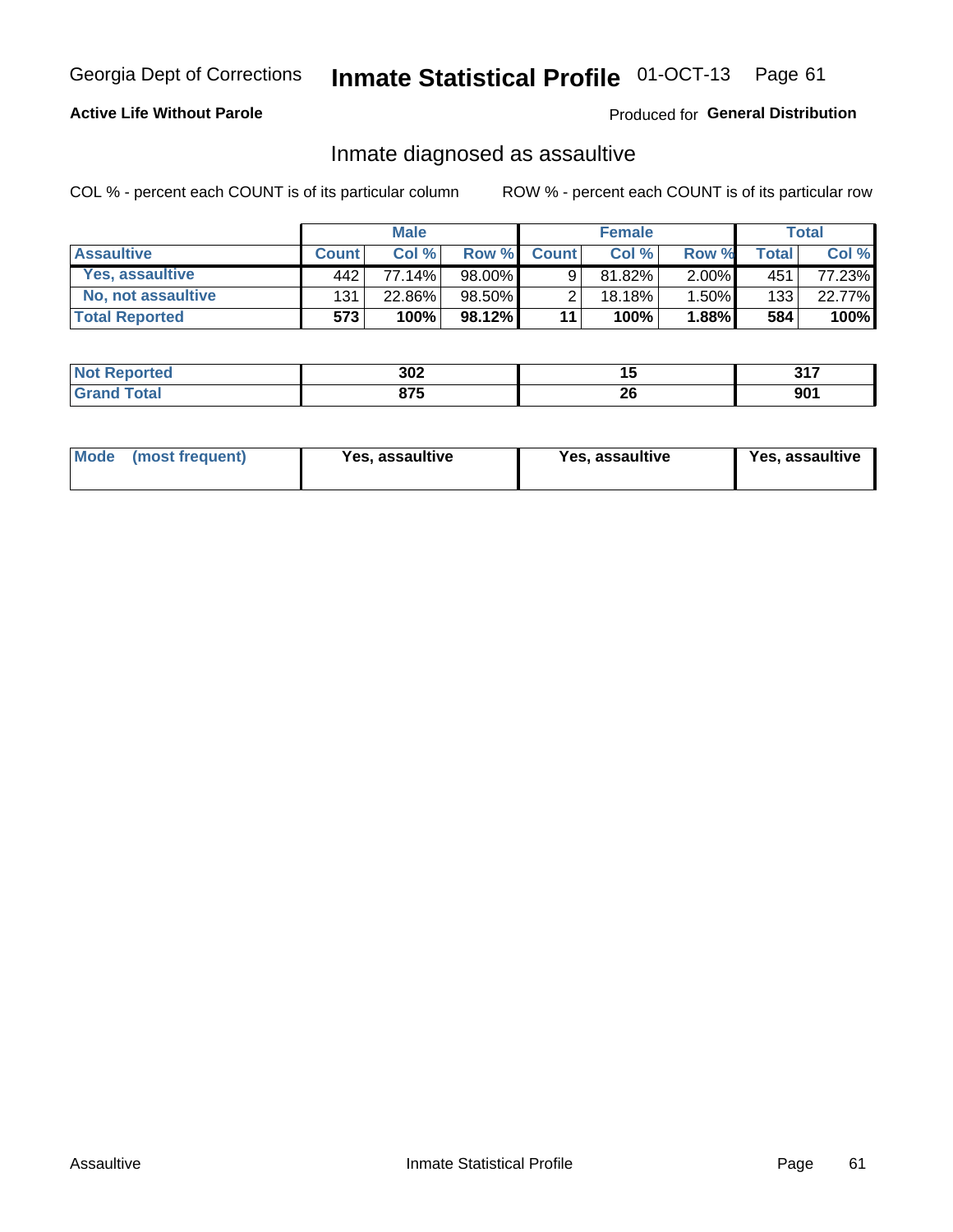Georgia Dept of Corrections **Inmate Statistical Profile** 01-OCT-13

**Active Life Without Parole**

Produced for **General Distribution**

## Inmate diagnosed as assaultive

COL % - percent each COUNT is of its particular column

ROW % - percent each COUNT is of its particular row

| | Male | | | Female | | | Total | |
|---|---|---|---|---|---|---|---|---|
| **Assaultive** | **Count** | **Col %** | **Row %** | **Count** | **Col %** | **Row %** | **Total** | **Col %** |
| **Yes, assaultive** | 442 | 77.14% | 98.00% | 9 | 81.82% | 2.00% | 451 | 77.23% |
| **No, not assaultive** | 131 | 22.86% | 98.50% | 2 | 18.18% | 1.50% | 133 | 22.77% |
| **Total Reported** | **573** | **100%** | **98.12%** | **11** | **100%** | **1.88%** | **584** | **100%** |

| | Male | Female | Total |
|---|---|---|---|
| **Not Reported** | **302** | **15** | **317** |
| **Grand Total** | **875** | **26** | **901** |

| | Male | Female | Total |
|---|---|---|---|
| **Mode (most frequent)** | **Yes, assaultive** | **Yes, assaultive** | **Yes, assaultive** |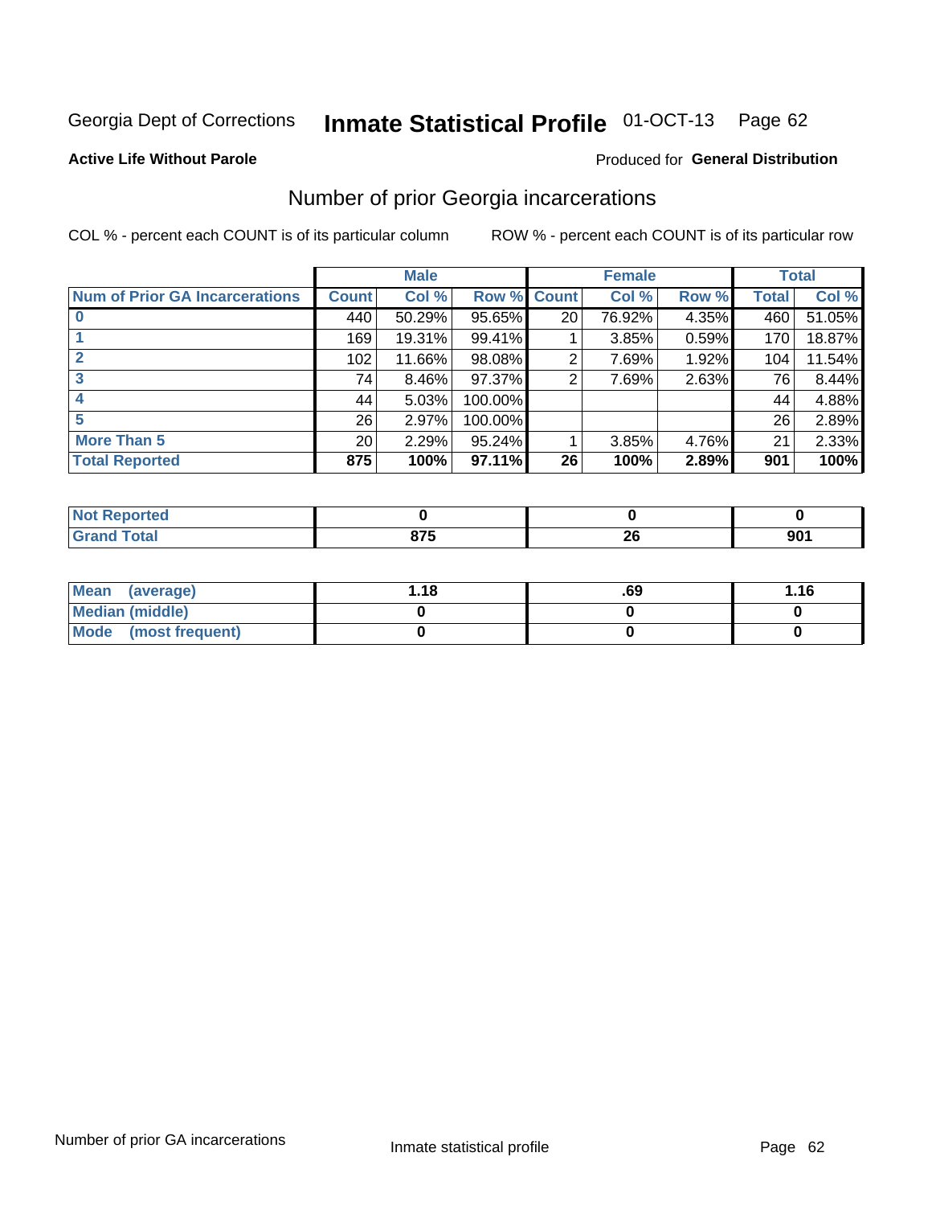Georgia Dept of Corrections **Inhmate Statistical Profile** 01-OCT-13 Page 62

**Active Life Without Parole**

Produced for **General Distribution**

## Number of prior Georgia incarcerations

COL % - percent each COUNT is of its particular column

ROW % - percent each COUNT is of its particular row

| | Male | | | Female | | | Total | |
|---|---|---|---|---|---|---|---|---|
| **Num of Prior GA Incarcerations** | **Count** | **Col %** | **Row %** | **Count** | **Col %** | **Row %** | **Total** | **Col %** |
| **0** | 440 | 50.29% | 95.65% | 20 | 76.92% | 4.35% | 460 | 51.05% |
| **1** | 169 | 19.31% | 99.41% | 1 | 3.85% | 0.59% | 170 | 18.87% |
| **2** | 102 | 11.66% | 98.08% | 2 | 7.69% | 1.92% | 104 | 11.54% |
| **3** | 74 | 8.46% | 97.37% | 2 | 7.69% | 2.63% | 76 | 8.44% |
| **4** | 44 | 5.03% | 100.00% | | | | 44 | 4.88% |
| **5** | 26 | 2.97% | 100.00% | | | | 26 | 2.89% |
| **More Than 5** | 20 | 2.29% | 95.24% | 1 | 3.85% | 4.76% | 21 | 2.33% |
| **Total Reported** | **875** | **100%** | **97.11%** | **26** | **100%** | **2.89%** | **901** | **100%** |

| | Male | Female | Total |
|---|---|---|---|
| **Not Reported** | **0** | **0** | **0** |
| **Grand Total** | **875** | **26** | **901** |

| | Male | Female | Total |
|---|---|---|---|
| **Mean (average)** | **1.18** | **.69** | **1.16** |
| **Median (middle)** | **0** | **0** | **0** |
| **Mode (most frequent)** | **0** | **0** | **0** |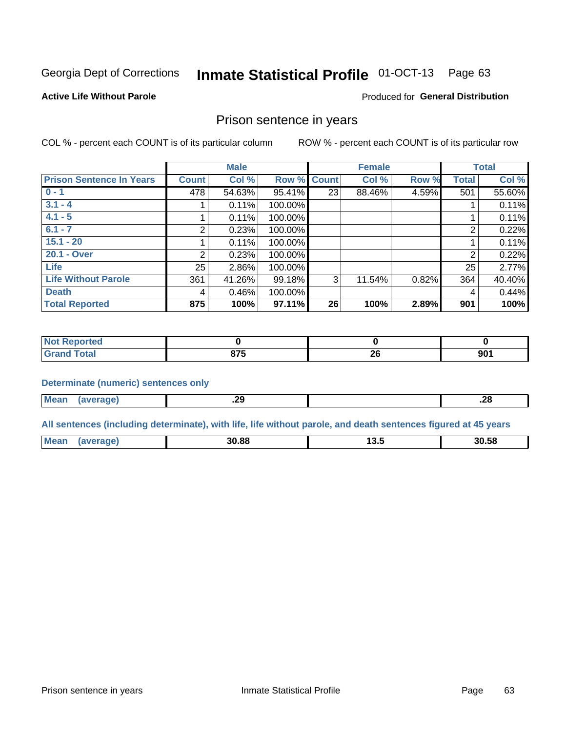Georgia Dept of Corrections **Inmate Statistical Profile** 01-OCT-13

**Active Life Without Parole**

Produced for **General Distribution**

## Prison sentence in years

COL % - percent each COUNT is of its particular column    ROW % - percent each COUNT is of its particular row

| | Male | | | Female | | | Total | |
|---|---|---|---|---|---|---|---|---|
| **Prison Sentence In Years** | **Count** | **Col %** | **Row %** | **Count** | **Col %** | **Row %** | **Total** | **Col %** |
| 0 - 1 | 478 | 54.63% | 95.41% | 23 | 88.46% | 4.59% | 501 | 55.60% |
| 3.1 - 4 | 1 | 0.11% | 100.00% | | | | 1 | 0.11% |
| 4.1 - 5 | 1 | 0.11% | 100.00% | | | | 1 | 0.11% |
| 6.1 - 7 | 2 | 0.23% | 100.00% | | | | 2 | 0.22% |
| 15.1 - 20 | 1 | 0.11% | 100.00% | | | | 1 | 0.11% |
| 20.1 - Over | 2 | 0.23% | 100.00% | | | | 2 | 0.22% |
| Life | 25 | 2.86% | 100.00% | | | | 25 | 2.77% |
| Life Without Parole | 361 | 41.26% | 99.18% | 3 | 11.54% | 0.82% | 364 | 40.40% |
| Death | 4 | 0.46% | 100.00% | | | | 4 | 0.44% |
| **Total Reported** | **875** | **100%** | **97.11%** | **26** | **100%** | **2.89%** | **901** | **100%** |

| | | | |
|---|---|---|---|
| Not Reported | 0 | 0 | 0 |
| Grand Total | 875 | 26 | 901 |

**Determinate (numeric) sentences only**

| | | | |
|---|---|---|---|
| Mean (average) | .29 | | .28 |

**All sentences (including determinate), with life, life without parole, and death sentences figured at 45 years**

| | | | |
|---|---|---|---|
| Mean (average) | 30.88 | 13.5 | 30.58 |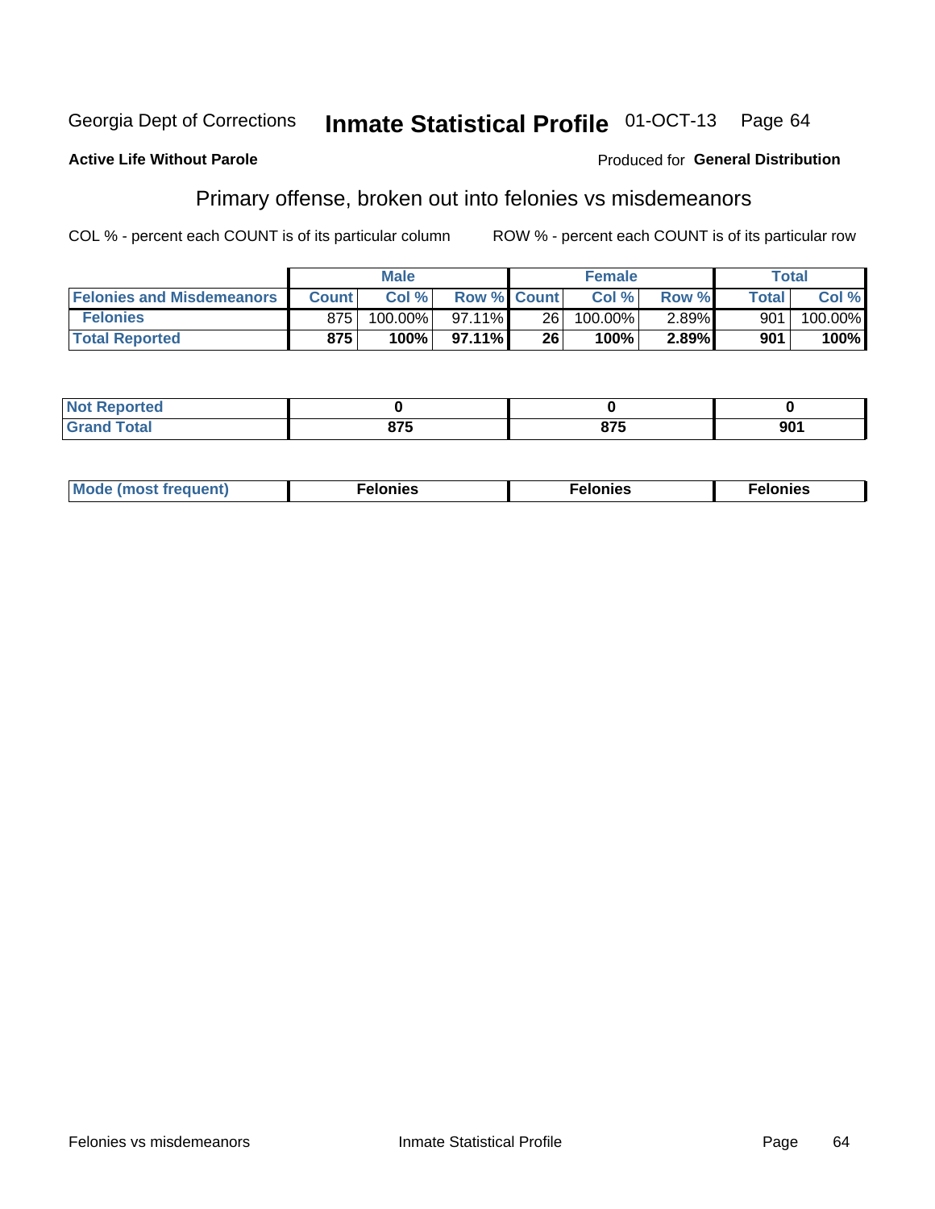Georgia Dept of Corrections **Inmate Statistical Profile** 01-OCT-13

**Active Life Without Parole**

Produced for **General Distribution**

## Primary offense, broken out into felonies vs misdemeanors

COL % - percent each COUNT is of its particular column

ROW % - percent each COUNT is of its particular row

| | Male | | | Female | | | Total | |
|---|---|---|---|---|---|---|---|---|
| **Felonies and Misdemeanors** | **Count** | **Col %** | **Row %** | **Count** | **Col %** | **Row %** | **Total** | **Col %** |
| **Felonies** | 875 | 100.00% | 97.11% | 26 | 100.00% | 2.89% | 901 | 100.00% |
| **Total Reported** | **875** | **100%** | **97.11%** | **26** | **100%** | **2.89%** | **901** | **100%** |

| | | | |
|---|---|---|---|
| **Not Reported** | **0** | **0** | **0** |
| **Grand Total** | **875** | **875** | **901** |

| | | | |
|---|---|---|---|
| **Mode (most frequent)** | **Felonies** | **Felonies** | **Felonies** |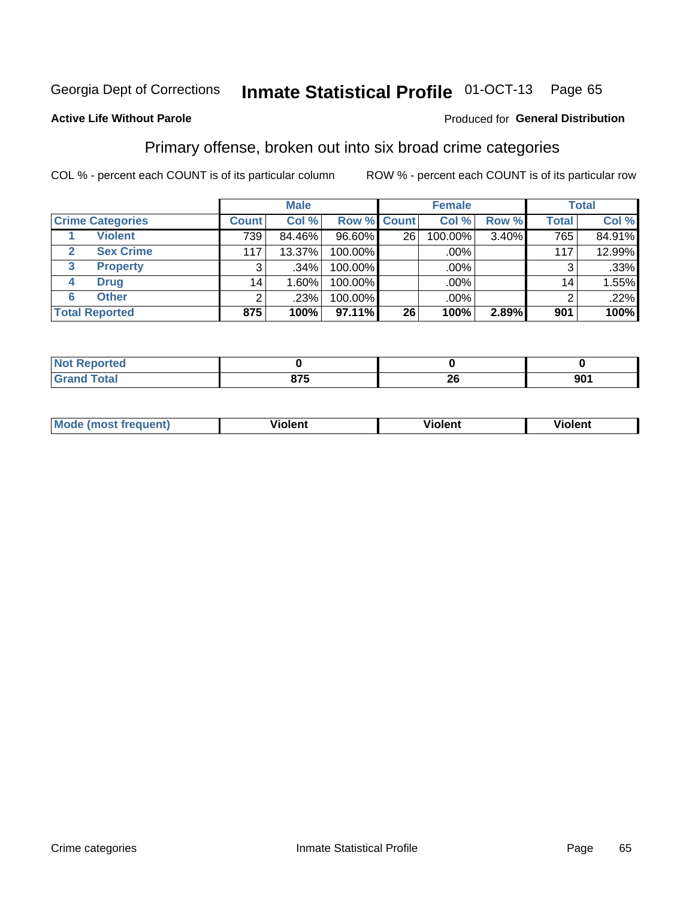Georgia Dept of Corrections **Inmate Statistical Profile** 01-OCT-13

**Active Life Without Parole**

Produced for **General Distribution**

## Primary offense, broken out into six broad crime categories

COL % - percent each COUNT is of its particular column     ROW % - percent each COUNT is of its particular row

| | | Male | | | Female | | | Total | |
|---|---|---|---|---|---|---|---|---|---|
| Crime Categories | | Count | Col % | Row % | Count | Col % | Row % | Total | Col % |
| 1 | Violent | 739 | 84.46% | 96.60% | 26 | 100.00% | 3.40% | 765 | 84.91% |
| 2 | Sex Crime | 117 | 13.37% | 100.00% | | .00% | | 117 | 12.99% |
| 3 | Property | 3 | .34% | 100.00% | | .00% | | 3 | .33% |
| 4 | Drug | 14 | 1.60% | 100.00% | | .00% | | 14 | 1.55% |
| 6 | Other | 2 | .23% | 100.00% | | .00% | | 2 | .22% |
| **Total Reported** | | **875** | **100%** | **97.11%** | **26** | **100%** | **2.89%** | **901** | **100%** |

| | Male | Female | Total |
|---|---|---|---|
| Not Reported | 0 | 0 | 0 |
| Grand Total | 875 | 26 | 901 |

| | Male | Female | Total |
|---|---|---|---|
| Mode (most frequent) | Violent | Violent | Violent |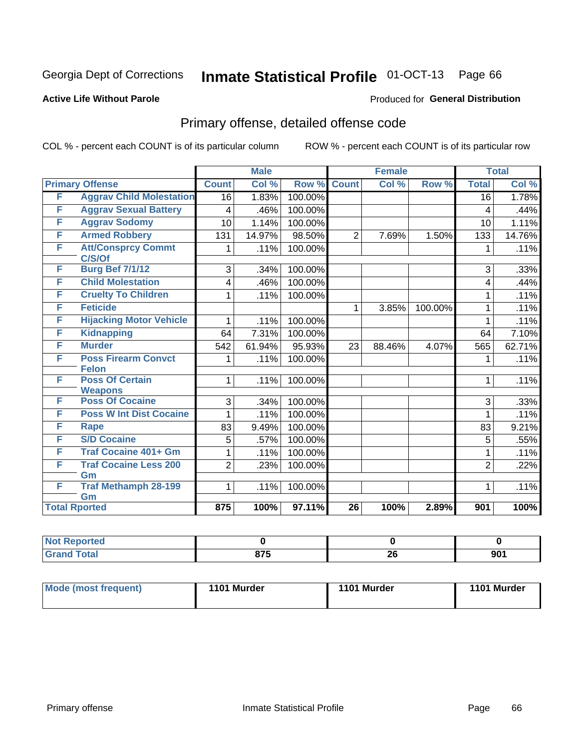Georgia Dept of Corrections **Inmate Statistical Profile** 01-OCT-13

**Active Life Without Parole**

Produced for **General Distribution**

## Primary offense, detailed offense code

COL % - percent each COUNT is of its particular column ROW % - percent each COUNT is of its particular row

| Primary Offense | | Male | | | Female | | | Total | |
|---|---|---|---|---|---|---|---|---|---|
| | | Count | Col % | Row % | Count | Col % | Row % | Total | Col % |
| F | Aggrav Child Molestation | 16 | 1.83% | 100.00% | | | | 16 | 1.78% |
| F | Aggrav Sexual Battery | 4 | .46% | 100.00% | | | | 4 | .44% |
| F | Aggrav Sodomy | 10 | 1.14% | 100.00% | | | | 10 | 1.11% |
| F | Armed Robbery | 131 | 14.97% | 98.50% | 2 | 7.69% | 1.50% | 133 | 14.76% |
| F | Att/Consprcy Commt C/S/Of | 1 | .11% | 100.00% | | | | 1 | .11% |
| F | Burg Bef 7/1/12 | 3 | .34% | 100.00% | | | | 3 | .33% |
| F | Child Molestation | 4 | .46% | 100.00% | | | | 4 | .44% |
| F | Cruelty To Children | 1 | .11% | 100.00% | | | | 1 | .11% |
| F | Feticide | | | | 1 | 3.85% | 100.00% | 1 | .11% |
| F | Hijacking Motor Vehicle | 1 | .11% | 100.00% | | | | 1 | .11% |
| F | Kidnapping | 64 | 7.31% | 100.00% | | | | 64 | 7.10% |
| F | Murder | 542 | 61.94% | 95.93% | 23 | 88.46% | 4.07% | 565 | 62.71% |
| F | Poss Firearm Convct Felon | 1 | .11% | 100.00% | | | | 1 | .11% |
| F | Poss Of Certain Weapons | 1 | .11% | 100.00% | | | | 1 | .11% |
| F | Poss Of Cocaine | 3 | .34% | 100.00% | | | | 3 | .33% |
| F | Poss W Int Dist Cocaine | 1 | .11% | 100.00% | | | | 1 | .11% |
| F | Rape | 83 | 9.49% | 100.00% | | | | 83 | 9.21% |
| F | S/D Cocaine | 5 | .57% | 100.00% | | | | 5 | .55% |
| F | Traf Cocaine 401+ Gm | 1 | .11% | 100.00% | | | | 1 | .11% |
| F | Traf Cocaine Less 200 Gm | 2 | .23% | 100.00% | | | | 2 | .22% |
| F | Traf Methamph 28-199 Gm | 1 | .11% | 100.00% | | | | 1 | .11% |
| Total Rported | | 875 | 100% | 97.11% | 26 | 100% | 2.89% | 901 | 100% |

| | Male | Female | Total |
|---|---|---|---|
| Not Reported | 0 | 0 | 0 |
| Grand Total | 875 | 26 | 901 |

| | Male | Female | Total |
|---|---|---|---|
| Mode (most frequent) | 1101 Murder | 1101 Murder | 1101 Murder |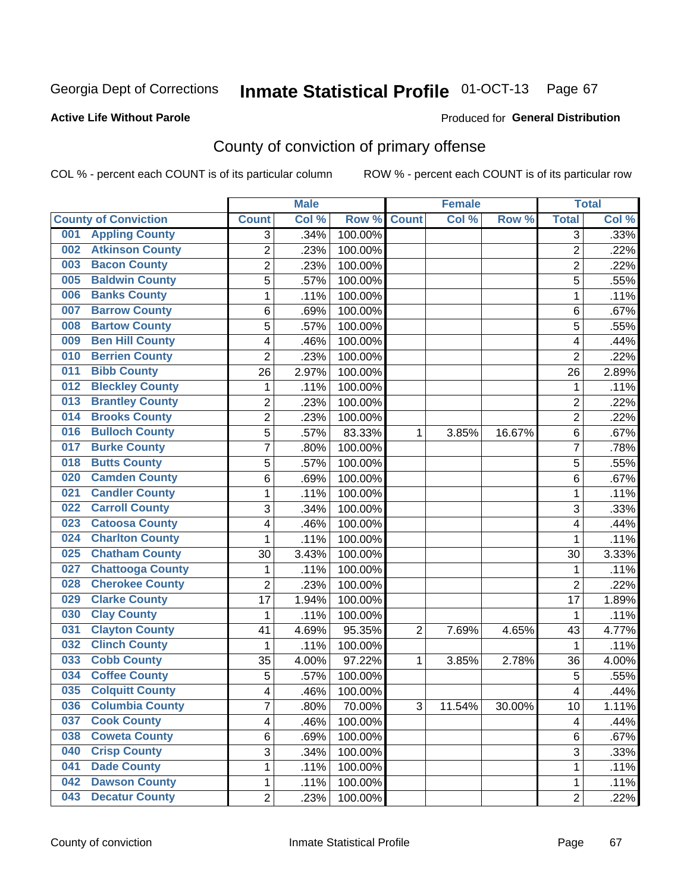Georgia Dept of Corrections **Inmate Statistical Profile** 01-OCT-13 Page 67

**Active Life Without Parole**

Produced for **General Distribution**

# County of conviction of primary offense

COL % - percent each COUNT is of its particular column ROW % - percent each COUNT is of its particular row

| | | Male | | | Female | | | Total | |
|---|---|---|---|---|---|---|---|---|---|
| **County of Conviction** | | **Count** | **Col %** | **Row %** | **Count** | **Col %** | **Row %** | **Total** | **Col %** |
| 001 | Appling County | 3 | .34% | 100.00% | | | | 3 | .33% |
| 002 | Atkinson County | 2 | .23% | 100.00% | | | | 2 | .22% |
| 003 | Bacon County | 2 | .23% | 100.00% | | | | 2 | .22% |
| 005 | Baldwin County | 5 | .57% | 100.00% | | | | 5 | .55% |
| 006 | Banks County | 1 | .11% | 100.00% | | | | 1 | .11% |
| 007 | Barrow County | 6 | .69% | 100.00% | | | | 6 | .67% |
| 008 | Bartow County | 5 | .57% | 100.00% | | | | 5 | .55% |
| 009 | Ben Hill County | 4 | .46% | 100.00% | | | | 4 | .44% |
| 010 | Berrien County | 2 | .23% | 100.00% | | | | 2 | .22% |
| 011 | Bibb County | 26 | 2.97% | 100.00% | | | | 26 | 2.89% |
| 012 | Bleckley County | 1 | .11% | 100.00% | | | | 1 | .11% |
| 013 | Brantley County | 2 | .23% | 100.00% | | | | 2 | .22% |
| 014 | Brooks County | 2 | .23% | 100.00% | | | | 2 | .22% |
| 016 | Bulloch County | 5 | .57% | 83.33% | 1 | 3.85% | 16.67% | 6 | .67% |
| 017 | Burke County | 7 | .80% | 100.00% | | | | 7 | .78% |
| 018 | Butts County | 5 | .57% | 100.00% | | | | 5 | .55% |
| 020 | Camden County | 6 | .69% | 100.00% | | | | 6 | .67% |
| 021 | Candler County | 1 | .11% | 100.00% | | | | 1 | .11% |
| 022 | Carroll County | 3 | .34% | 100.00% | | | | 3 | .33% |
| 023 | Catoosa County | 4 | .46% | 100.00% | | | | 4 | .44% |
| 024 | Charlton County | 1 | .11% | 100.00% | | | | 1 | .11% |
| 025 | Chatham County | 30 | 3.43% | 100.00% | | | | 30 | 3.33% |
| 027 | Chattooga County | 1 | .11% | 100.00% | | | | 1 | .11% |
| 028 | Cherokee County | 2 | .23% | 100.00% | | | | 2 | .22% |
| 029 | Clarke County | 17 | 1.94% | 100.00% | | | | 17 | 1.89% |
| 030 | Clay County | 1 | .11% | 100.00% | | | | 1 | .11% |
| 031 | Clayton County | 41 | 4.69% | 95.35% | 2 | 7.69% | 4.65% | 43 | 4.77% |
| 032 | Clinch County | 1 | .11% | 100.00% | | | | 1 | .11% |
| 033 | Cobb County | 35 | 4.00% | 97.22% | 1 | 3.85% | 2.78% | 36 | 4.00% |
| 034 | Coffee County | 5 | .57% | 100.00% | | | | 5 | .55% |
| 035 | Colquitt County | 4 | .46% | 100.00% | | | | 4 | .44% |
| 036 | Columbia County | 7 | .80% | 70.00% | 3 | 11.54% | 30.00% | 10 | 1.11% |
| 037 | Cook County | 4 | .46% | 100.00% | | | | 4 | .44% |
| 038 | Coweta County | 6 | .69% | 100.00% | | | | 6 | .67% |
| 040 | Crisp County | 3 | .34% | 100.00% | | | | 3 | .33% |
| 041 | Dade County | 1 | .11% | 100.00% | | | | 1 | .11% |
| 042 | Dawson County | 1 | .11% | 100.00% | | | | 1 | .11% |
| 043 | Decatur County | 2 | .23% | 100.00% | | | | 2 | .22% |

County of conviction Inmate Statistical Profile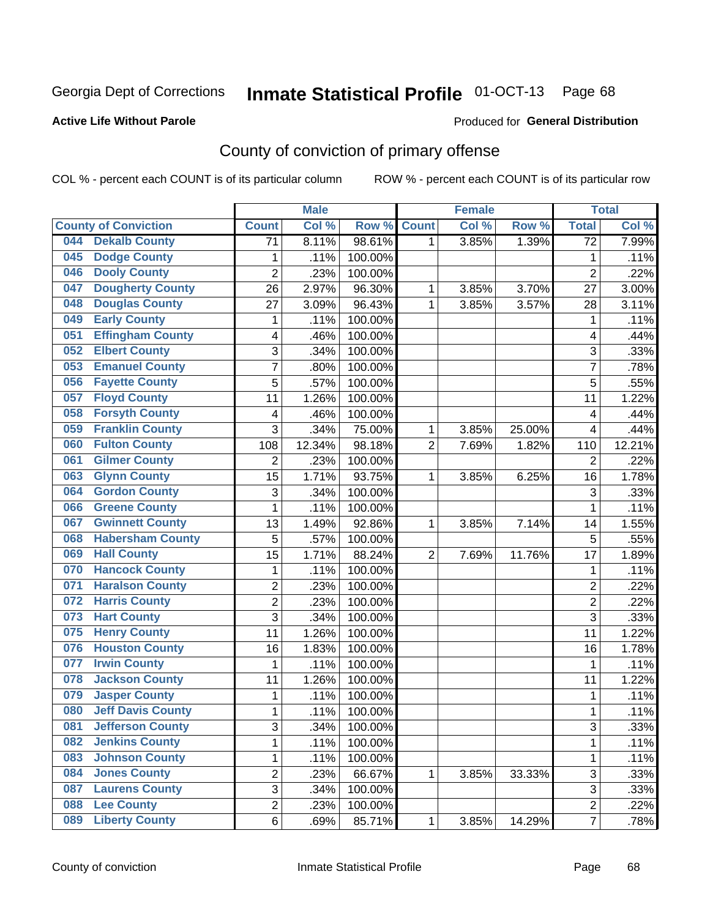Georgia Dept of Corrections **Inmate Statistical Profile** 01-OCT-13

**Active Life Without Parole**

Produced for **General Distribution**

## County of conviction of primary offense

COL % - percent each COUNT is of its particular column ROW % - percent each COUNT is of its particular row

| | Male | | | Female | | | Total | |
|---|---|---|---|---|---|---|---|---|
| **County of Conviction** | **Count** | **Col %** | **Row %** | **Count** | **Col %** | **Row %** | **Total** | **Col %** |
| 044 Dekalb County | 71 | 8.11% | 98.61% | 1 | 3.85% | 1.39% | 72 | 7.99% |
| 045 Dodge County | 1 | .11% | 100.00% | | | | 1 | .11% |
| 046 Dooly County | 2 | .23% | 100.00% | | | | 2 | .22% |
| 047 Dougherty County | 26 | 2.97% | 96.30% | 1 | 3.85% | 3.70% | 27 | 3.00% |
| 048 Douglas County | 27 | 3.09% | 96.43% | 1 | 3.85% | 3.57% | 28 | 3.11% |
| 049 Early County | 1 | .11% | 100.00% | | | | 1 | .11% |
| 051 Effingham County | 4 | .46% | 100.00% | | | | 4 | .44% |
| 052 Elbert County | 3 | .34% | 100.00% | | | | 3 | .33% |
| 053 Emanuel County | 7 | .80% | 100.00% | | | | 7 | .78% |
| 056 Fayette County | 5 | .57% | 100.00% | | | | 5 | .55% |
| 057 Floyd County | 11 | 1.26% | 100.00% | | | | 11 | 1.22% |
| 058 Forsyth County | 4 | .46% | 100.00% | | | | 4 | .44% |
| 059 Franklin County | 3 | .34% | 75.00% | 1 | 3.85% | 25.00% | 4 | .44% |
| 060 Fulton County | 108 | 12.34% | 98.18% | 2 | 7.69% | 1.82% | 110 | 12.21% |
| 061 Gilmer County | 2 | .23% | 100.00% | | | | 2 | .22% |
| 063 Glynn County | 15 | 1.71% | 93.75% | 1 | 3.85% | 6.25% | 16 | 1.78% |
| 064 Gordon County | 3 | .34% | 100.00% | | | | 3 | .33% |
| 066 Greene County | 1 | .11% | 100.00% | | | | 1 | .11% |
| 067 Gwinnett County | 13 | 1.49% | 92.86% | 1 | 3.85% | 7.14% | 14 | 1.55% |
| 068 Habersham County | 5 | .57% | 100.00% | | | | 5 | .55% |
| 069 Hall County | 15 | 1.71% | 88.24% | 2 | 7.69% | 11.76% | 17 | 1.89% |
| 070 Hancock County | 1 | .11% | 100.00% | | | | 1 | .11% |
| 071 Haralson County | 2 | .23% | 100.00% | | | | 2 | .22% |
| 072 Harris County | 2 | .23% | 100.00% | | | | 2 | .22% |
| 073 Hart County | 3 | .34% | 100.00% | | | | 3 | .33% |
| 075 Henry County | 11 | 1.26% | 100.00% | | | | 11 | 1.22% |
| 076 Houston County | 16 | 1.83% | 100.00% | | | | 16 | 1.78% |
| 077 Irwin County | 1 | .11% | 100.00% | | | | 1 | .11% |
| 078 Jackson County | 11 | 1.26% | 100.00% | | | | 11 | 1.22% |
| 079 Jasper County | 1 | .11% | 100.00% | | | | 1 | .11% |
| 080 Jeff Davis County | 1 | .11% | 100.00% | | | | 1 | .11% |
| 081 Jefferson County | 3 | .34% | 100.00% | | | | 3 | .33% |
| 082 Jenkins County | 1 | .11% | 100.00% | | | | 1 | .11% |
| 083 Johnson County | 1 | .11% | 100.00% | | | | 1 | .11% |
| 084 Jones County | 2 | .23% | 66.67% | 1 | 3.85% | 33.33% | 3 | .33% |
| 087 Laurens County | 3 | .34% | 100.00% | | | | 3 | .33% |
| 088 Lee County | 2 | .23% | 100.00% | | | | 2 | .22% |
| 089 Liberty County | 6 | .69% | 85.71% | 1 | 3.85% | 14.29% | 7 | .78% |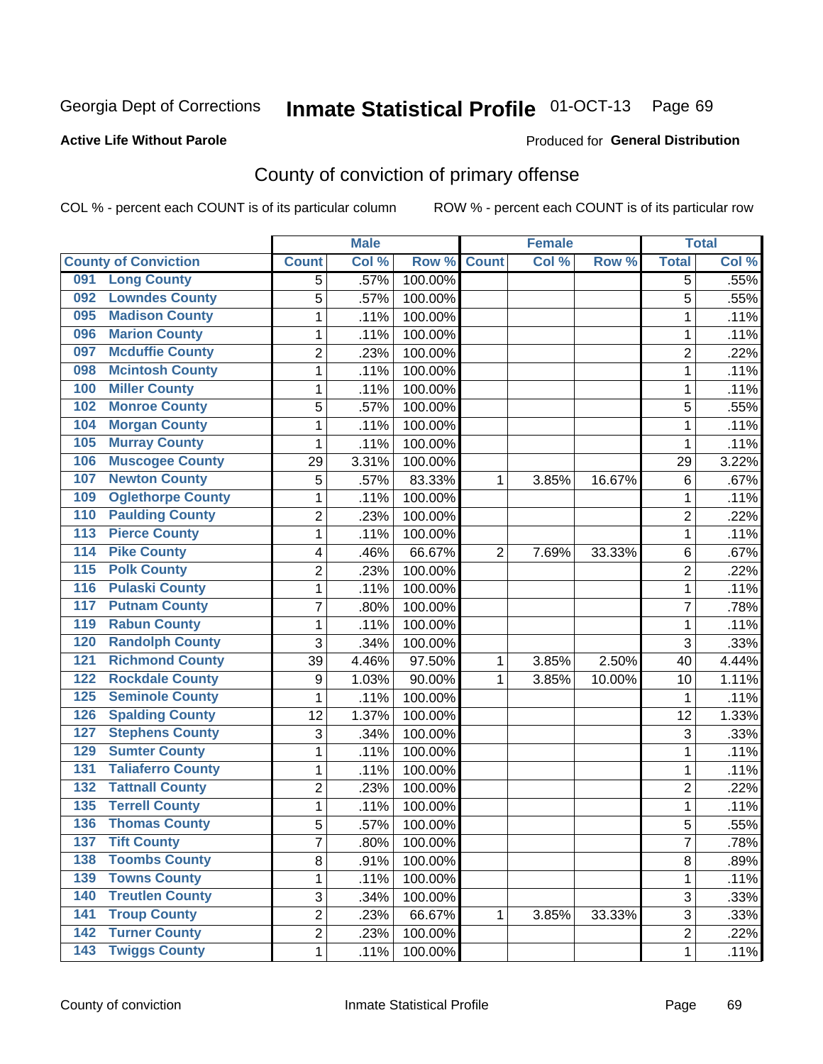Georgia Dept of Corrections **Inmate Statistical Profile** 01-OCT-13

**Active Life Without Parole**

Produced for **General Distribution**

## County of conviction of primary offense

COL % - percent each COUNT is of its particular column ROW % - percent each COUNT is of its particular row

| | Male | | | Female | | | Total | |
|---|---|---|---|---|---|---|---|---|
| County of Conviction | Count | Col % | Row % | Count | Col % | Row % | Total | Col % |
| 091 Long County | 5 | .57% | 100.00% | | | | 5 | .55% |
| 092 Lowndes County | 5 | .57% | 100.00% | | | | 5 | .55% |
| 095 Madison County | 1 | .11% | 100.00% | | | | 1 | .11% |
| 096 Marion County | 1 | .11% | 100.00% | | | | 1 | .11% |
| 097 Mcduffie County | 2 | .23% | 100.00% | | | | 2 | .22% |
| 098 Mcintosh County | 1 | .11% | 100.00% | | | | 1 | .11% |
| 100 Miller County | 1 | .11% | 100.00% | | | | 1 | .11% |
| 102 Monroe County | 5 | .57% | 100.00% | | | | 5 | .55% |
| 104 Morgan County | 1 | .11% | 100.00% | | | | 1 | .11% |
| 105 Murray County | 1 | .11% | 100.00% | | | | 1 | .11% |
| 106 Muscogee County | 29 | 3.31% | 100.00% | | | | 29 | 3.22% |
| 107 Newton County | 5 | .57% | 83.33% | 1 | 3.85% | 16.67% | 6 | .67% |
| 109 Oglethorpe County | 1 | .11% | 100.00% | | | | 1 | .11% |
| 110 Paulding County | 2 | .23% | 100.00% | | | | 2 | .22% |
| 113 Pierce County | 1 | .11% | 100.00% | | | | 1 | .11% |
| 114 Pike County | 4 | .46% | 66.67% | 2 | 7.69% | 33.33% | 6 | .67% |
| 115 Polk County | 2 | .23% | 100.00% | | | | 2 | .22% |
| 116 Pulaski County | 1 | .11% | 100.00% | | | | 1 | .11% |
| 117 Putnam County | 7 | .80% | 100.00% | | | | 7 | .78% |
| 119 Rabun County | 1 | .11% | 100.00% | | | | 1 | .11% |
| 120 Randolph County | 3 | .34% | 100.00% | | | | 3 | .33% |
| 121 Richmond County | 39 | 4.46% | 97.50% | 1 | 3.85% | 2.50% | 40 | 4.44% |
| 122 Rockdale County | 9 | 1.03% | 90.00% | 1 | 3.85% | 10.00% | 10 | 1.11% |
| 125 Seminole County | 1 | .11% | 100.00% | | | | 1 | .11% |
| 126 Spalding County | 12 | 1.37% | 100.00% | | | | 12 | 1.33% |
| 127 Stephens County | 3 | .34% | 100.00% | | | | 3 | .33% |
| 129 Sumter County | 1 | .11% | 100.00% | | | | 1 | .11% |
| 131 Taliaferro County | 1 | .11% | 100.00% | | | | 1 | .11% |
| 132 Tattnall County | 2 | .23% | 100.00% | | | | 2 | .22% |
| 135 Terrell County | 1 | .11% | 100.00% | | | | 1 | .11% |
| 136 Thomas County | 5 | .57% | 100.00% | | | | 5 | .55% |
| 137 Tift County | 7 | .80% | 100.00% | | | | 7 | .78% |
| 138 Toombs County | 8 | .91% | 100.00% | | | | 8 | .89% |
| 139 Towns County | 1 | .11% | 100.00% | | | | 1 | .11% |
| 140 Treutlen County | 3 | .34% | 100.00% | | | | 3 | .33% |
| 141 Troup County | 2 | .23% | 66.67% | 1 | 3.85% | 33.33% | 3 | .33% |
| 142 Turner County | 2 | .23% | 100.00% | | | | 2 | .22% |
| 143 Twiggs County | 1 | .11% | 100.00% | | | | 1 | .11% |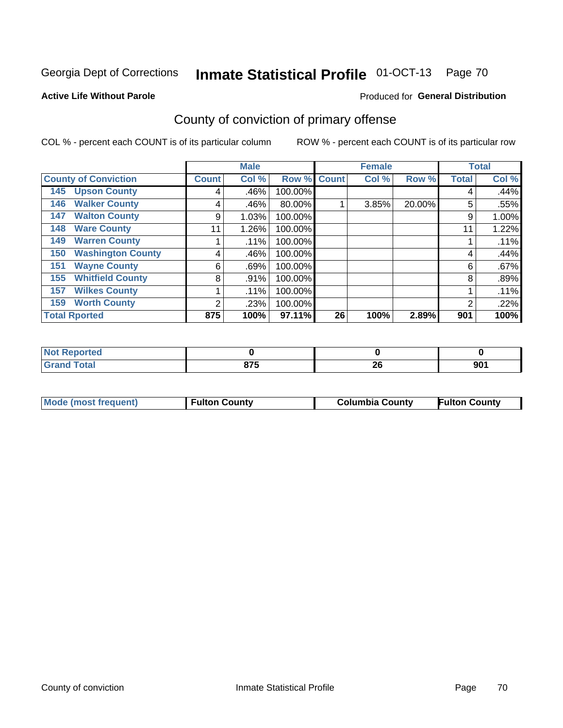Georgia Dept of Corrections **Inmate Statistical Profile** 01-OCT-13

**Active Life Without Parole**

Produced for **General Distribution**

## County of conviction of primary offense

COL % - percent each COUNT is of its particular column

ROW % - percent each COUNT is of its particular row

| | Male | | | Female | | | Total | |
|---|---|---|---|---|---|---|---|---|
| **County of Conviction** | **Count** | **Col %** | **Row %** | **Count** | **Col %** | **Row %** | **Total** | **Col %** |
| 145 Upson County | 4 | .46% | 100.00% | | | | 4 | .44% |
| 146 Walker County | 4 | .46% | 80.00% | 1 | 3.85% | 20.00% | 5 | .55% |
| 147 Walton County | 9 | 1.03% | 100.00% | | | | 9 | 1.00% |
| 148 Ware County | 11 | 1.26% | 100.00% | | | | 11 | 1.22% |
| 149 Warren County | 1 | .11% | 100.00% | | | | 1 | .11% |
| 150 Washington County | 4 | .46% | 100.00% | | | | 4 | .44% |
| 151 Wayne County | 6 | .69% | 100.00% | | | | 6 | .67% |
| 155 Whitfield County | 8 | .91% | 100.00% | | | | 8 | .89% |
| 157 Wilkes County | 1 | .11% | 100.00% | | | | 1 | .11% |
| 159 Worth County | 2 | .23% | 100.00% | | | | 2 | .22% |
| **Total Rported** | **875** | **100%** | **97.11%** | **26** | **100%** | **2.89%** | **901** | **100%** |

| | Male | Female | Total |
|---|---|---|---|
| **Not Reported** | **0** | **0** | **0** |
| **Grand Total** | **875** | **26** | **901** |

| | Male | Female | Total |
|---|---|---|---|
| **Mode (most frequent)** | **Fulton County** | **Columbia County** | **Fulton County** |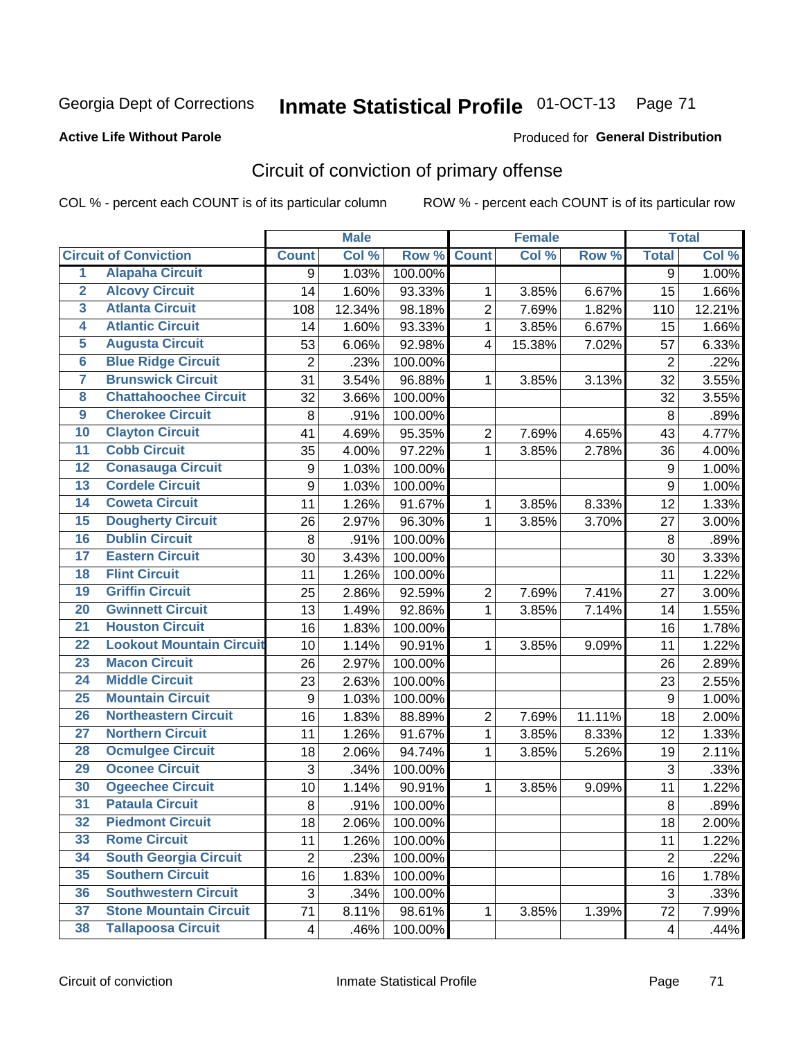Georgia Dept of Corrections **Inmate Statistical Profile** 01-OCT-13

**Active Life Without Parole**

Produced for **General Distribution**

## Circuit of conviction of primary offense

COL % - percent each COUNT is of its particular column ROW % - percent each COUNT is of its particular row

| | | Male | | | Female | | | Total | |
|---|---|---|---|---|---|---|---|---|---|
| Circuit of Conviction | | Count | Col % | Row % | Count | Col % | Row % | Total | Col % |
| 1 | Alapaha Circuit | 9 | 1.03% | 100.00% | | | | 9 | 1.00% |
| 2 | Alcovy Circuit | 14 | 1.60% | 93.33% | 1 | 3.85% | 6.67% | 15 | 1.66% |
| 3 | Atlanta Circuit | 108 | 12.34% | 98.18% | 2 | 7.69% | 1.82% | 110 | 12.21% |
| 4 | Atlantic Circuit | 14 | 1.60% | 93.33% | 1 | 3.85% | 6.67% | 15 | 1.66% |
| 5 | Augusta Circuit | 53 | 6.06% | 92.98% | 4 | 15.38% | 7.02% | 57 | 6.33% |
| 6 | Blue Ridge Circuit | 2 | .23% | 100.00% | | | | 2 | .22% |
| 7 | Brunswick Circuit | 31 | 3.54% | 96.88% | 1 | 3.85% | 3.13% | 32 | 3.55% |
| 8 | Chattahoochee Circuit | 32 | 3.66% | 100.00% | | | | 32 | 3.55% |
| 9 | Cherokee Circuit | 8 | .91% | 100.00% | | | | 8 | .89% |
| 10 | Clayton Circuit | 41 | 4.69% | 95.35% | 2 | 7.69% | 4.65% | 43 | 4.77% |
| 11 | Cobb Circuit | 35 | 4.00% | 97.22% | 1 | 3.85% | 2.78% | 36 | 4.00% |
| 12 | Conasauga Circuit | 9 | 1.03% | 100.00% | | | | 9 | 1.00% |
| 13 | Cordele Circuit | 9 | 1.03% | 100.00% | | | | 9 | 1.00% |
| 14 | Coweta Circuit | 11 | 1.26% | 91.67% | 1 | 3.85% | 8.33% | 12 | 1.33% |
| 15 | Dougherty Circuit | 26 | 2.97% | 96.30% | 1 | 3.85% | 3.70% | 27 | 3.00% |
| 16 | Dublin Circuit | 8 | .91% | 100.00% | | | | 8 | .89% |
| 17 | Eastern Circuit | 30 | 3.43% | 100.00% | | | | 30 | 3.33% |
| 18 | Flint Circuit | 11 | 1.26% | 100.00% | | | | 11 | 1.22% |
| 19 | Griffin Circuit | 25 | 2.86% | 92.59% | 2 | 7.69% | 7.41% | 27 | 3.00% |
| 20 | Gwinnett Circuit | 13 | 1.49% | 92.86% | 1 | 3.85% | 7.14% | 14 | 1.55% |
| 21 | Houston Circuit | 16 | 1.83% | 100.00% | | | | 16 | 1.78% |
| 22 | Lookout Mountain Circuit | 10 | 1.14% | 90.91% | 1 | 3.85% | 9.09% | 11 | 1.22% |
| 23 | Macon Circuit | 26 | 2.97% | 100.00% | | | | 26 | 2.89% |
| 24 | Middle Circuit | 23 | 2.63% | 100.00% | | | | 23 | 2.55% |
| 25 | Mountain Circuit | 9 | 1.03% | 100.00% | | | | 9 | 1.00% |
| 26 | Northeastern Circuit | 16 | 1.83% | 88.89% | 2 | 7.69% | 11.11% | 18 | 2.00% |
| 27 | Northern Circuit | 11 | 1.26% | 91.67% | 1 | 3.85% | 8.33% | 12 | 1.33% |
| 28 | Ocmulgee Circuit | 18 | 2.06% | 94.74% | 1 | 3.85% | 5.26% | 19 | 2.11% |
| 29 | Oconee Circuit | 3 | .34% | 100.00% | | | | 3 | .33% |
| 30 | Ogeechee Circuit | 10 | 1.14% | 90.91% | 1 | 3.85% | 9.09% | 11 | 1.22% |
| 31 | Pataula Circuit | 8 | .91% | 100.00% | | | | 8 | .89% |
| 32 | Piedmont Circuit | 18 | 2.06% | 100.00% | | | | 18 | 2.00% |
| 33 | Rome Circuit | 11 | 1.26% | 100.00% | | | | 11 | 1.22% |
| 34 | South Georgia Circuit | 2 | .23% | 100.00% | | | | 2 | .22% |
| 35 | Southern Circuit | 16 | 1.83% | 100.00% | | | | 16 | 1.78% |
| 36 | Southwestern Circuit | 3 | .34% | 100.00% | | | | 3 | .33% |
| 37 | Stone Mountain Circuit | 71 | 8.11% | 98.61% | 1 | 3.85% | 1.39% | 72 | 7.99% |
| 38 | Tallapoosa Circuit | 4 | .46% | 100.00% | | | | 4 | .44% |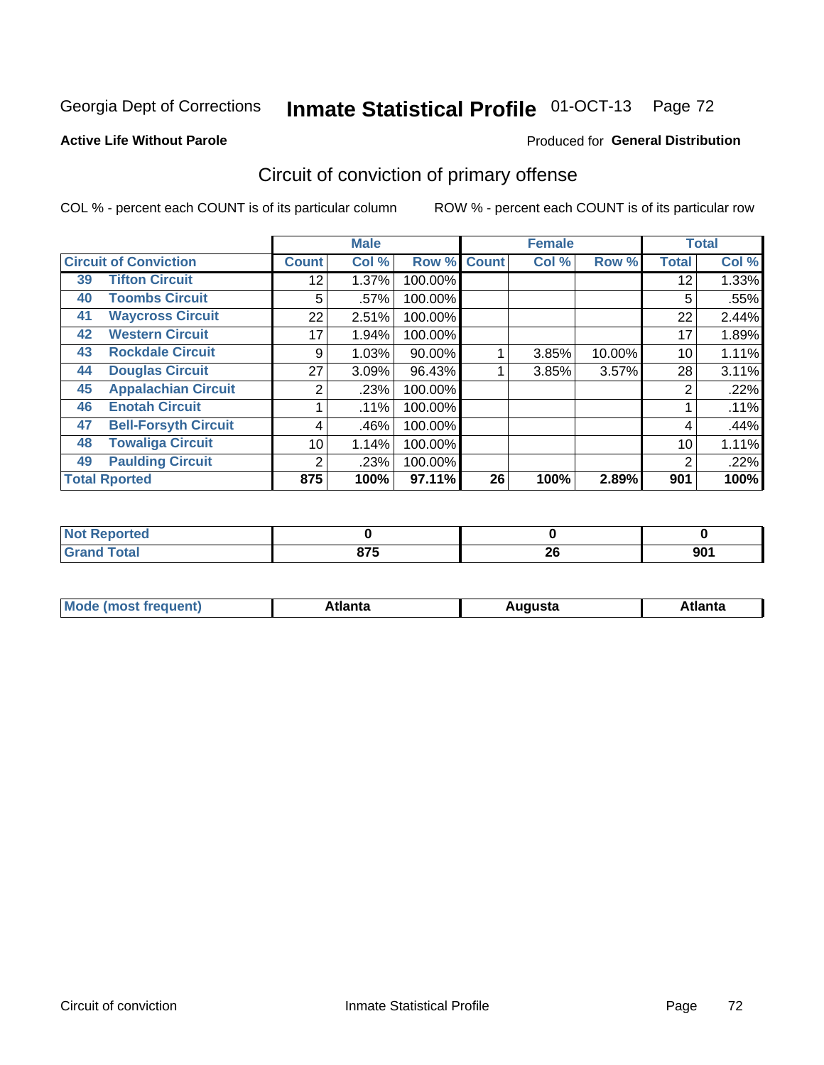Georgia Dept of Corrections **Inmate Statistical Profile** 01-OCT-13

**Active Life Without Parole**

Produced for **General Distribution**

## Circuit of conviction of primary offense

COL % - percent each COUNT is of its particular column

ROW % - percent each COUNT is of its particular row

| | | Male | | | Female | | | Total | |
|---|---|---|---|---|---|---|---|---|---|
| **Circuit of Conviction** | | **Count** | **Col %** | **Row %** | **Count** | **Col %** | **Row %** | **Total** | **Col %** |
| 39 | Tifton Circuit | 12 | 1.37% | 100.00% | | | | 12 | 1.33% |
| 40 | Toombs Circuit | 5 | .57% | 100.00% | | | | 5 | .55% |
| 41 | Waycross Circuit | 22 | 2.51% | 100.00% | | | | 22 | 2.44% |
| 42 | Western Circuit | 17 | 1.94% | 100.00% | | | | 17 | 1.89% |
| 43 | Rockdale Circuit | 9 | 1.03% | 90.00% | 1 | 3.85% | 10.00% | 10 | 1.11% |
| 44 | Douglas Circuit | 27 | 3.09% | 96.43% | 1 | 3.85% | 3.57% | 28 | 3.11% |
| 45 | Appalachian Circuit | 2 | .23% | 100.00% | | | | 2 | .22% |
| 46 | Enotah Circuit | 1 | .11% | 100.00% | | | | 1 | .11% |
| 47 | Bell-Forsyth Circuit | 4 | .46% | 100.00% | | | | 4 | .44% |
| 48 | Towaliga Circuit | 10 | 1.14% | 100.00% | | | | 10 | 1.11% |
| 49 | Paulding Circuit | 2 | .23% | 100.00% | | | | 2 | .22% |
| **Total Rported** | | **875** | **100%** | **97.11%** | **26** | **100%** | **2.89%** | **901** | **100%** |

| | | | |
|---|---|---|---|
| **Not Reported** | **0** | **0** | **0** |
| **Grand Total** | **875** | **26** | **901** |

| | | | |
|---|---|---|---|
| **Mode (most frequent)** | **Atlanta** | **Augusta** | **Atlanta** |

Circuit of conviction Inmate Statistical Profile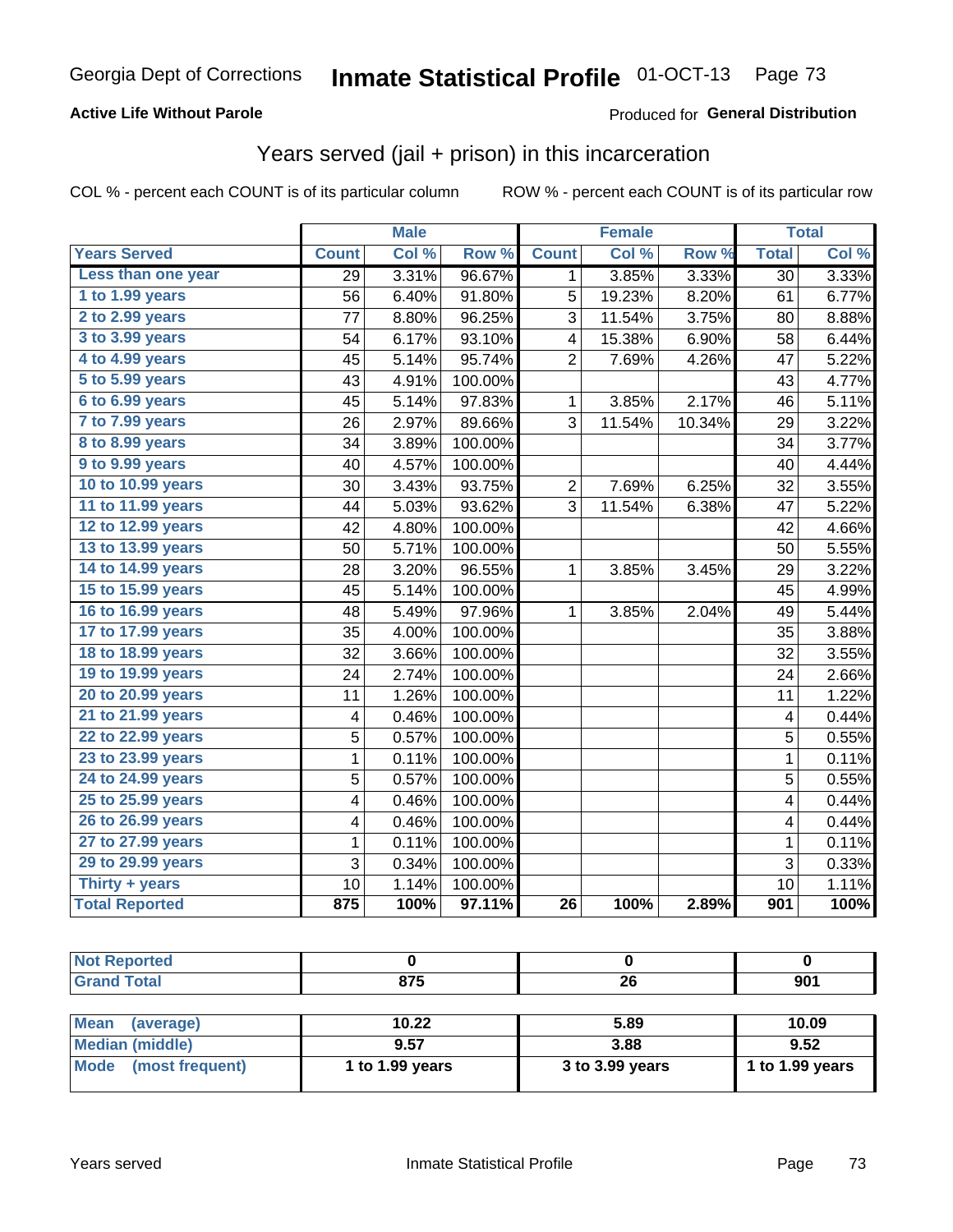Georgia Dept of Corrections **Inmate Statistical Profile** 01-OCT-13

**Active Life Without Parole**

Produced for **General Distribution**

## Years served (jail + prison) in this incarceration

COL % - percent each COUNT is of its particular column ROW % - percent each COUNT is of its particular row

| | Male | | | Female | | | Total | |
|---|---|---|---|---|---|---|---|---|
| **Years Served** | **Count** | **Col %** | **Row %** | **Count** | **Col %** | **Row %** | **Total** | **Col %** |
| Less than one year | 29 | 3.31% | 96.67% | 1 | 3.85% | 3.33% | 30 | 3.33% |
| 1 to 1.99 years | 56 | 6.40% | 91.80% | 5 | 19.23% | 8.20% | 61 | 6.77% |
| 2 to 2.99 years | 77 | 8.80% | 96.25% | 3 | 11.54% | 3.75% | 80 | 8.88% |
| 3 to 3.99 years | 54 | 6.17% | 93.10% | 4 | 15.38% | 6.90% | 58 | 6.44% |
| 4 to 4.99 years | 45 | 5.14% | 95.74% | 2 | 7.69% | 4.26% | 47 | 5.22% |
| 5 to 5.99 years | 43 | 4.91% | 100.00% | | | | 43 | 4.77% |
| 6 to 6.99 years | 45 | 5.14% | 97.83% | 1 | 3.85% | 2.17% | 46 | 5.11% |
| 7 to 7.99 years | 26 | 2.97% | 89.66% | 3 | 11.54% | 10.34% | 29 | 3.22% |
| 8 to 8.99 years | 34 | 3.89% | 100.00% | | | | 34 | 3.77% |
| 9 to 9.99 years | 40 | 4.57% | 100.00% | | | | 40 | 4.44% |
| 10 to 10.99 years | 30 | 3.43% | 93.75% | 2 | 7.69% | 6.25% | 32 | 3.55% |
| 11 to 11.99 years | 44 | 5.03% | 93.62% | 3 | 11.54% | 6.38% | 47 | 5.22% |
| 12 to 12.99 years | 42 | 4.80% | 100.00% | | | | 42 | 4.66% |
| 13 to 13.99 years | 50 | 5.71% | 100.00% | | | | 50 | 5.55% |
| 14 to 14.99 years | 28 | 3.20% | 96.55% | 1 | 3.85% | 3.45% | 29 | 3.22% |
| 15 to 15.99 years | 45 | 5.14% | 100.00% | | | | 45 | 4.99% |
| 16 to 16.99 years | 48 | 5.49% | 97.96% | 1 | 3.85% | 2.04% | 49 | 5.44% |
| 17 to 17.99 years | 35 | 4.00% | 100.00% | | | | 35 | 3.88% |
| 18 to 18.99 years | 32 | 3.66% | 100.00% | | | | 32 | 3.55% |
| 19 to 19.99 years | 24 | 2.74% | 100.00% | | | | 24 | 2.66% |
| 20 to 20.99 years | 11 | 1.26% | 100.00% | | | | 11 | 1.22% |
| 21 to 21.99 years | 4 | 0.46% | 100.00% | | | | 4 | 0.44% |
| 22 to 22.99 years | 5 | 0.57% | 100.00% | | | | 5 | 0.55% |
| 23 to 23.99 years | 1 | 0.11% | 100.00% | | | | 1 | 0.11% |
| 24 to 24.99 years | 5 | 0.57% | 100.00% | | | | 5 | 0.55% |
| 25 to 25.99 years | 4 | 0.46% | 100.00% | | | | 4 | 0.44% |
| 26 to 26.99 years | 4 | 0.46% | 100.00% | | | | 4 | 0.44% |
| 27 to 27.99 years | 1 | 0.11% | 100.00% | | | | 1 | 0.11% |
| 29 to 29.99 years | 3 | 0.34% | 100.00% | | | | 3 | 0.33% |
| Thirty + years | 10 | 1.14% | 100.00% | | | | 10 | 1.11% |
| **Total Reported** | **875** | **100%** | **97.11%** | **26** | **100%** | **2.89%** | **901** | **100%** |

| | Male | Female | Total |
|---|---|---|---|
| Not Reported | **0** | **0** | **0** |
| Grand Total | **875** | **26** | **901** |

| | Male | Female | Total |
|---|---|---|---|
| Mean (average) | **10.22** | **5.89** | **10.09** |
| Median (middle) | **9.57** | **3.88** | **9.52** |
| Mode (most frequent) | **1 to 1.99 years** | **3 to 3.99 years** | **1 to 1.99 years** |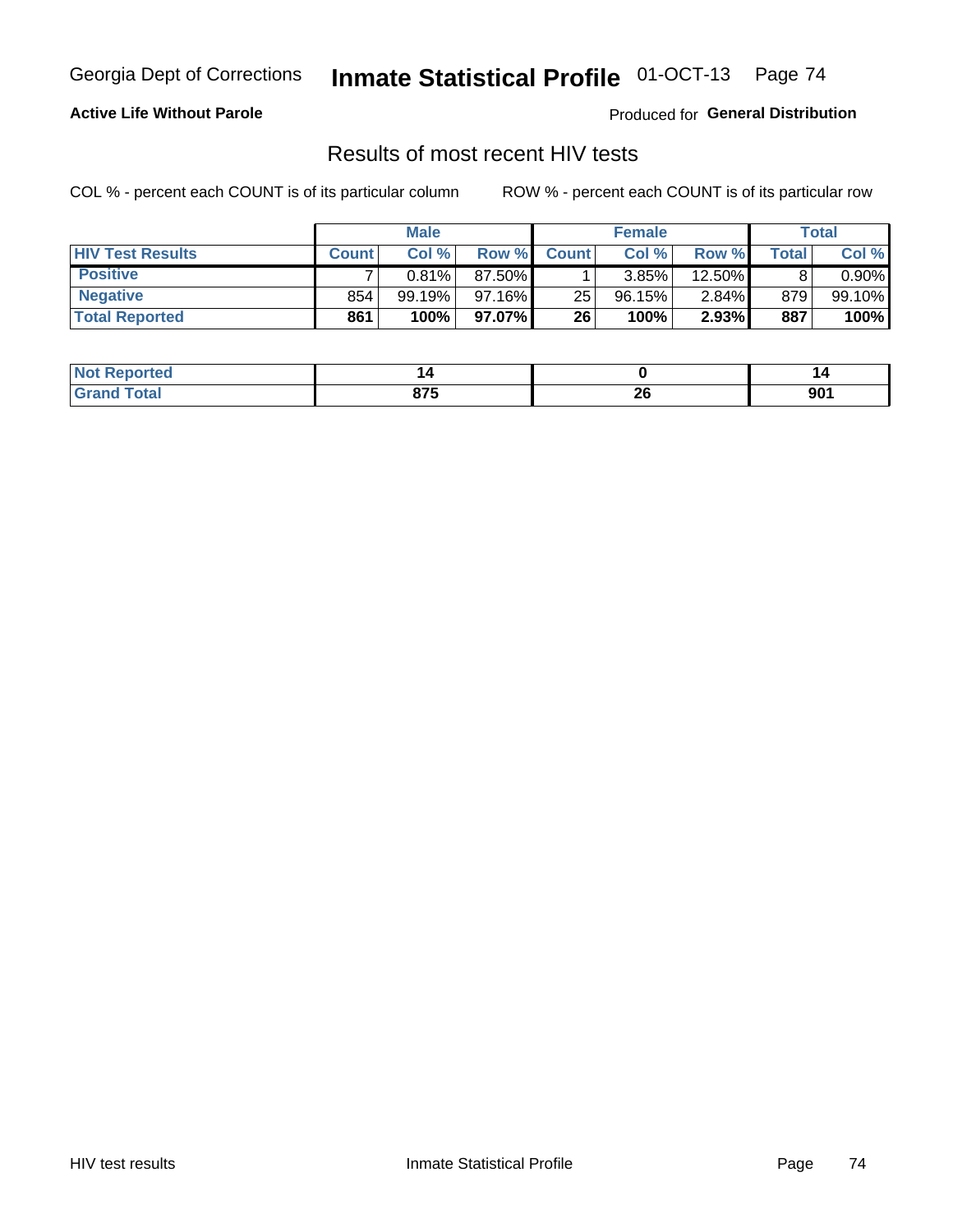Georgia Dept of Corrections **Inmate Statistical Profile** 01-OCT-13

**Active Life Without Parole**

Produced for **General Distribution**

## Results of most recent HIV tests

COL % - percent each COUNT is of its particular column    ROW % - percent each COUNT is of its particular row

| | Male | | | Female | | | Total | |
|---|---|---|---|---|---|---|---|---|
| **HIV Test Results** | **Count** | **Col %** | **Row %** | **Count** | **Col %** | **Row %** | **Total** | **Col %** |
| **Positive** | 7 | 0.81% | 87.50% | 1 | 3.85% | 12.50% | 8 | 0.90% |
| **Negative** | 854 | 99.19% | 97.16% | 25 | 96.15% | 2.84% | 879 | 99.10% |
| **Total Reported** | **861** | **100%** | **97.07%** | **26** | **100%** | **2.93%** | **887** | **100%** |

| | Male | Female | Total |
|---|---|---|---|
| **Not Reported** | **14** | **0** | **14** |
| **Grand Total** | **875** | **26** | **901** |

HIV test results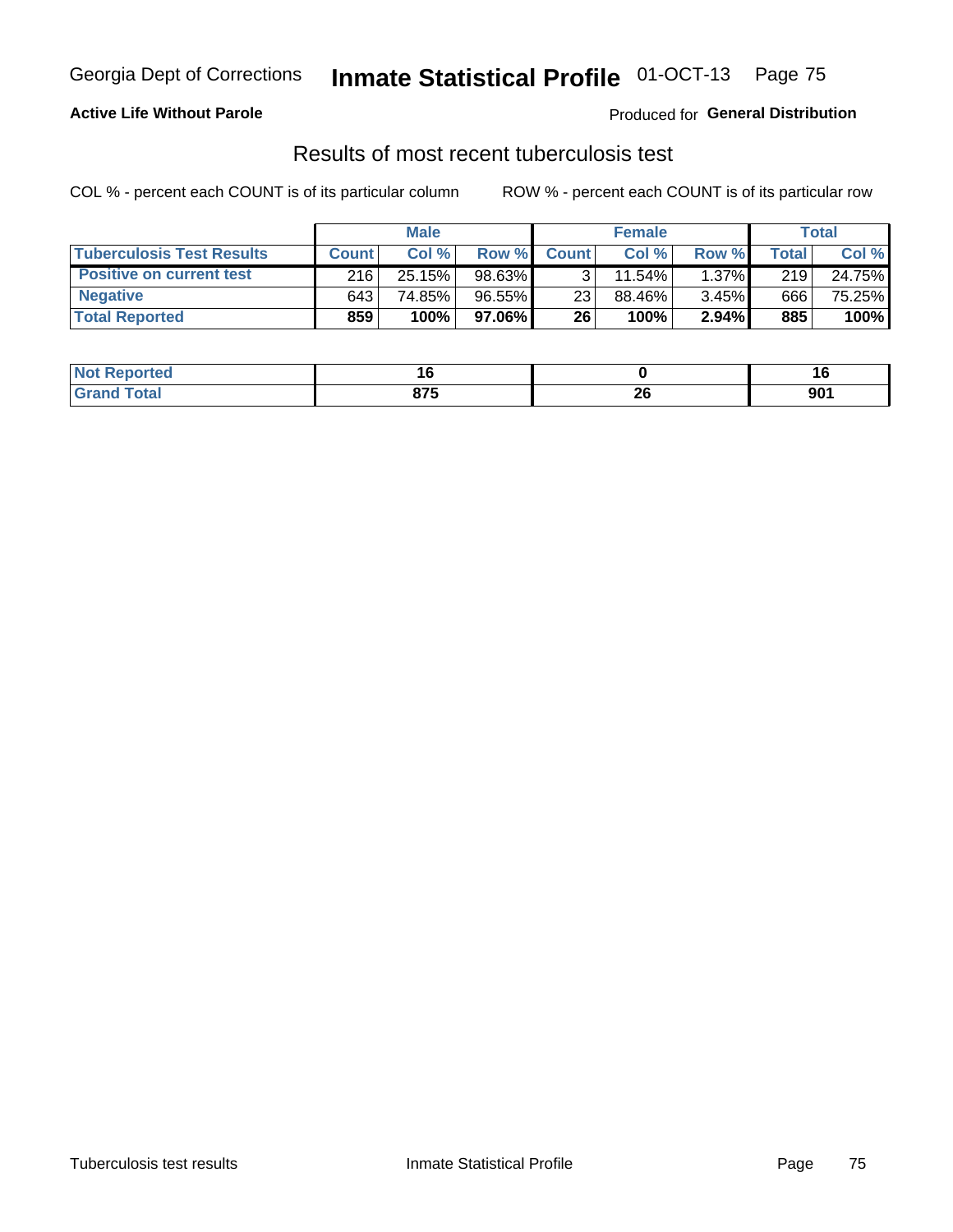Georgia Dept of Corrections **Inmate Statistical Profile** 01-OCT-13

**Active Life Without Parole**

Produced for **General Distribution**

## Results of most recent tuberculosis test

COL % - percent each COUNT is of its particular column

ROW % - percent each COUNT is of its particular row

| | Male | | | Female | | | Total | |
|---|---|---|---|---|---|---|---|---|
| **Tuberculosis Test Results** | **Count** | **Col %** | **Row %** | **Count** | **Col %** | **Row %** | **Total** | **Col %** |
| **Positive on current test** | 216 | 25.15% | 98.63% | 3 | 11.54% | 1.37% | 219 | 24.75% |
| **Negative** | 643 | 74.85% | 96.55% | 23 | 88.46% | 3.45% | 666 | 75.25% |
| **Total Reported** | **859** | **100%** | **97.06%** | **26** | **100%** | **2.94%** | **885** | **100%** |

| | Male | Female | Total |
|---|---|---|---|
| **Not Reported** | **16** | **0** | **16** |
| **Grand Total** | **875** | **26** | **901** |

Tuberculosis test results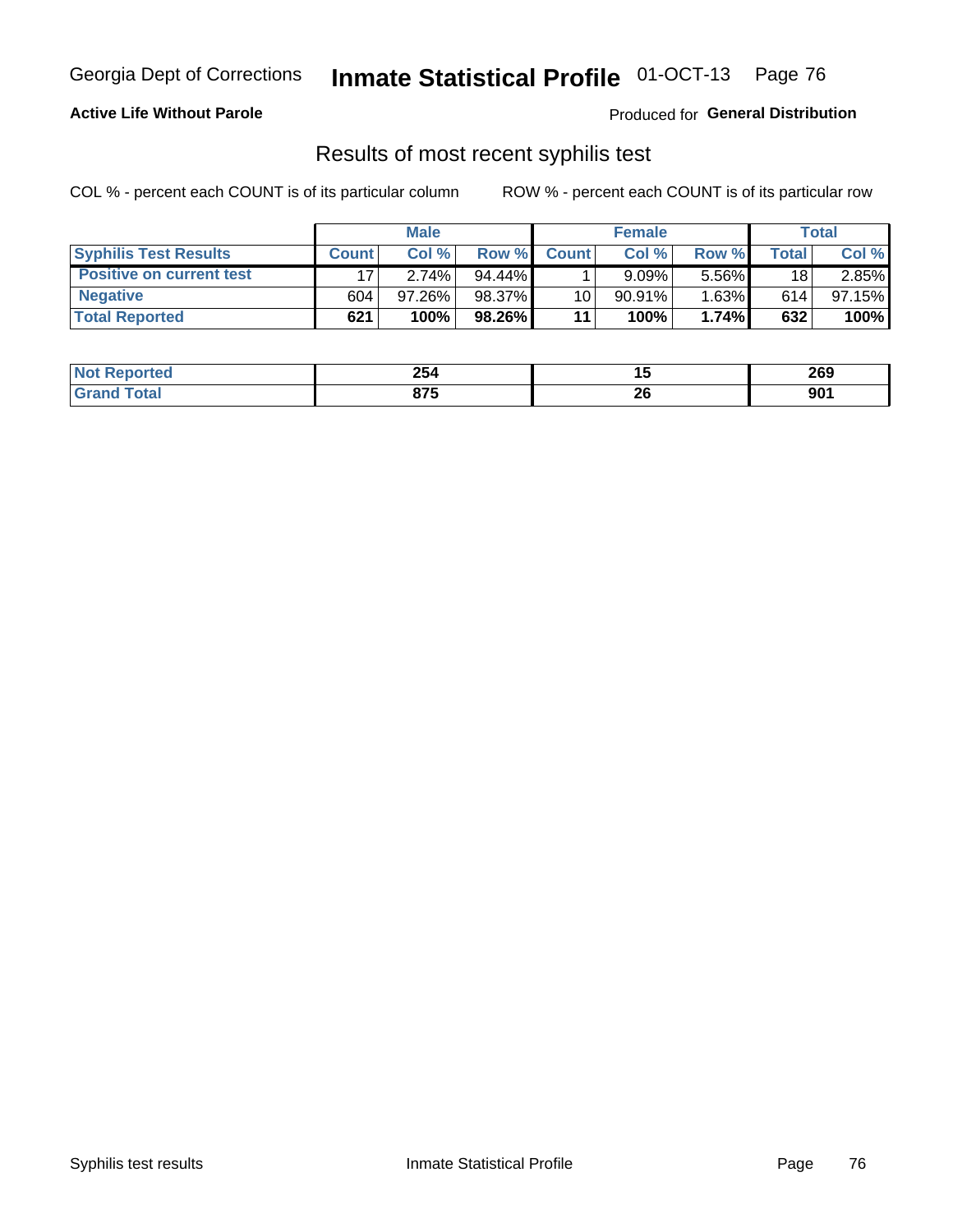Georgia Dept of Corrections **Inmate Statistical Profile** 01-OCT-13 Page 76

**Active Life Without Parole**

Produced for **General Distribution**

## Results of most recent syphilis test

COL % - percent each COUNT is of its particular column

ROW % - percent each COUNT is of its particular row

| | Male | | | Female | | | Total | |
|---|---|---|---|---|---|---|---|---|
| **Syphilis Test Results** | **Count** | **Col %** | **Row %** | **Count** | **Col %** | **Row %** | **Total** | **Col %** |
| **Positive on current test** | 17 | 2.74% | 94.44% | 1 | 9.09% | 5.56% | 18 | 2.85% |
| **Negative** | 604 | 97.26% | 98.37% | 10 | 90.91% | 1.63% | 614 | 97.15% |
| **Total Reported** | **621** | **100%** | **98.26%** | **11** | **100%** | **1.74%** | **632** | **100%** |

| | Male | Female | Total |
|---|---|---|---|
| **Not Reported** | **254** | **15** | **269** |
| **Grand Total** | **875** | **26** | **901** |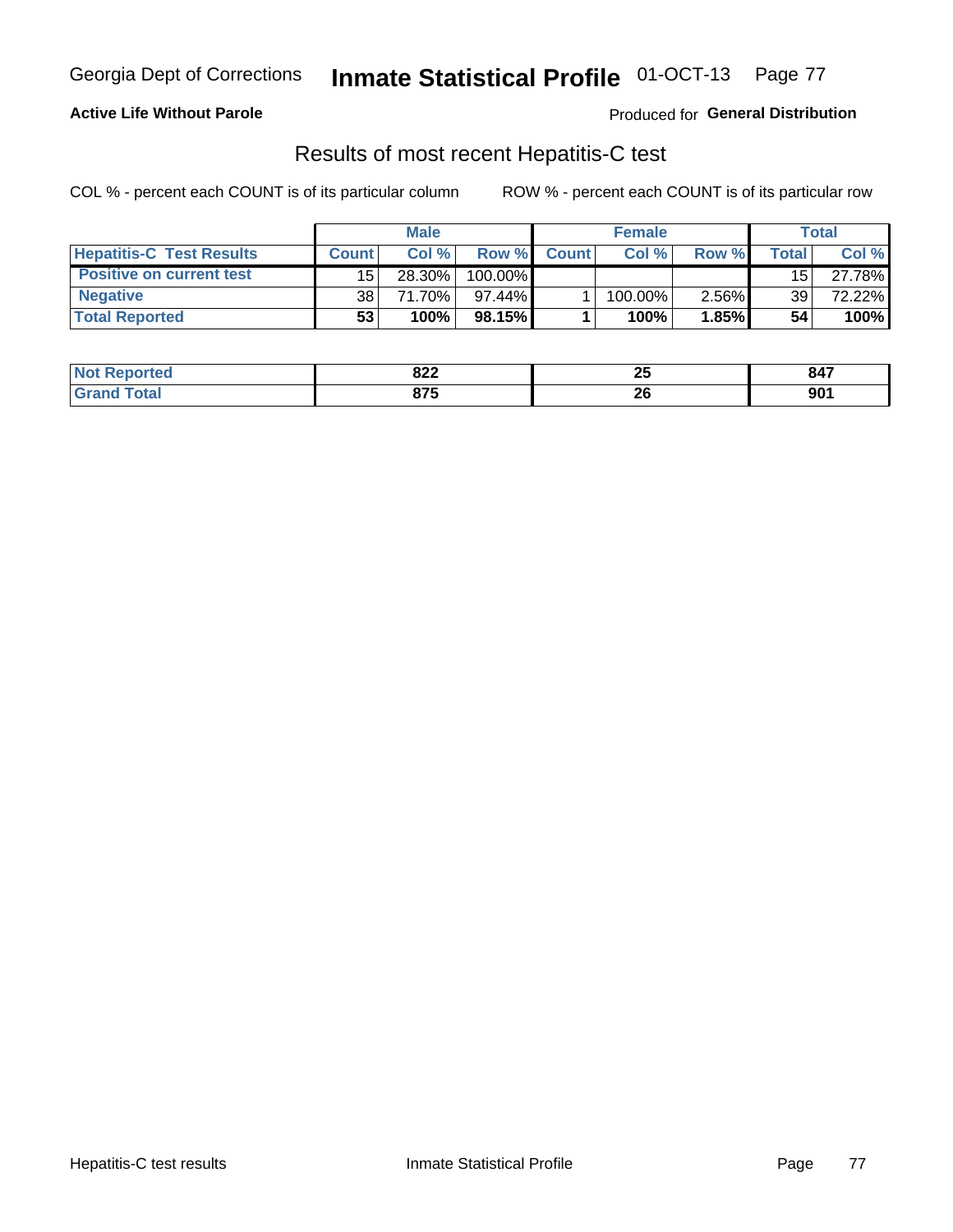Georgia Dept of Corrections **Inmate Statistical Profile** 01-OCT-13

**Active Life Without Parole**

Produced for **General Distribution**

## Results of most recent Hepatitis-C test

COL % - percent each COUNT is of its particular column

ROW % - percent each COUNT is of its particular row

| | Male | | | Female | | | Total | |
|---|---|---|---|---|---|---|---|---|
| **Hepatitis-C Test Results** | **Count** | **Col %** | **Row %** | **Count** | **Col %** | **Row %** | **Total** | **Col %** |
| **Positive on current test** | 15 | 28.30% | 100.00% | | | | 15 | 27.78% |
| **Negative** | 38 | 71.70% | 97.44% | 1 | 100.00% | 2.56% | 39 | 72.22% |
| **Total Reported** | **53** | **100%** | **98.15%** | **1** | **100%** | **1.85%** | **54** | **100%** |

| | Male | Female | Total |
|---|---|---|---|
| **Not Reported** | **822** | **25** | **847** |
| **Grand Total** | **875** | **26** | **901** |